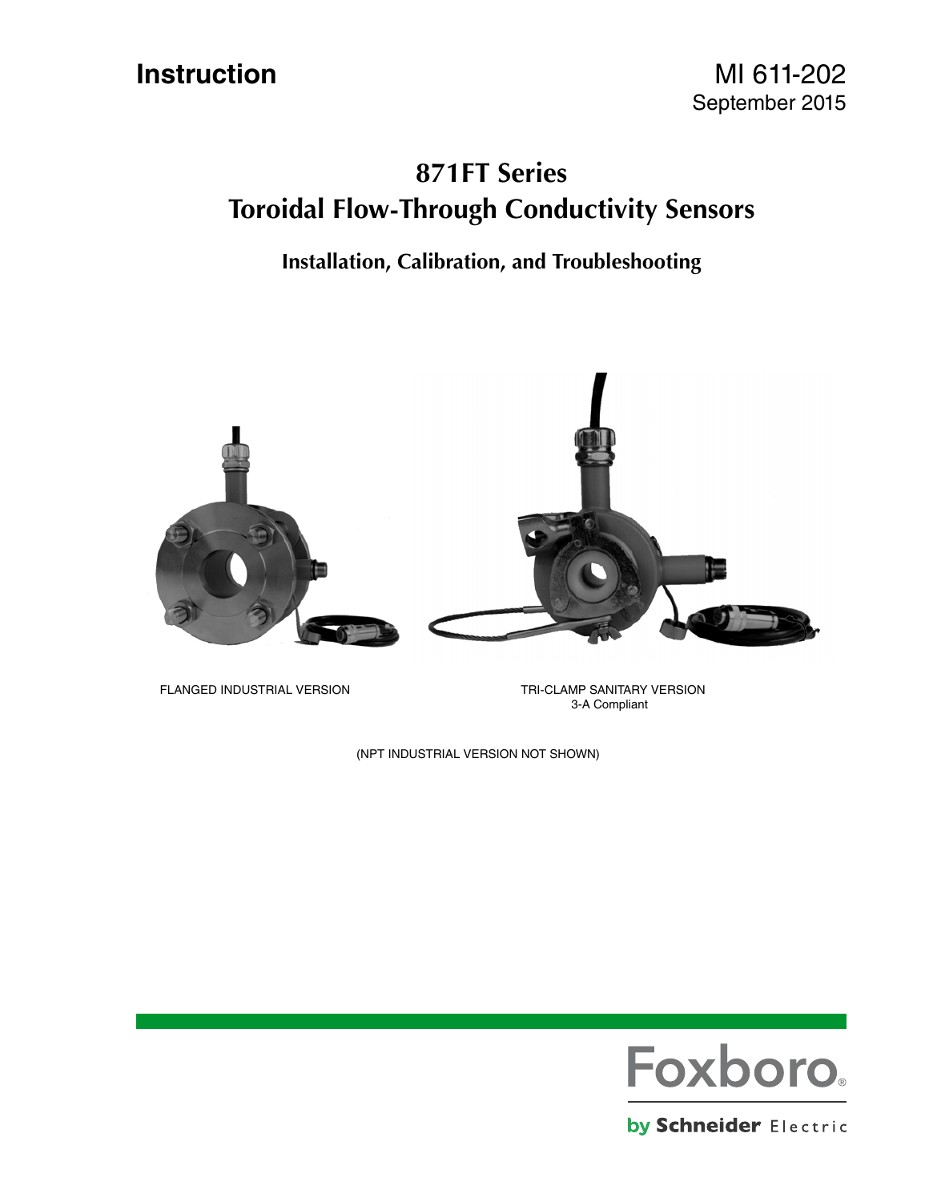**Instruction**

MI 611-202
September 2015

# 871FT Series
# Toroidal Flow-Through Conductivity Sensors

## Installation, Calibration, and Troubleshooting

FLANGED INDUSTRIAL VERSION

TRI-CLAMP SANITARY VERSION
3-A Compliant

(NPT INDUSTRIAL VERSION NOT SHOWN)

Foxboro®

by Schneider Electric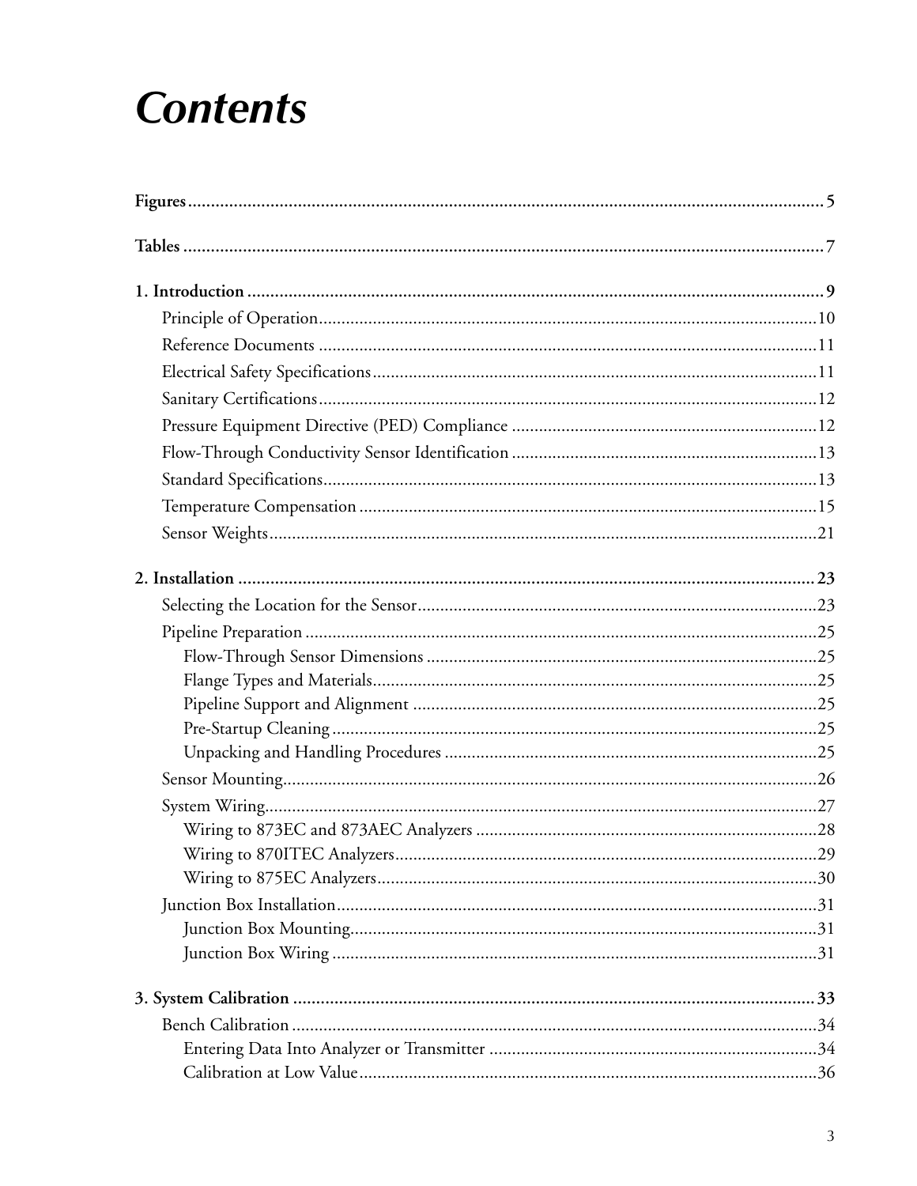# Contents

**Figures** .......... 5

**Tables** .......... 7

**1. Introduction** .......... 9

- Principle of Operation .......... 10
- Reference Documents .......... 11
- Electrical Safety Specifications .......... 11
- Sanitary Certifications .......... 12
- Pressure Equipment Directive (PED) Compliance .......... 12
- Flow-Through Conductivity Sensor Identification .......... 13
- Standard Specifications .......... 13
- Temperature Compensation .......... 15
- Sensor Weights .......... 21

**2. Installation** .......... 23

- Selecting the Location for the Sensor .......... 23
- Pipeline Preparation .......... 25
  - Flow-Through Sensor Dimensions .......... 25
  - Flange Types and Materials .......... 25
  - Pipeline Support and Alignment .......... 25
  - Pre-Startup Cleaning .......... 25
  - Unpacking and Handling Procedures .......... 25
- Sensor Mounting .......... 26
- System Wiring .......... 27
  - Wiring to 873EC and 873AEC Analyzers .......... 28
  - Wiring to 870ITEC Analyzers .......... 29
  - Wiring to 875EC Analyzers .......... 30
- Junction Box Installation .......... 31
  - Junction Box Mounting .......... 31
  - Junction Box Wiring .......... 31

**3. System Calibration** .......... 33

- Bench Calibration .......... 34
  - Entering Data Into Analyzer or Transmitter .......... 34
  - Calibration at Low Value .......... 36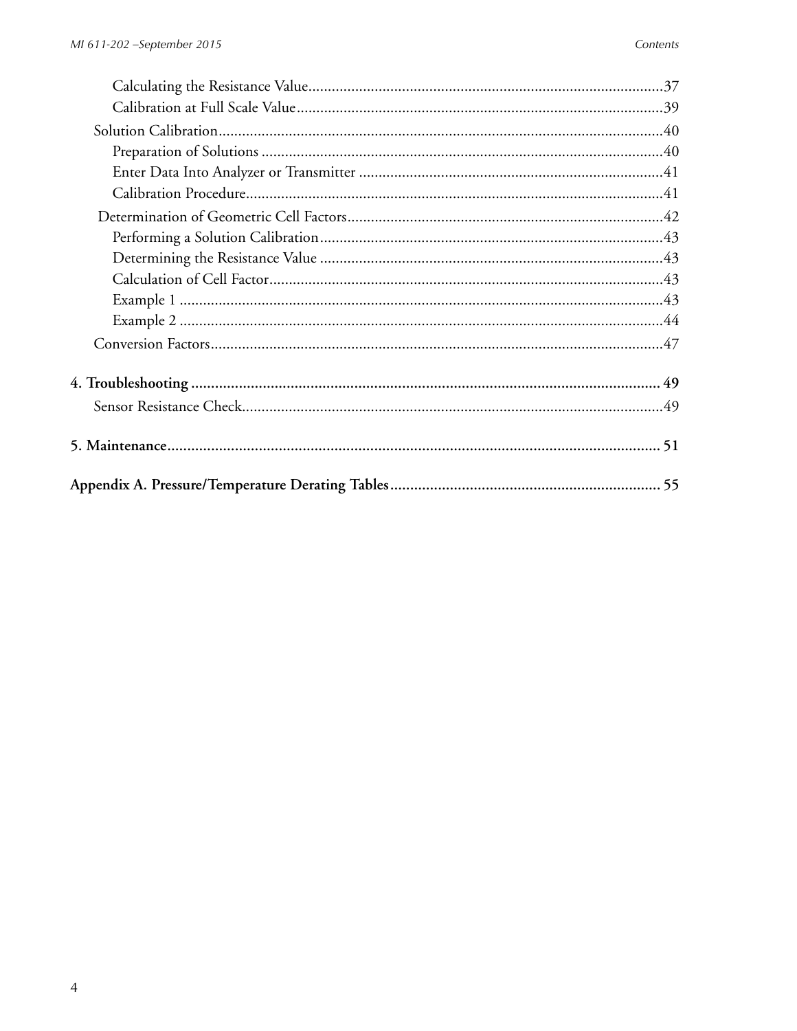Calculating the Resistance Value ........................................................................................37
Calibration at Full Scale Value ............................................................................................39

Solution Calibration ................................................................................................................40
Preparation of Solutions .....................................................................................................40
Enter Data Into Analyzer or Transmitter ............................................................................41
Calibration Procedure..........................................................................................................41

Determination of Geometric Cell Factors ................................................................................42
Performing a Solution Calibration .......................................................................................43
Determining the Resistance Value .......................................................................................43
Calculation of Cell Factor....................................................................................................43
Example 1 ...........................................................................................................................43
Example 2 ...........................................................................................................................44

Conversion Factors ..................................................................................................................47

**4. Troubleshooting ...................................................................................................................... 49**

Sensor Resistance Check..........................................................................................................49

**5. Maintenance........................................................................................................................... 51**

**Appendix A. Pressure/Temperature Derating Tables .................................................................... 55**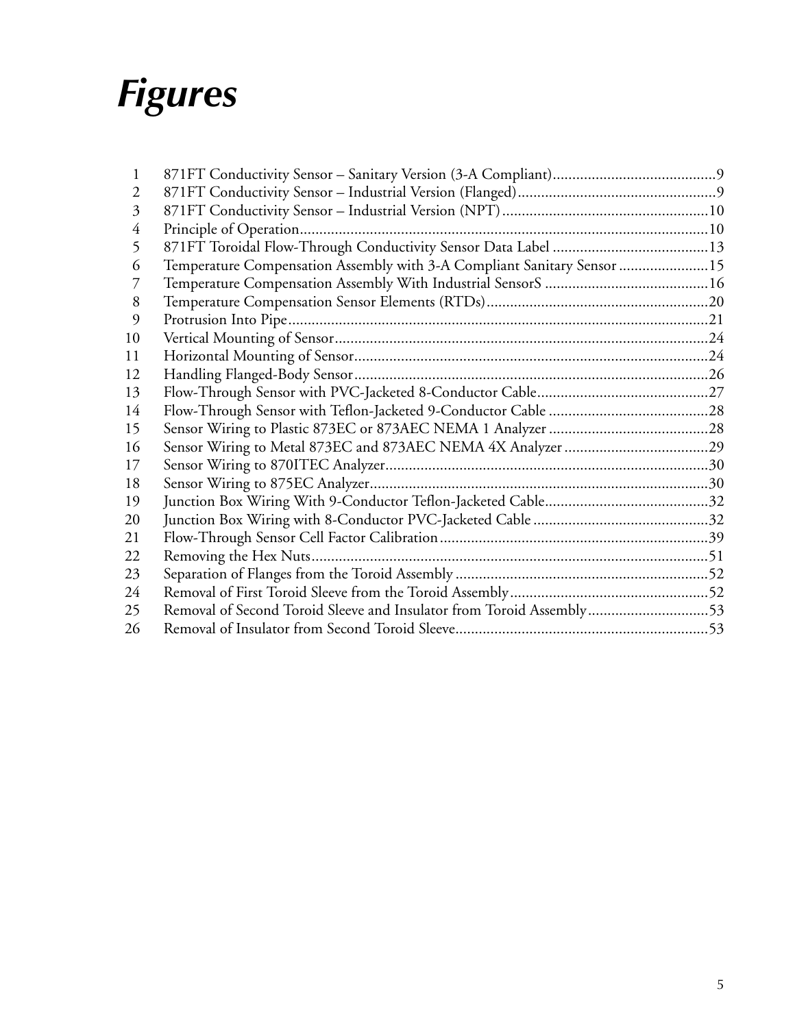# *Figures*

| | | |
|---|---|---|
| 1 | 871FT Conductivity Sensor – Sanitary Version (3-A Compliant) | 9 |
| 2 | 871FT Conductivity Sensor – Industrial Version (Flanged) | 9 |
| 3 | 871FT Conductivity Sensor – Industrial Version (NPT) | 10 |
| 4 | Principle of Operation | 10 |
| 5 | 871FT Toroidal Flow-Through Conductivity Sensor Data Label | 13 |
| 6 | Temperature Compensation Assembly with 3-A Compliant Sanitary Sensor | 15 |
| 7 | Temperature Compensation Assembly With Industrial SensorS | 16 |
| 8 | Temperature Compensation Sensor Elements (RTDs) | 20 |
| 9 | Protrusion Into Pipe | 21 |
| 10 | Vertical Mounting of Sensor | 24 |
| 11 | Horizontal Mounting of Sensor | 24 |
| 12 | Handling Flanged-Body Sensor | 26 |
| 13 | Flow-Through Sensor with PVC-Jacketed 8-Conductor Cable | 27 |
| 14 | Flow-Through Sensor with Teflon-Jacketed 9-Conductor Cable | 28 |
| 15 | Sensor Wiring to Plastic 873EC or 873AEC NEMA 1 Analyzer | 28 |
| 16 | Sensor Wiring to Metal 873EC and 873AEC NEMA 4X Analyzer | 29 |
| 17 | Sensor Wiring to 870ITEC Analyzer | 30 |
| 18 | Sensor Wiring to 875EC Analyzer | 30 |
| 19 | Junction Box Wiring With 9-Conductor Teflon-Jacketed Cable | 32 |
| 20 | Junction Box Wiring with 8-Conductor PVC-Jacketed Cable | 32 |
| 21 | Flow-Through Sensor Cell Factor Calibration | 39 |
| 22 | Removing the Hex Nuts | 51 |
| 23 | Separation of Flanges from the Toroid Assembly | 52 |
| 24 | Removal of First Toroid Sleeve from the Toroid Assembly | 52 |
| 25 | Removal of Second Toroid Sleeve and Insulator from Toroid Assembly | 53 |
| 26 | Removal of Insulator from Second Toroid Sleeve | 53 |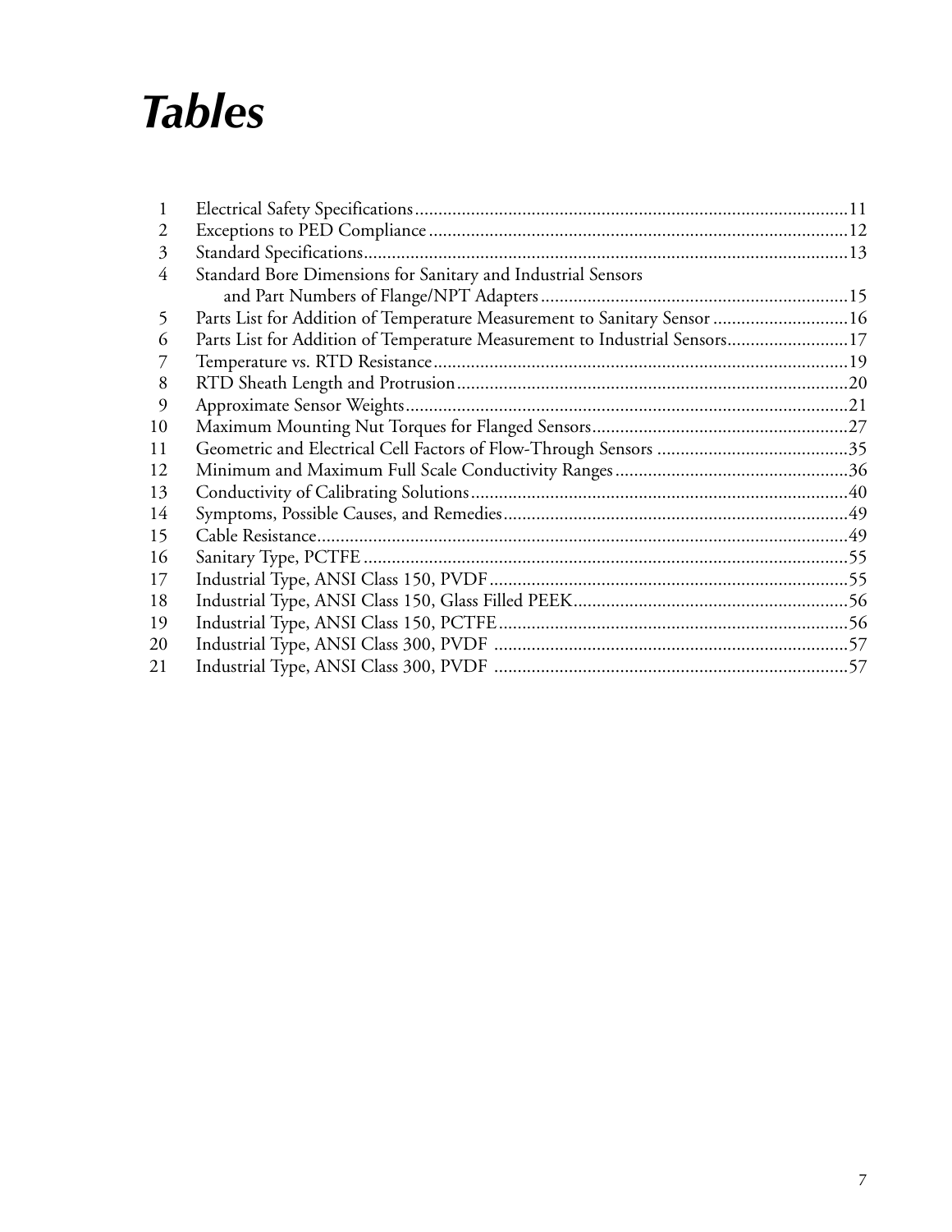# *Tables*

| | | |
|---|---|---|
| 1 | Electrical Safety Specifications | 11 |
| 2 | Exceptions to PED Compliance | 12 |
| 3 | Standard Specifications | 13 |
| 4 | Standard Bore Dimensions for Sanitary and Industrial Sensors and Part Numbers of Flange/NPT Adapters | 15 |
| 5 | Parts List for Addition of Temperature Measurement to Sanitary Sensor | 16 |
| 6 | Parts List for Addition of Temperature Measurement to Industrial Sensors | 17 |
| 7 | Temperature vs. RTD Resistance | 19 |
| 8 | RTD Sheath Length and Protrusion | 20 |
| 9 | Approximate Sensor Weights | 21 |
| 10 | Maximum Mounting Nut Torques for Flanged Sensors | 27 |
| 11 | Geometric and Electrical Cell Factors of Flow-Through Sensors | 35 |
| 12 | Minimum and Maximum Full Scale Conductivity Ranges | 36 |
| 13 | Conductivity of Calibrating Solutions | 40 |
| 14 | Symptoms, Possible Causes, and Remedies | 49 |
| 15 | Cable Resistance | 49 |
| 16 | Sanitary Type, PCTFE | 55 |
| 17 | Industrial Type, ANSI Class 150, PVDF | 55 |
| 18 | Industrial Type, ANSI Class 150, Glass Filled PEEK | 56 |
| 19 | Industrial Type, ANSI Class 150, PCTFE | 56 |
| 20 | Industrial Type, ANSI Class 300, PVDF | 57 |
| 21 | Industrial Type, ANSI Class 300, PVDF | 57 |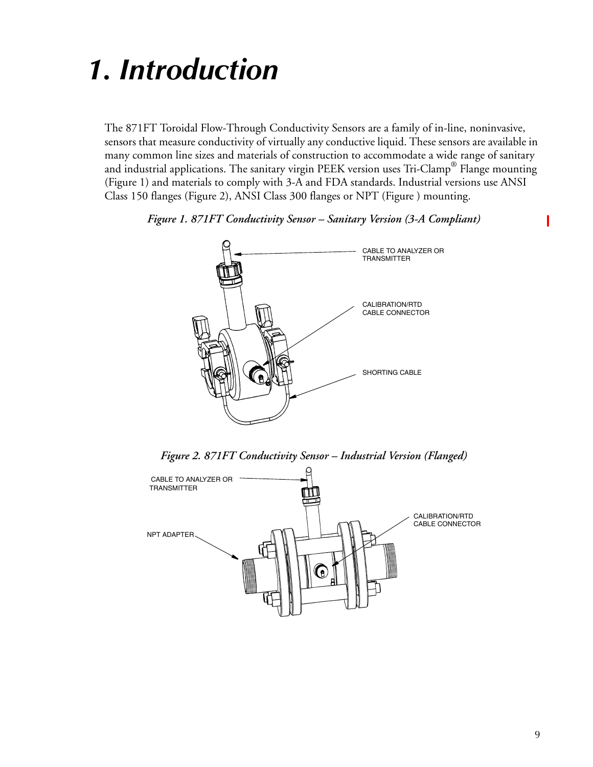# 1. Introduction

The 871FT Toroidal Flow-Through Conductivity Sensors are a family of in-line, noninvasive, sensors that measure conductivity of virtually any conductive liquid. These sensors are available in many common line sizes and materials of construction to accommodate a wide range of sanitary and industrial applications. The sanitary virgin PEEK version uses Tri-Clamp® Flange mounting (Figure 1) and materials to comply with 3-A and FDA standards. Industrial versions use ANSI Class 150 flanges (Figure 2), ANSI Class 300 flanges or NPT (Figure ) mounting.

*Figure 1. 871FT Conductivity Sensor – Sanitary Version (3-A Compliant)*

CABLE TO ANALYZER OR TRANSMITTER

CALIBRATION/RTD CABLE CONNECTOR

SHORTING CABLE

*Figure 2. 871FT Conductivity Sensor – Industrial Version (Flanged)*

CABLE TO ANALYZER OR TRANSMITTER

CALIBRATION/RTD CABLE CONNECTOR

NPT ADAPTER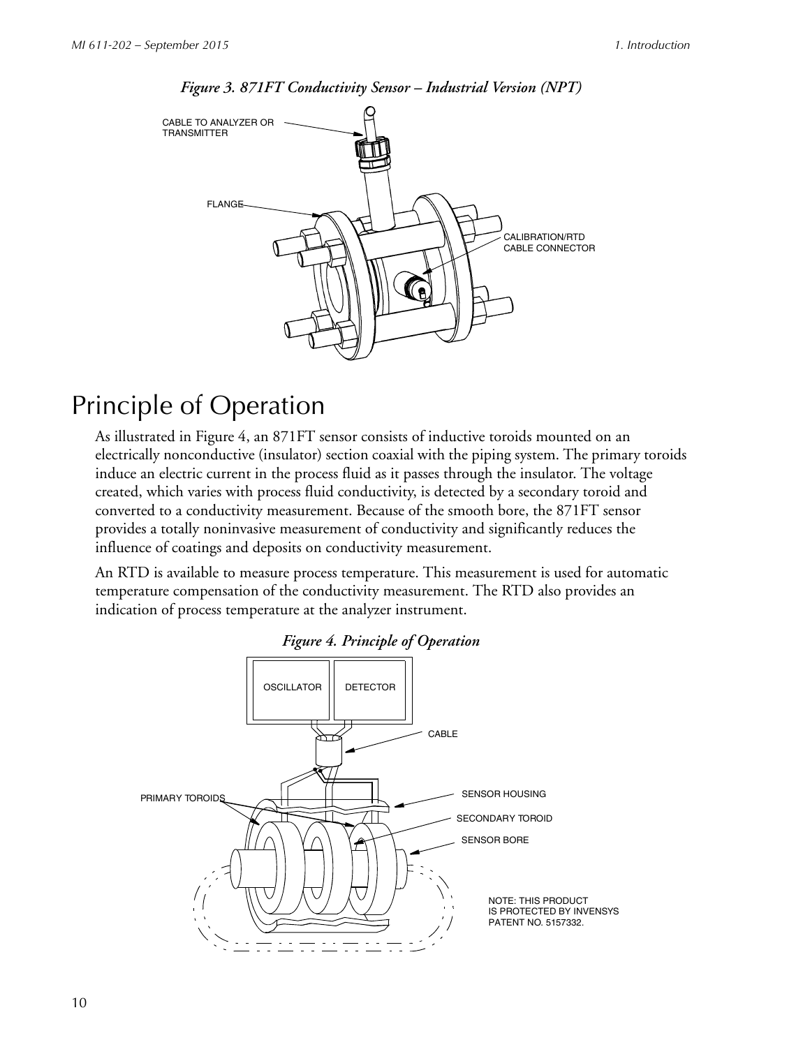*Figure 3. 871FT Conductivity Sensor – Industrial Version (NPT)*

# Principle of Operation

As illustrated in Figure 4, an 871FT sensor consists of inductive toroids mounted on an electrically nonconductive (insulator) section coaxial with the piping system. The primary toroids induce an electric current in the process fluid as it passes through the insulator. The voltage created, which varies with process fluid conductivity, is detected by a secondary toroid and converted to a conductivity measurement. Because of the smooth bore, the 871FT sensor provides a totally noninvasive measurement of conductivity and significantly reduces the influence of coatings and deposits on conductivity measurement.

An RTD is available to measure process temperature. This measurement is used for automatic temperature compensation of the conductivity measurement. The RTD also provides an indication of process temperature at the analyzer instrument.

*Figure 4. Principle of Operation*

NOTE: THIS PRODUCT IS PROTECTED BY INVENSYS PATENT NO. 5157332.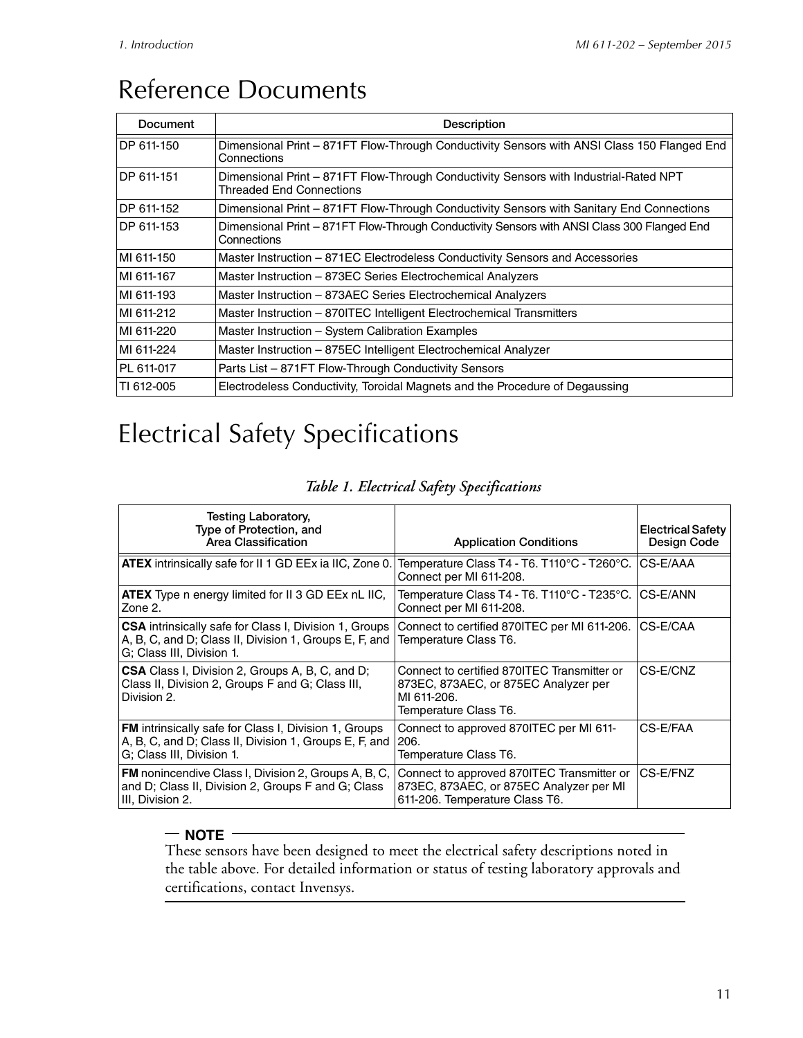# Reference Documents

| Document | Description |
|---|---|
| DP 611-150 | Dimensional Print – 871FT Flow-Through Conductivity Sensors with ANSI Class 150 Flanged End Connections |
| DP 611-151 | Dimensional Print – 871FT Flow-Through Conductivity Sensors with Industrial-Rated NPT Threaded End Connections |
| DP 611-152 | Dimensional Print – 871FT Flow-Through Conductivity Sensors with Sanitary End Connections |
| DP 611-153 | Dimensional Print – 871FT Flow-Through Conductivity Sensors with ANSI Class 300 Flanged End Connections |
| MI 611-150 | Master Instruction – 871EC Electrodeless Conductivity Sensors and Accessories |
| MI 611-167 | Master Instruction – 873EC Series Electrochemical Analyzers |
| MI 611-193 | Master Instruction – 873AEC Series Electrochemical Analyzers |
| MI 611-212 | Master Instruction – 870ITEC Intelligent Electrochemical Transmitters |
| MI 611-220 | Master Instruction – System Calibration Examples |
| MI 611-224 | Master Instruction – 875EC Intelligent Electrochemical Analyzer |
| PL 611-017 | Parts List – 871FT Flow-Through Conductivity Sensors |
| TI 612-005 | Electrodeless Conductivity, Toroidal Magnets and the Procedure of Degaussing |

# Electrical Safety Specifications

*Table 1. Electrical Safety Specifications*

| Testing Laboratory, Type of Protection, and Area Classification | Application Conditions | Electrical Safety Design Code |
|---|---|---|
| **ATEX** intrinsically safe for II 1 GD EEx ia IIC, Zone 0. | Temperature Class T4 - T6. T110°C - T260°C. Connect per MI 611-208. | CS-E/AAA |
| **ATEX** Type n energy limited for II 3 GD EEx nL IIC, Zone 2. | Temperature Class T4 - T6. T110°C - T235°C. Connect per MI 611-208. | CS-E/ANN |
| **CSA** intrinsically safe for Class I, Division 1, Groups A, B, C, and D; Class II, Division 1, Groups E, F, and G; Class III, Division 1. | Connect to certified 870ITEC per MI 611-206. Temperature Class T6. | CS-E/CAA |
| **CSA** Class I, Division 2, Groups A, B, C, and D; Class II, Division 2, Groups F and G; Class III, Division 2. | Connect to certified 870ITEC Transmitter or 873EC, 873AEC, or 875EC Analyzer per MI 611-206. Temperature Class T6. | CS-E/CNZ |
| **FM** intrinsically safe for Class I, Division 1, Groups A, B, C, and D; Class II, Division 1, Groups E, F, and G; Class III, Division 1. | Connect to approved 870ITEC per MI 611-206. Temperature Class T6. | CS-E/FAA |
| **FM** nonincendive Class I, Division 2, Groups A, B, C, and D; Class II, Division 2, Groups F and G; Class III, Division 2. | Connect to approved 870ITEC Transmitter or 873EC, 873AEC, or 875EC Analyzer per MI 611-206. Temperature Class T6. | CS-E/FNZ |

**NOTE**

These sensors have been designed to meet the electrical safety descriptions noted in the table above. For detailed information or status of testing laboratory approvals and certifications, contact Invensys.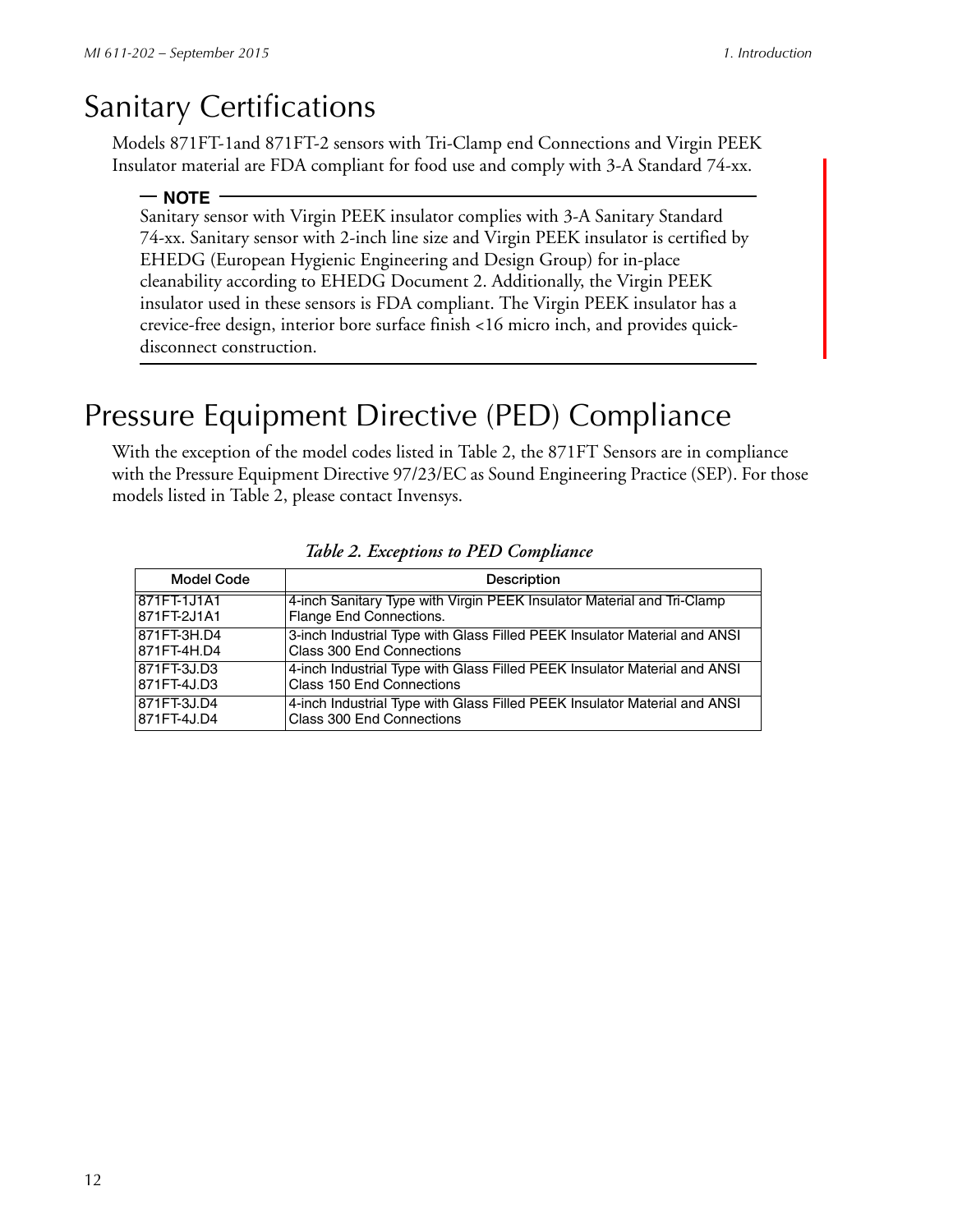# Sanitary Certifications

Models 871FT-1and 871FT-2 sensors with Tri-Clamp end Connections and Virgin PEEK Insulator material are FDA compliant for food use and comply with 3-A Standard 74-xx.

**NOTE**

Sanitary sensor with Virgin PEEK insulator complies with 3-A Sanitary Standard 74-xx. Sanitary sensor with 2-inch line size and Virgin PEEK insulator is certified by EHEDG (European Hygienic Engineering and Design Group) for in-place cleanability according to EHEDG Document 2. Additionally, the Virgin PEEK insulator used in these sensors is FDA compliant. The Virgin PEEK insulator has a crevice-free design, interior bore surface finish <16 micro inch, and provides quick-disconnect construction.

# Pressure Equipment Directive (PED) Compliance

With the exception of the model codes listed in Table 2, the 871FT Sensors are in compliance with the Pressure Equipment Directive 97/23/EC as Sound Engineering Practice (SEP). For those models listed in Table 2, please contact Invensys.

*Table 2. Exceptions to PED Compliance*

| Model Code | Description |
|---|---|
| 871FT-1J1A1<br>871FT-2J1A1 | 4-inch Sanitary Type with Virgin PEEK Insulator Material and Tri-Clamp Flange End Connections. |
| 871FT-3H.D4<br>871FT-4H.D4 | 3-inch Industrial Type with Glass Filled PEEK Insulator Material and ANSI Class 300 End Connections |
| 871FT-3J.D3<br>871FT-4J.D3 | 4-inch Industrial Type with Glass Filled PEEK Insulator Material and ANSI Class 150 End Connections |
| 871FT-3J.D4<br>871FT-4J.D4 | 4-inch Industrial Type with Glass Filled PEEK Insulator Material and ANSI Class 300 End Connections |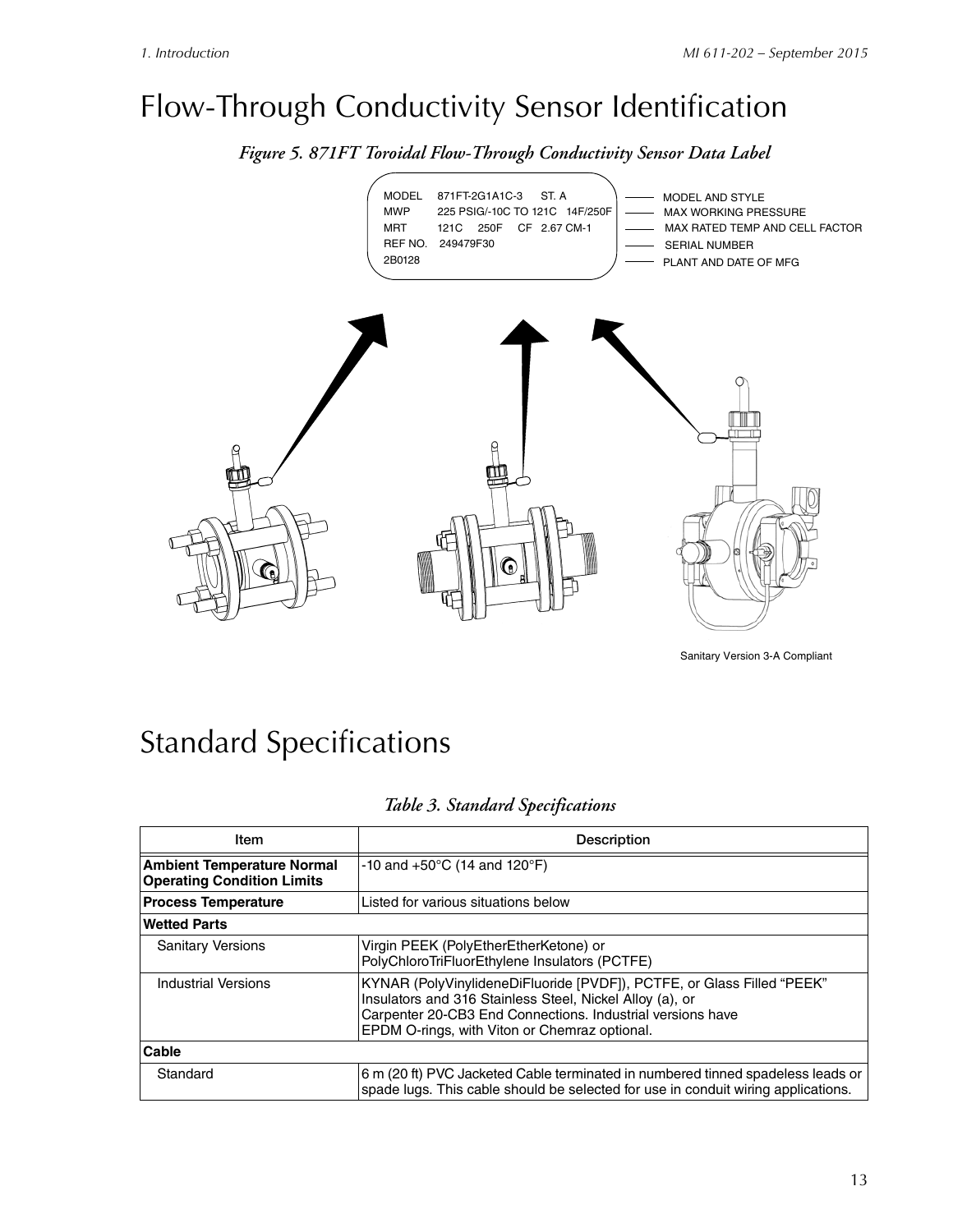# Flow-Through Conductivity Sensor Identification

*Figure 5. 871FT Toroidal Flow-Through Conductivity Sensor Data Label*

```
MODEL    871FT-2G1A1C-3     ST. A              —— MODEL AND STYLE
MWP      225 PSIG/-10C TO 121C   14F/250F     —— MAX WORKING PRESSURE
MRT      121C    250F    CF  2.67 CM-1        —— MAX RATED TEMP AND CELL FACTOR
REF NO.  249479F30                            —— SERIAL NUMBER
2B0128                                        —— PLANT AND DATE OF MFG
```

Sanitary Version 3-A Compliant

# Standard Specifications

*Table 3. Standard Specifications*

| Item | Description |
| --- | --- |
| **Ambient Temperature Normal Operating Condition Limits** | -10 and +50°C (14 and 120°F) |
| **Process Temperature** | Listed for various situations below |
| **Wetted Parts** | |
| Sanitary Versions | Virgin PEEK (PolyEtherEtherKetone) or PolyChloroTriFluorEthylene Insulators (PCTFE) |
| Industrial Versions | KYNAR (PolyVinylideneDiFluoride [PVDF]), PCTFE, or Glass Filled “PEEK” Insulators and 316 Stainless Steel, Nickel Alloy (a), or Carpenter 20-CB3 End Connections. Industrial versions have EPDM O-rings, with Viton or Chemraz optional. |
| **Cable** | |
| Standard | 6 m (20 ft) PVC Jacketed Cable terminated in numbered tinned spadeless leads or spade lugs. This cable should be selected for use in conduit wiring applications. |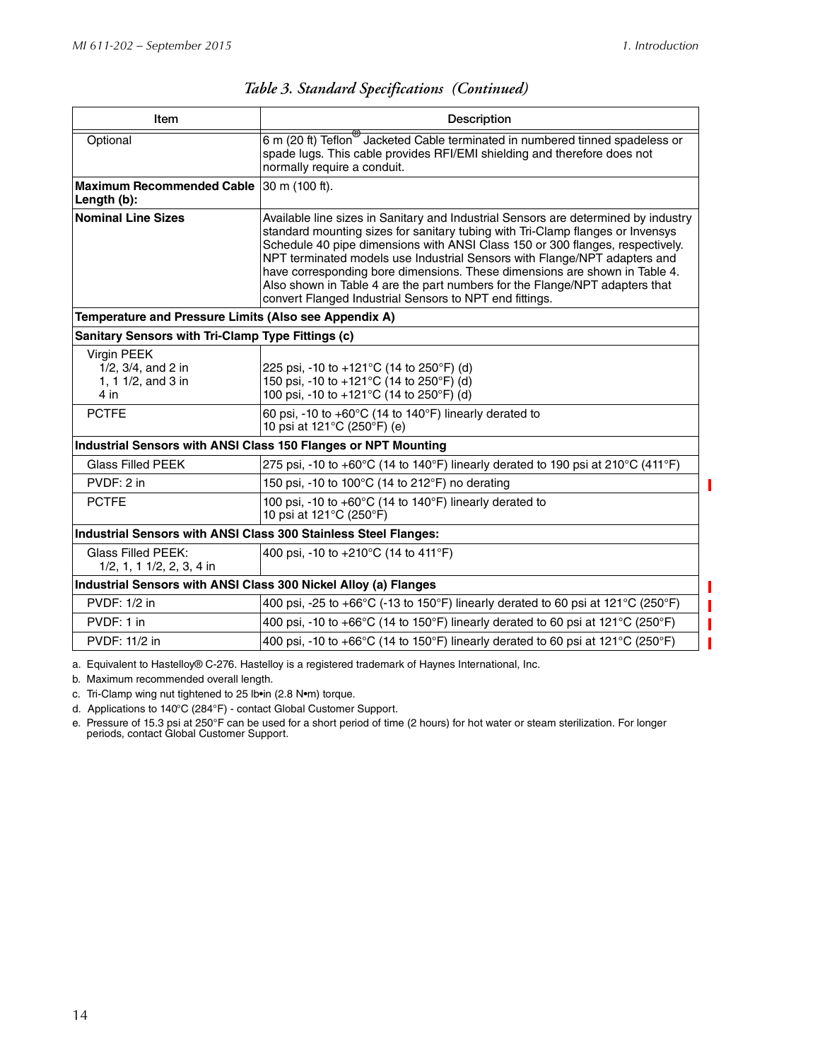*Table 3. Standard Specifications (Continued)*

| Item | Description |
|---|---|
| Optional | 6 m (20 ft) Teflon® Jacketed Cable terminated in numbered tinned spadeless or spade lugs. This cable provides RFI/EMI shielding and therefore does not normally require a conduit. |
| **Maximum Recommended Cable Length (b):** | 30 m (100 ft). |
| **Nominal Line Sizes** | Available line sizes in Sanitary and Industrial Sensors are determined by industry standard mounting sizes for sanitary tubing with Tri-Clamp flanges or Invensys Schedule 40 pipe dimensions with ANSI Class 150 or 300 flanges, respectively. NPT terminated models use Industrial Sensors with Flange/NPT adapters and have corresponding bore dimensions. These dimensions are shown in Table 4. Also shown in Table 4 are the part numbers for the Flange/NPT adapters that convert Flanged Industrial Sensors to NPT end fittings. |
| **Temperature and Pressure Limits (Also see Appendix A)** | |
| **Sanitary Sensors with Tri-Clamp Type Fittings (c)** | |
| Virgin PEEK<br>1/2, 3/4, and 2 in<br>1, 1 1/2, and 3 in<br>4 in | <br>225 psi, -10 to +121°C (14 to 250°F) (d)<br>150 psi, -10 to +121°C (14 to 250°F) (d)<br>100 psi, -10 to +121°C (14 to 250°F) (d) |
| PCTFE | 60 psi, -10 to +60°C (14 to 140°F) linearly derated to 10 psi at 121°C (250°F) (e) |
| **Industrial Sensors with ANSI Class 150 Flanges or NPT Mounting** | |
| Glass Filled PEEK | 275 psi, -10 to +60°C (14 to 140°F) linearly derated to 190 psi at 210°C (411°F) |
| PVDF: 2 in | 150 psi, -10 to 100°C (14 to 212°F) no derating |
| PCTFE | 100 psi, -10 to +60°C (14 to 140°F) linearly derated to 10 psi at 121°C (250°F) |
| **Industrial Sensors with ANSI Class 300 Stainless Steel Flanges:** | |
| Glass Filled PEEK:<br>1/2, 1, 1 1/2, 2, 3, 4 in | 400 psi, -10 to +210°C (14 to 411°F) |
| **Industrial Sensors with ANSI Class 300 Nickel Alloy (a) Flanges** | |
| PVDF: 1/2 in | 400 psi, -25 to +66°C (-13 to 150°F) linearly derated to 60 psi at 121°C (250°F) |
| PVDF: 1 in | 400 psi, -10 to +66°C (14 to 150°F) linearly derated to 60 psi at 121°C (250°F) |
| PVDF: 11/2 in | 400 psi, -10 to +66°C (14 to 150°F) linearly derated to 60 psi at 121°C (250°F) |

a. Equivalent to Hastelloy® C-276. Hastelloy is a registered trademark of Haynes International, Inc.

b. Maximum recommended overall length.

c. Tri-Clamp wing nut tightened to 25 lb•in (2.8 N•m) torque.

d. Applications to 140°C (284°F) - contact Global Customer Support.

e. Pressure of 15.3 psi at 250°F can be used for a short period of time (2 hours) for hot water or steam sterilization. For longer periods, contact Global Customer Support.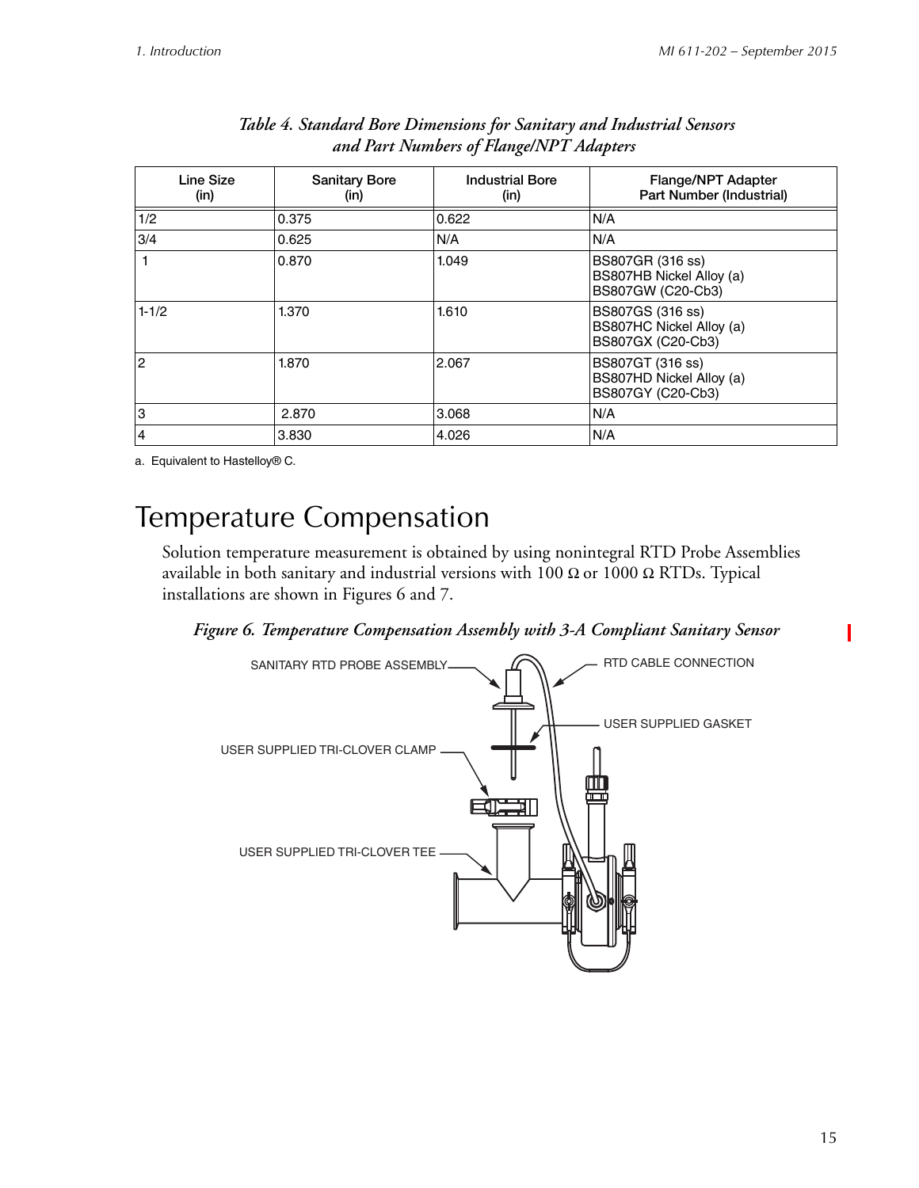*Table 4. Standard Bore Dimensions for Sanitary and Industrial Sensors and Part Numbers of Flange/NPT Adapters*

| Line Size (in) | Sanitary Bore (in) | Industrial Bore (in) | Flange/NPT Adapter Part Number (Industrial) |
|---|---|---|---|
| 1/2 | 0.375 | 0.622 | N/A |
| 3/4 | 0.625 | N/A | N/A |
| 1 | 0.870 | 1.049 | BS807GR (316 ss)<br>BS807HB Nickel Alloy (a)<br>BS807GW (C20-Cb3) |
| 1-1/2 | 1.370 | 1.610 | BS807GS (316 ss)<br>BS807HC Nickel Alloy (a)<br>BS807GX (C20-Cb3) |
| 2 | 1.870 | 2.067 | BS807GT (316 ss)<br>BS807HD Nickel Alloy (a)<br>BS807GY (C20-Cb3) |
| 3 | 2.870 | 3.068 | N/A |
| 4 | 3.830 | 4.026 | N/A |

a. Equivalent to Hastelloy® C.

# Temperature Compensation

Solution temperature measurement is obtained by using nonintegral RTD Probe Assemblies available in both sanitary and industrial versions with 100 Ω or 1000 Ω RTDs. Typical installations are shown in Figures 6 and 7.

*Figure 6. Temperature Compensation Assembly with 3-A Compliant Sanitary Sensor*

SANITARY RTD PROBE ASSEMBLY

RTD CABLE CONNECTION

USER SUPPLIED GASKET

USER SUPPLIED TRI-CLOVER CLAMP

USER SUPPLIED TRI-CLOVER TEE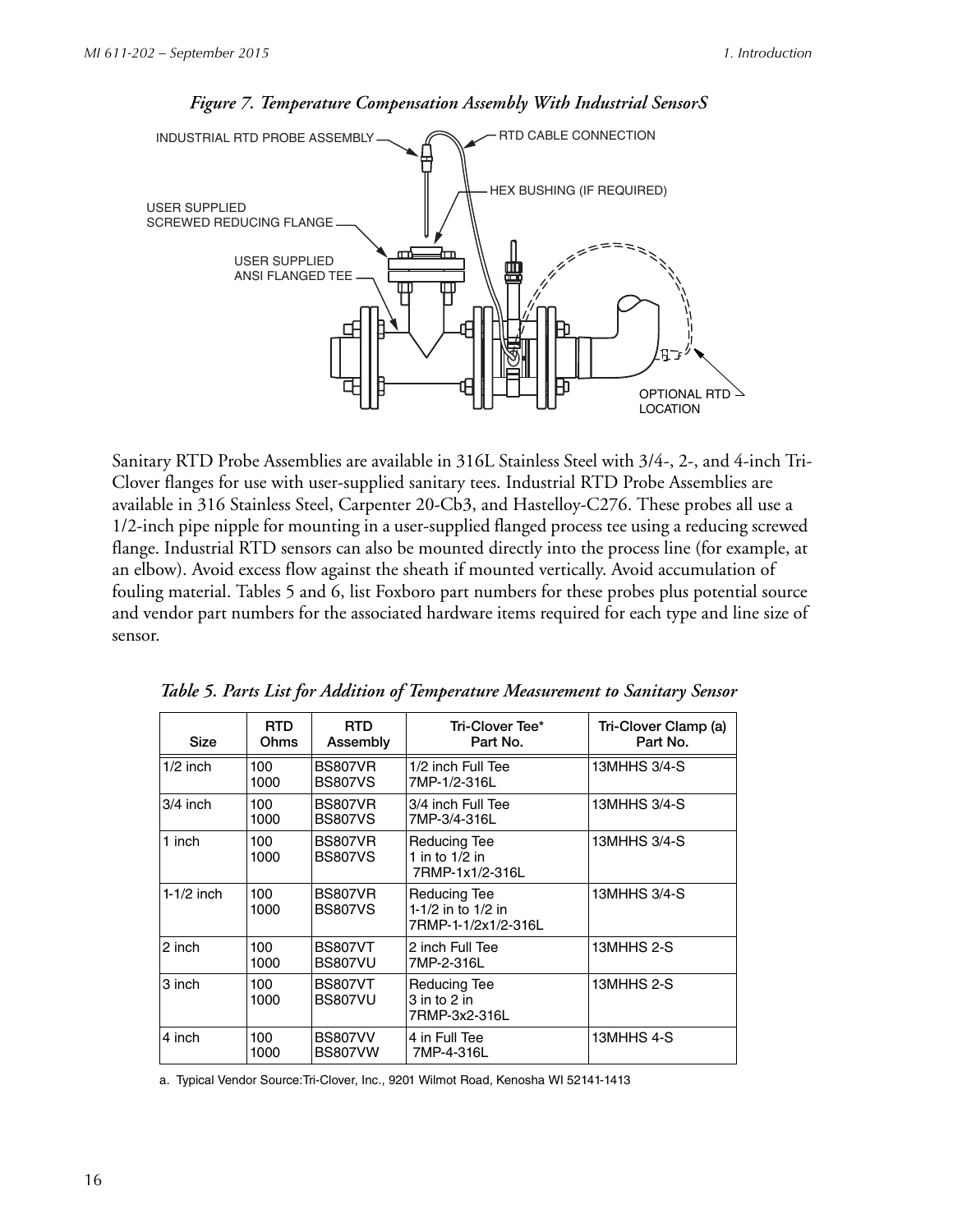*Figure 7. Temperature Compensation Assembly With Industrial SensorS*

Sanitary RTD Probe Assemblies are available in 316L Stainless Steel with 3/4-, 2-, and 4-inch Tri-Clover flanges for use with user-supplied sanitary tees. Industrial RTD Probe Assemblies are available in 316 Stainless Steel, Carpenter 20-Cb3, and Hastelloy-C276. These probes all use a 1/2-inch pipe nipple for mounting in a user-supplied flanged process tee using a reducing screwed flange. Industrial RTD sensors can also be mounted directly into the process line (for example, at an elbow). Avoid excess flow against the sheath if mounted vertically. Avoid accumulation of fouling material. Tables 5 and 6, list Foxboro part numbers for these probes plus potential source and vendor part numbers for the associated hardware items required for each type and line size of sensor.

*Table 5. Parts List for Addition of Temperature Measurement to Sanitary Sensor*

| Size | RTD Ohms | RTD Assembly | Tri-Clover Tee* Part No. | Tri-Clover Clamp (a) Part No. |
|---|---|---|---|---|
| 1/2 inch | 100<br>1000 | BS807VR<br>BS807VS | 1/2 inch Full Tee<br>7MP-1/2-316L | 13MHHS 3/4-S |
| 3/4 inch | 100<br>1000 | BS807VR<br>BS807VS | 3/4 inch Full Tee<br>7MP-3/4-316L | 13MHHS 3/4-S |
| 1 inch | 100<br>1000 | BS807VR<br>BS807VS | Reducing Tee<br>1 in to 1/2 in<br>7RMP-1x1/2-316L | 13MHHS 3/4-S |
| 1-1/2 inch | 100<br>1000 | BS807VR<br>BS807VS | Reducing Tee<br>1-1/2 in to 1/2 in<br>7RMP-1-1/2x1/2-316L | 13MHHS 3/4-S |
| 2 inch | 100<br>1000 | BS807VT<br>BS807VU | 2 inch Full Tee<br>7MP-2-316L | 13MHHS 2-S |
| 3 inch | 100<br>1000 | BS807VT<br>BS807VU | Reducing Tee<br>3 in to 2 in<br>7RMP-3x2-316L | 13MHHS 2-S |
| 4 inch | 100<br>1000 | BS807VV<br>BS807VW | 4 in Full Tee<br>7MP-4-316L | 13MHHS 4-S |

a. Typical Vendor Source:Tri-Clover, Inc., 9201 Wilmot Road, Kenosha WI 52141-1413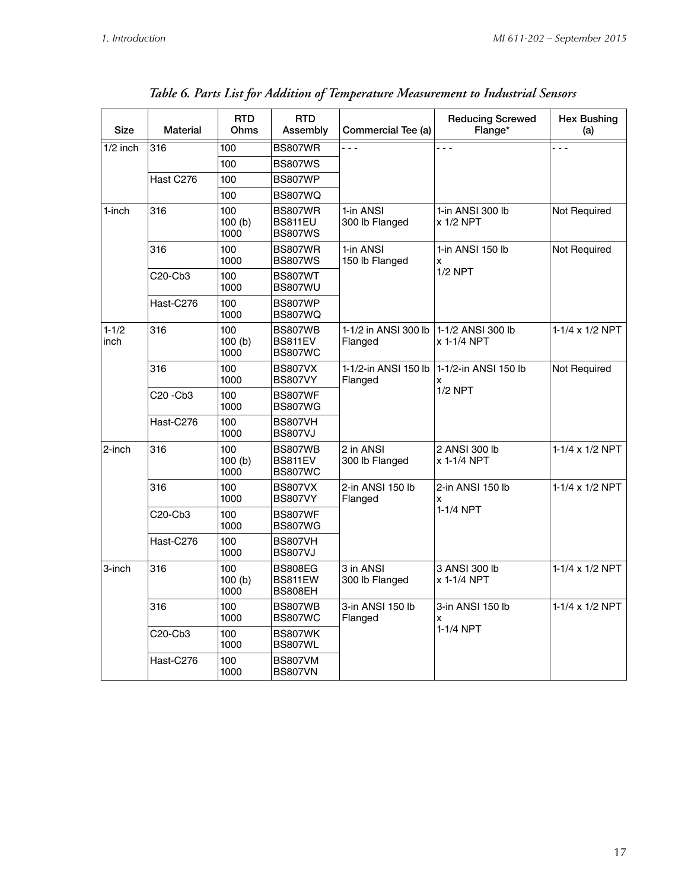*Table 6. Parts List for Addition of Temperature Measurement to Industrial Sensors*

| Size | Material | RTD Ohms | RTD Assembly | Commercial Tee (a) | Reducing Screwed Flange* | Hex Bushing (a) |
|---|---|---|---|---|---|---|
| 1/2 inch | 316 | 100 | BS807WR | - - - | - - - | - - - |
| | | 100 | BS807WS | | | |
| | Hast C276 | 100 | BS807WP | | | |
| | | 100 | BS807WQ | | | |
| 1-inch | 316 | 100<br>100 (b)<br>1000 | BS807WR<br>BS811EU<br>BS807WS | 1-in ANSI 300 lb Flanged | 1-in ANSI 300 lb x 1/2 NPT | Not Required |
| | 316 | 100<br>1000 | BS807WR<br>BS807WS | 1-in ANSI 150 lb Flanged | 1-in ANSI 150 lb x 1/2 NPT | Not Required |
| | C20-Cb3 | 100<br>1000 | BS807WT<br>BS807WU | | | |
| | Hast-C276 | 100<br>1000 | BS807WP<br>BS807WQ | | | |
| 1-1/2 inch | 316 | 100<br>100 (b)<br>1000 | BS807WB<br>BS811EV<br>BS807WC | 1-1/2 in ANSI 300 lb Flanged | 1-1/2 ANSI 300 lb x 1-1/4 NPT | 1-1/4 x 1/2 NPT |
| | 316 | 100<br>1000 | BS807VX<br>BS807VY | 1-1/2-in ANSI 150 lb Flanged | 1-1/2-in ANSI 150 lb x 1/2 NPT | Not Required |
| | C20 -Cb3 | 100<br>1000 | BS807WF<br>BS807WG | | | |
| | Hast-C276 | 100<br>1000 | BS807VH<br>BS807VJ | | | |
| 2-inch | 316 | 100<br>100 (b)<br>1000 | BS807WB<br>BS811EV<br>BS807WC | 2 in ANSI 300 lb Flanged | 2 ANSI 300 lb x 1-1/4 NPT | 1-1/4 x 1/2 NPT |
| | 316 | 100<br>1000 | BS807VX<br>BS807VY | 2-in ANSI 150 lb Flanged | 2-in ANSI 150 lb x 1-1/4 NPT | 1-1/4 x 1/2 NPT |
| | C20-Cb3 | 100<br>1000 | BS807WF<br>BS807WG | | | |
| | Hast-C276 | 100<br>1000 | BS807VH<br>BS807VJ | | | |
| 3-inch | 316 | 100<br>100 (b)<br>1000 | BS808EG<br>BS811EW<br>BS808EH | 3 in ANSI 300 lb Flanged | 3 ANSI 300 lb x 1-1/4 NPT | 1-1/4 x 1/2 NPT |
| | 316 | 100<br>1000 | BS807WB<br>BS807WC | 3-in ANSI 150 lb Flanged | 3-in ANSI 150 lb x 1-1/4 NPT | 1-1/4 x 1/2 NPT |
| | C20-Cb3 | 100<br>1000 | BS807WK<br>BS807WL | | | |
| | Hast-C276 | 100<br>1000 | BS807VM<br>BS807VN | | | |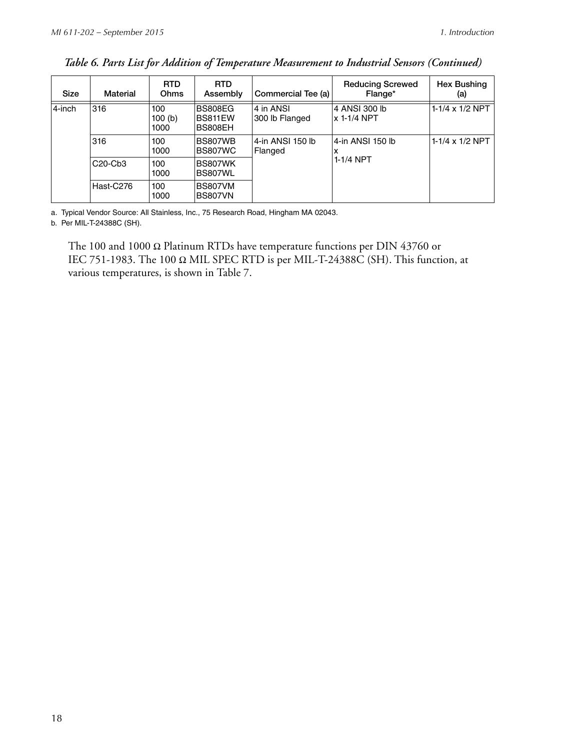*Table 6. Parts List for Addition of Temperature Measurement to Industrial Sensors (Continued)*

| Size | Material | RTD Ohms | RTD Assembly | Commercial Tee (a) | Reducing Screwed Flange* | Hex Bushing (a) |
|---|---|---|---|---|---|---|
| 4-inch | 316 | 100<br>100 (b)<br>1000 | BS808EG<br>BS811EW<br>BS808EH | 4 in ANSI<br>300 lb Flanged | 4 ANSI 300 lb<br>x 1-1/4 NPT | 1-1/4 x 1/2 NPT |
| | 316 | 100<br>1000 | BS807WB<br>BS807WC | 4-in ANSI 150 lb<br>Flanged | 4-in ANSI 150 lb<br>x<br>1-1/4 NPT | 1-1/4 x 1/2 NPT |
| | C20-Cb3 | 100<br>1000 | BS807WK<br>BS807WL | | | |
| | Hast-C276 | 100<br>1000 | BS807VM<br>BS807VN | | | |

a. Typical Vendor Source: All Stainless, Inc., 75 Research Road, Hingham MA 02043.

b. Per MIL-T-24388C (SH).

The 100 and 1000 Ω Platinum RTDs have temperature functions per DIN 43760 or IEC 751-1983. The 100 Ω MIL SPEC RTD is per MIL-T-24388C (SH). This function, at various temperatures, is shown in Table 7.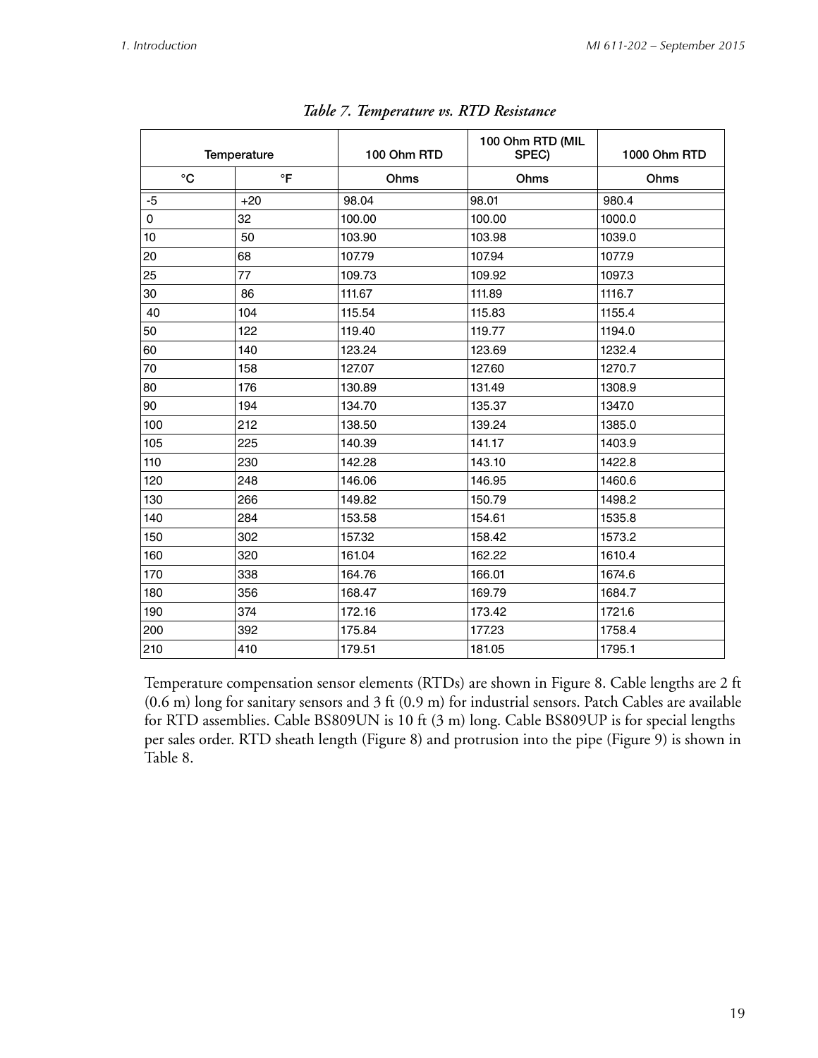*Table 7. Temperature vs. RTD Resistance*

| Temperature | | 100 Ohm RTD | 100 Ohm RTD (MIL SPEC) | 1000 Ohm RTD |
|---|---|---|---|---|
| °C | °F | Ohms | Ohms | Ohms |
| -5 | +20 | 98.04 | 98.01 | 980.4 |
| 0 | 32 | 100.00 | 100.00 | 1000.0 |
| 10 | 50 | 103.90 | 103.98 | 1039.0 |
| 20 | 68 | 107.79 | 107.94 | 1077.9 |
| 25 | 77 | 109.73 | 109.92 | 1097.3 |
| 30 | 86 | 111.67 | 111.89 | 1116.7 |
| 40 | 104 | 115.54 | 115.83 | 1155.4 |
| 50 | 122 | 119.40 | 119.77 | 1194.0 |
| 60 | 140 | 123.24 | 123.69 | 1232.4 |
| 70 | 158 | 127.07 | 127.60 | 1270.7 |
| 80 | 176 | 130.89 | 131.49 | 1308.9 |
| 90 | 194 | 134.70 | 135.37 | 1347.0 |
| 100 | 212 | 138.50 | 139.24 | 1385.0 |
| 105 | 225 | 140.39 | 141.17 | 1403.9 |
| 110 | 230 | 142.28 | 143.10 | 1422.8 |
| 120 | 248 | 146.06 | 146.95 | 1460.6 |
| 130 | 266 | 149.82 | 150.79 | 1498.2 |
| 140 | 284 | 153.58 | 154.61 | 1535.8 |
| 150 | 302 | 157.32 | 158.42 | 1573.2 |
| 160 | 320 | 161.04 | 162.22 | 1610.4 |
| 170 | 338 | 164.76 | 166.01 | 1674.6 |
| 180 | 356 | 168.47 | 169.79 | 1684.7 |
| 190 | 374 | 172.16 | 173.42 | 1721.6 |
| 200 | 392 | 175.84 | 177.23 | 1758.4 |
| 210 | 410 | 179.51 | 181.05 | 1795.1 |

Temperature compensation sensor elements (RTDs) are shown in Figure 8. Cable lengths are 2 ft (0.6 m) long for sanitary sensors and 3 ft (0.9 m) for industrial sensors. Patch Cables are available for RTD assemblies. Cable BS809UN is 10 ft (3 m) long. Cable BS809UP is for special lengths per sales order. RTD sheath length (Figure 8) and protrusion into the pipe (Figure 9) is shown in Table 8.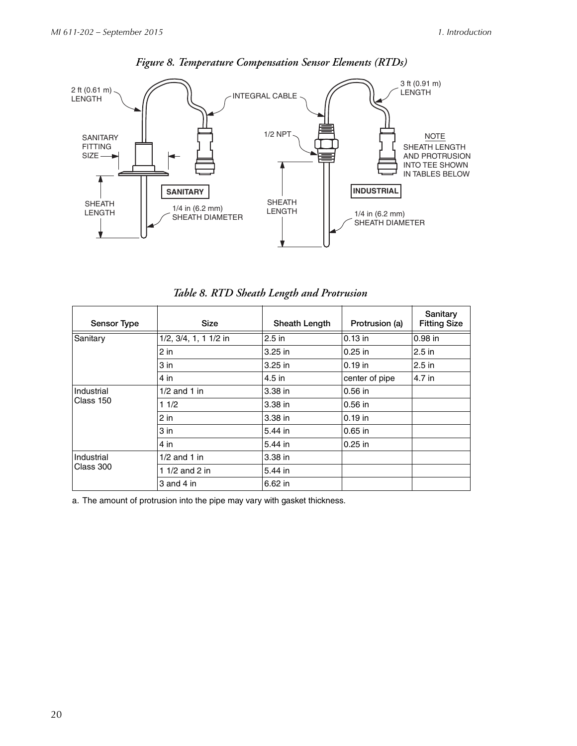*Figure 8. Temperature Compensation Sensor Elements (RTDs)*

*Table 8. RTD Sheath Length and Protrusion*

| Sensor Type | Size | Sheath Length | Protrusion (a) | Sanitary Fitting Size |
|---|---|---|---|---|
| Sanitary | 1/2, 3/4, 1, 1 1/2 in | 2.5 in | 0.13 in | 0.98 in |
| | 2 in | 3.25 in | 0.25 in | 2.5 in |
| | 3 in | 3.25 in | 0.19 in | 2.5 in |
| | 4 in | 4.5 in | center of pipe | 4.7 in |
| Industrial Class 150 | 1/2 and 1 in | 3.38 in | 0.56 in | |
| | 1 1/2 | 3.38 in | 0.56 in | |
| | 2 in | 3.38 in | 0.19 in | |
| | 3 in | 5.44 in | 0.65 in | |
| | 4 in | 5.44 in | 0.25 in | |
| Industrial Class 300 | 1/2 and 1 in | 3.38 in | | |
| | 1 1/2 and 2 in | 5.44 in | | |
| | 3 and 4 in | 6.62 in | | |

a. The amount of protrusion into the pipe may vary with gasket thickness.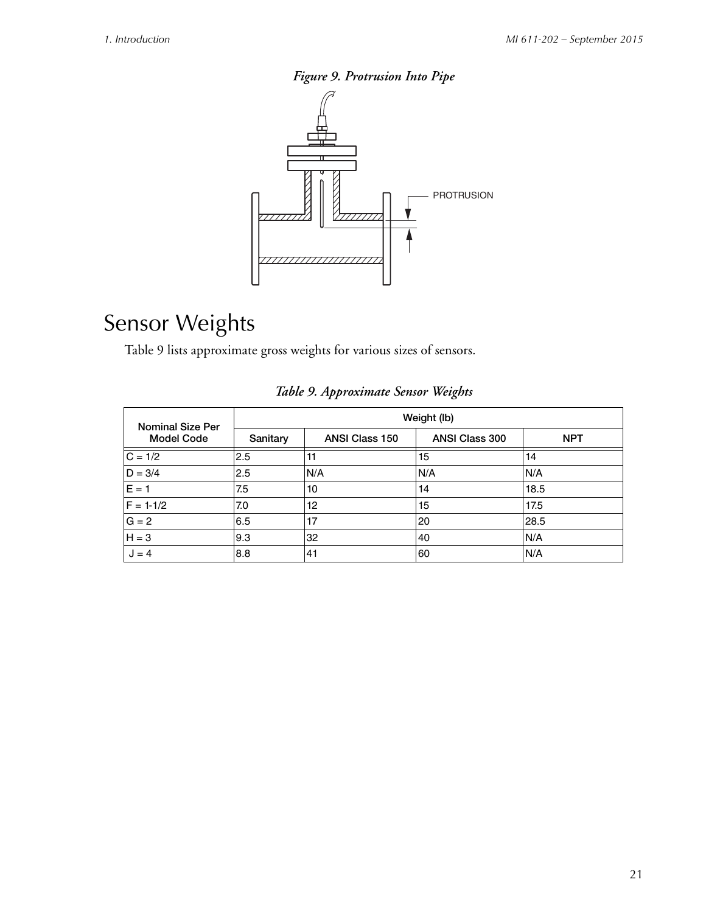*Figure 9. Protrusion Into Pipe*

# Sensor Weights

Table 9 lists approximate gross weights for various sizes of sensors.

*Table 9. Approximate Sensor Weights*

| Nominal Size Per Model Code | Weight (lb) | | | |
|---|---|---|---|---|
| | Sanitary | ANSI Class 150 | ANSI Class 300 | NPT |
| C = 1/2 | 2.5 | 11 | 15 | 14 |
| D = 3/4 | 2.5 | N/A | N/A | N/A |
| E = 1 | 7.5 | 10 | 14 | 18.5 |
| F = 1-1/2 | 7.0 | 12 | 15 | 17.5 |
| G = 2 | 6.5 | 17 | 20 | 28.5 |
| H = 3 | 9.3 | 32 | 40 | N/A |
| J = 4 | 8.8 | 41 | 60 | N/A |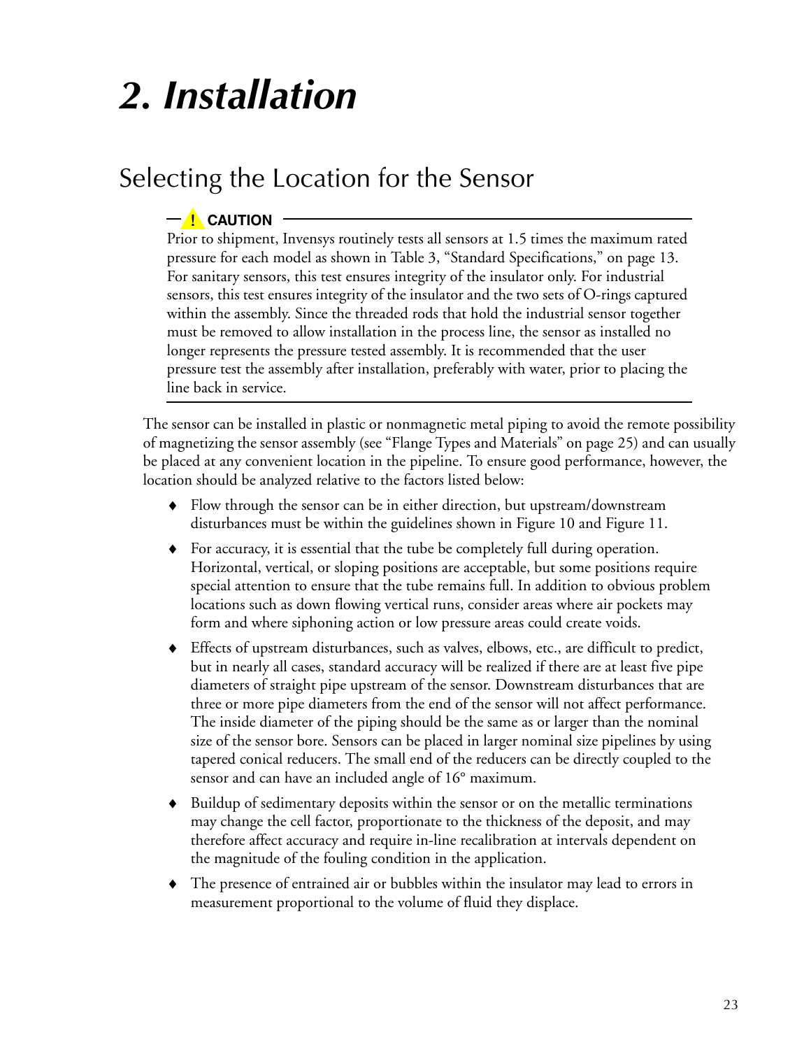# 2. Installation

## Selecting the Location for the Sensor

> **! CAUTION**
>
> Prior to shipment, Invensys routinely tests all sensors at 1.5 times the maximum rated pressure for each model as shown in Table 3, "Standard Specifications," on page 13. For sanitary sensors, this test ensures integrity of the insulator only. For industrial sensors, this test ensures integrity of the insulator and the two sets of O-rings captured within the assembly. Since the threaded rods that hold the industrial sensor together must be removed to allow installation in the process line, the sensor as installed no longer represents the pressure tested assembly. It is recommended that the user pressure test the assembly after installation, preferably with water, prior to placing the line back in service.

The sensor can be installed in plastic or nonmagnetic metal piping to avoid the remote possibility of magnetizing the sensor assembly (see "Flange Types and Materials" on page 25) and can usually be placed at any convenient location in the pipeline. To ensure good performance, however, the location should be analyzed relative to the factors listed below:

- Flow through the sensor can be in either direction, but upstream/downstream disturbances must be within the guidelines shown in Figure 10 and Figure 11.
- For accuracy, it is essential that the tube be completely full during operation. Horizontal, vertical, or sloping positions are acceptable, but some positions require special attention to ensure that the tube remains full. In addition to obvious problem locations such as down flowing vertical runs, consider areas where air pockets may form and where siphoning action or low pressure areas could create voids.
- Effects of upstream disturbances, such as valves, elbows, etc., are difficult to predict, but in nearly all cases, standard accuracy will be realized if there are at least five pipe diameters of straight pipe upstream of the sensor. Downstream disturbances that are three or more pipe diameters from the end of the sensor will not affect performance. The inside diameter of the piping should be the same as or larger than the nominal size of the sensor bore. Sensors can be placed in larger nominal size pipelines by using tapered conical reducers. The small end of the reducers can be directly coupled to the sensor and can have an included angle of 16° maximum.
- Buildup of sedimentary deposits within the sensor or on the metallic terminations may change the cell factor, proportionate to the thickness of the deposit, and may therefore affect accuracy and require in-line recalibration at intervals dependent on the magnitude of the fouling condition in the application.
- The presence of entrained air or bubbles within the insulator may lead to errors in measurement proportional to the volume of fluid they displace.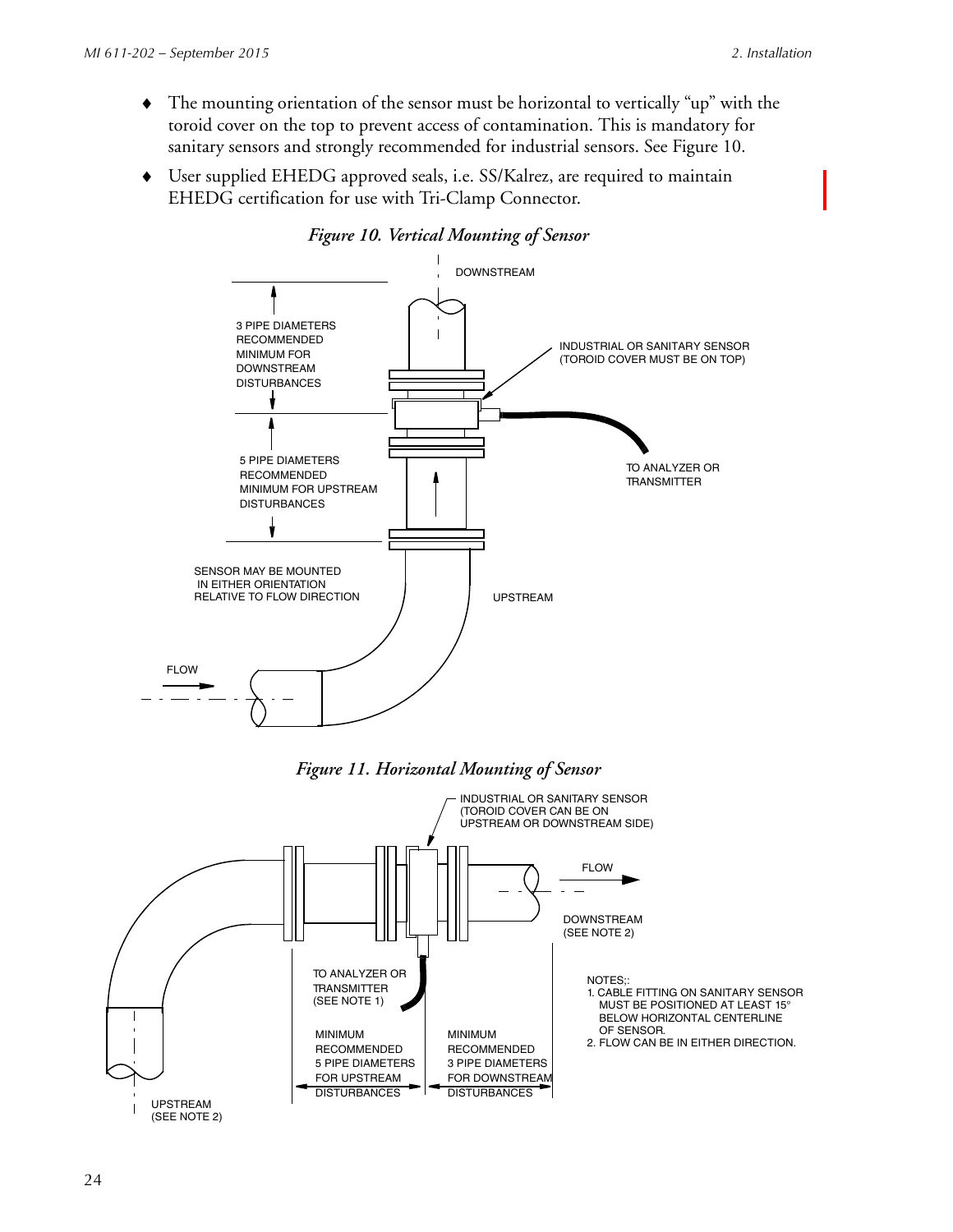- The mounting orientation of the sensor must be horizontal to vertically "up" with the toroid cover on the top to prevent access of contamination. This is mandatory for sanitary sensors and strongly recommended for industrial sensors. See Figure 10.
- User supplied EHEDG approved seals, i.e. SS/Kalrez, are required to maintain EHEDG certification for use with Tri-Clamp Connector.

*Figure 10. Vertical Mounting of Sensor*

DOWNSTREAM

3 PIPE DIAMETERS RECOMMENDED MINIMUM FOR DOWNSTREAM DISTURBANCES

INDUSTRIAL OR SANITARY SENSOR (TOROID COVER MUST BE ON TOP)

5 PIPE DIAMETERS RECOMMENDED MINIMUM FOR UPSTREAM DISTURBANCES

TO ANALYZER OR TRANSMITTER

SENSOR MAY BE MOUNTED IN EITHER ORIENTATION RELATIVE TO FLOW DIRECTION

UPSTREAM

FLOW

*Figure 11. Horizontal Mounting of Sensor*

INDUSTRIAL OR SANITARY SENSOR (TOROID COVER CAN BE ON UPSTREAM OR DOWNSTREAM SIDE)

FLOW

DOWNSTREAM (SEE NOTE 2)

TO ANALYZER OR TRANSMITTER (SEE NOTE 1)

MINIMUM RECOMMENDED 5 PIPE DIAMETERS FOR UPSTREAM DISTURBANCES

MINIMUM RECOMMENDED 3 PIPE DIAMETERS FOR DOWNSTREAM DISTURBANCES

UPSTREAM (SEE NOTE 2)

NOTES;:
1. CABLE FITTING ON SANITARY SENSOR MUST BE POSITIONED AT LEAST 15° BELOW HORIZONTAL CENTERLINE OF SENSOR.
2. FLOW CAN BE IN EITHER DIRECTION.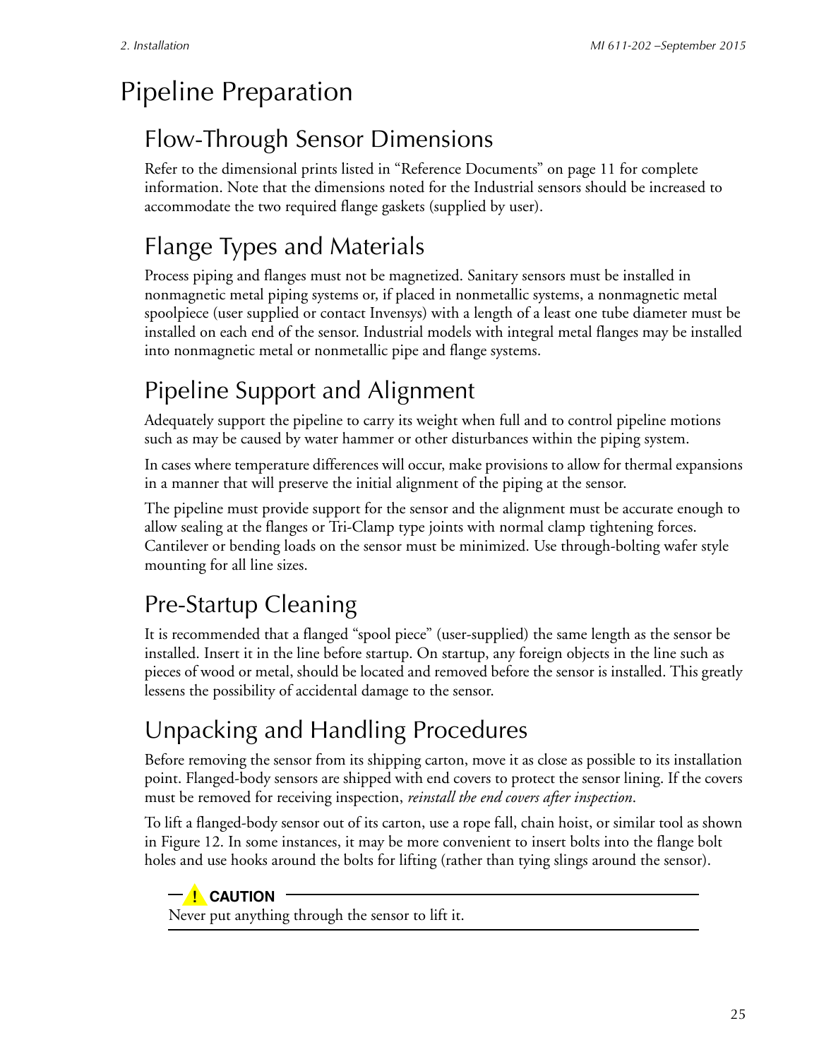# Pipeline Preparation

## Flow-Through Sensor Dimensions

Refer to the dimensional prints listed in "Reference Documents" on page 11 for complete information. Note that the dimensions noted for the Industrial sensors should be increased to accommodate the two required flange gaskets (supplied by user).

## Flange Types and Materials

Process piping and flanges must not be magnetized. Sanitary sensors must be installed in nonmagnetic metal piping systems or, if placed in nonmetallic systems, a nonmagnetic metal spoolpiece (user supplied or contact Invensys) with a length of a least one tube diameter must be installed on each end of the sensor. Industrial models with integral metal flanges may be installed into nonmagnetic metal or nonmetallic pipe and flange systems.

## Pipeline Support and Alignment

Adequately support the pipeline to carry its weight when full and to control pipeline motions such as may be caused by water hammer or other disturbances within the piping system.

In cases where temperature differences will occur, make provisions to allow for thermal expansions in a manner that will preserve the initial alignment of the piping at the sensor.

The pipeline must provide support for the sensor and the alignment must be accurate enough to allow sealing at the flanges or Tri-Clamp type joints with normal clamp tightening forces. Cantilever or bending loads on the sensor must be minimized. Use through-bolting wafer style mounting for all line sizes.

## Pre-Startup Cleaning

It is recommended that a flanged "spool piece" (user-supplied) the same length as the sensor be installed. Insert it in the line before startup. On startup, any foreign objects in the line such as pieces of wood or metal, should be located and removed before the sensor is installed. This greatly lessens the possibility of accidental damage to the sensor.

## Unpacking and Handling Procedures

Before removing the sensor from its shipping carton, move it as close as possible to its installation point. Flanged-body sensors are shipped with end covers to protect the sensor lining. If the covers must be removed for receiving inspection, *reinstall the end covers after inspection*.

To lift a flanged-body sensor out of its carton, use a rope fall, chain hoist, or similar tool as shown in Figure 12. In some instances, it may be more convenient to insert bolts into the flange bolt holes and use hooks around the bolts for lifting (rather than tying slings around the sensor).

---

**! CAUTION**

Never put anything through the sensor to lift it.

---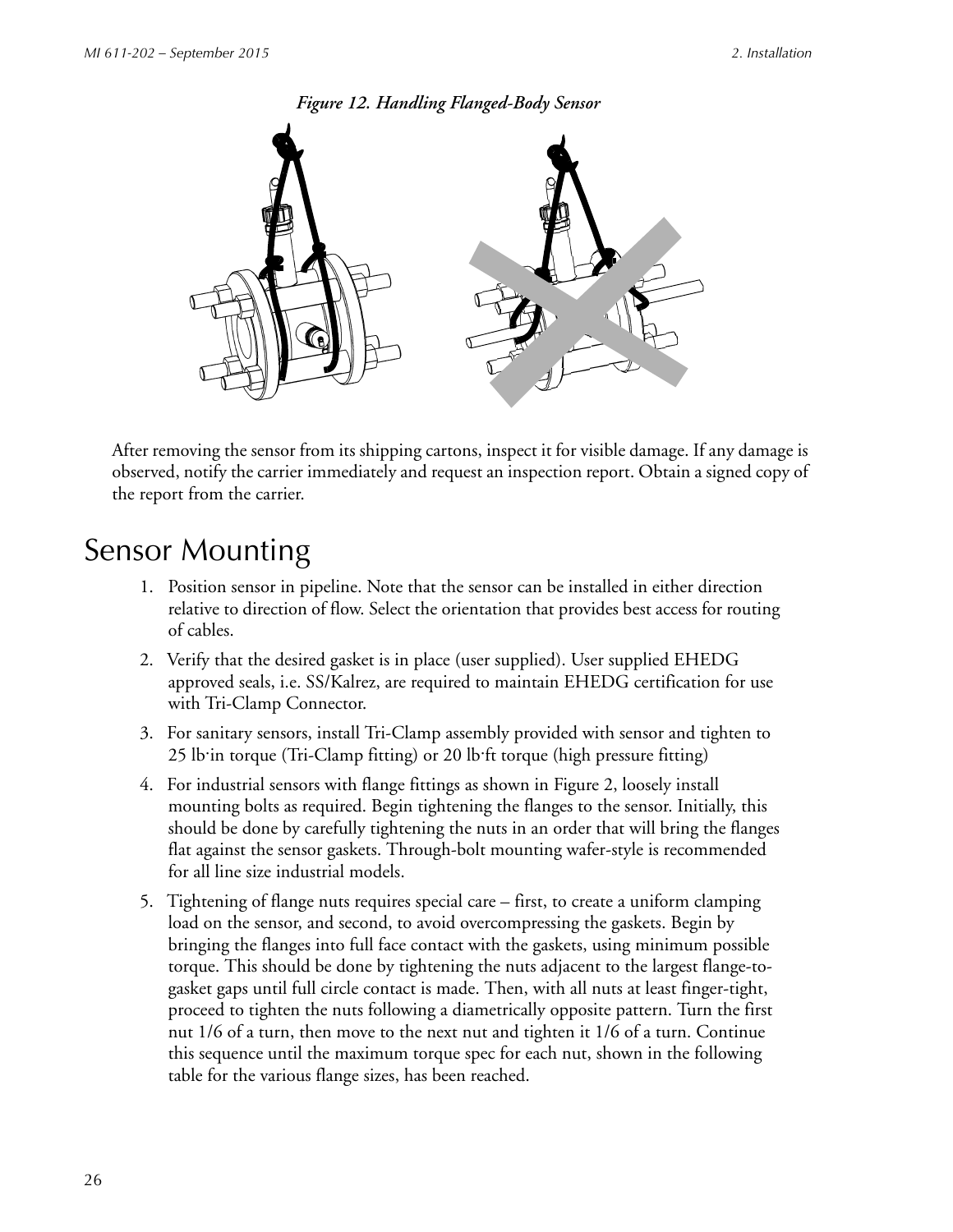*Figure 12. Handling Flanged-Body Sensor*

After removing the sensor from its shipping cartons, inspect it for visible damage. If any damage is observed, notify the carrier immediately and request an inspection report. Obtain a signed copy of the report from the carrier.

# Sensor Mounting

1. Position sensor in pipeline. Note that the sensor can be installed in either direction relative to direction of flow. Select the orientation that provides best access for routing of cables.
2. Verify that the desired gasket is in place (user supplied). User supplied EHEDG approved seals, i.e. SS/Kalrez, are required to maintain EHEDG certification for use with Tri-Clamp Connector.
3. For sanitary sensors, install Tri-Clamp assembly provided with sensor and tighten to 25 lb·in torque (Tri-Clamp fitting) or 20 lb·ft torque (high pressure fitting)
4. For industrial sensors with flange fittings as shown in Figure 2, loosely install mounting bolts as required. Begin tightening the flanges to the sensor. Initially, this should be done by carefully tightening the nuts in an order that will bring the flanges flat against the sensor gaskets. Through-bolt mounting wafer-style is recommended for all line size industrial models.
5. Tightening of flange nuts requires special care – first, to create a uniform clamping load on the sensor, and second, to avoid overcompressing the gaskets. Begin by bringing the flanges into full face contact with the gaskets, using minimum possible torque. This should be done by tightening the nuts adjacent to the largest flange-to-gasket gaps until full circle contact is made. Then, with all nuts at least finger-tight, proceed to tighten the nuts following a diametrically opposite pattern. Turn the first nut 1/6 of a turn, then move to the next nut and tighten it 1/6 of a turn. Continue this sequence until the maximum torque spec for each nut, shown in the following table for the various flange sizes, has been reached.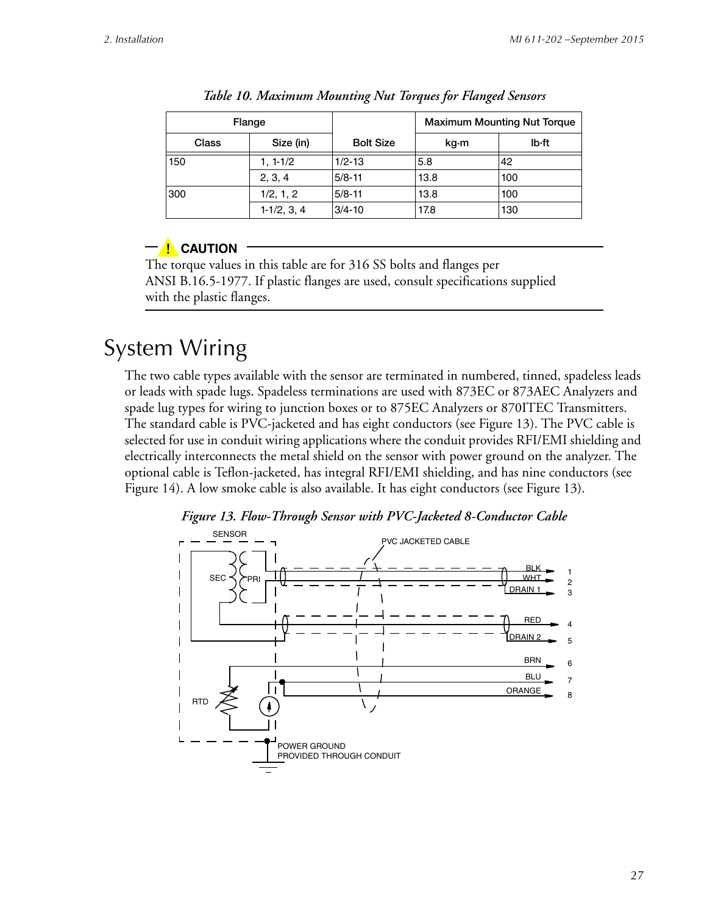*Table 10. Maximum Mounting Nut Torques for Flanged Sensors*

| Flange | | Bolt Size | Maximum Mounting Nut Torque | |
|---|---|---|---|---|
| Class | Size (in) | | kg·m | lb·ft |
| 150 | 1, 1-1/2 | 1/2-13 | 5.8 | 42 |
| | 2, 3, 4 | 5/8-11 | 13.8 | 100 |
| 300 | 1/2, 1, 2 | 5/8-11 | 13.8 | 100 |
| | 1-1/2, 3, 4 | 3/4-10 | 17.8 | 130 |

**! CAUTION**

The torque values in this table are for 316 SS bolts and flanges per ANSI B.16.5-1977. If plastic flanges are used, consult specifications supplied with the plastic flanges.

# System Wiring

The two cable types available with the sensor are terminated in numbered, tinned, spadeless leads or leads with spade lugs. Spadeless terminations are used with 873EC or 873AEC Analyzers and spade lug types for wiring to junction boxes or to 875EC Analyzers or 870ITEC Transmitters. The standard cable is PVC-jacketed and has eight conductors (see Figure 13). The PVC cable is selected for use in conduit wiring applications where the conduit provides RFI/EMI shielding and electrically interconnects the metal shield on the sensor with power ground on the analyzer. The optional cable is Teflon-jacketed, has integral RFI/EMI shielding, and has nine conductors (see Figure 14). A low smoke cable is also available. It has eight conductors (see Figure 13).

*Figure 13. Flow-Through Sensor with PVC-Jacketed 8-Conductor Cable*

SENSOR — PVC JACKETED CABLE — SEC, PRI, RTD

| Wire | Terminal |
|---|---|
| BLK | 1 |
| WHT | 2 |
| DRAIN 1 | 3 |
| RED | 4 |
| DRAIN 2 | 5 |
| BRN | 6 |
| BLU | 7 |
| ORANGE | 8 |

POWER GROUND PROVIDED THROUGH CONDUIT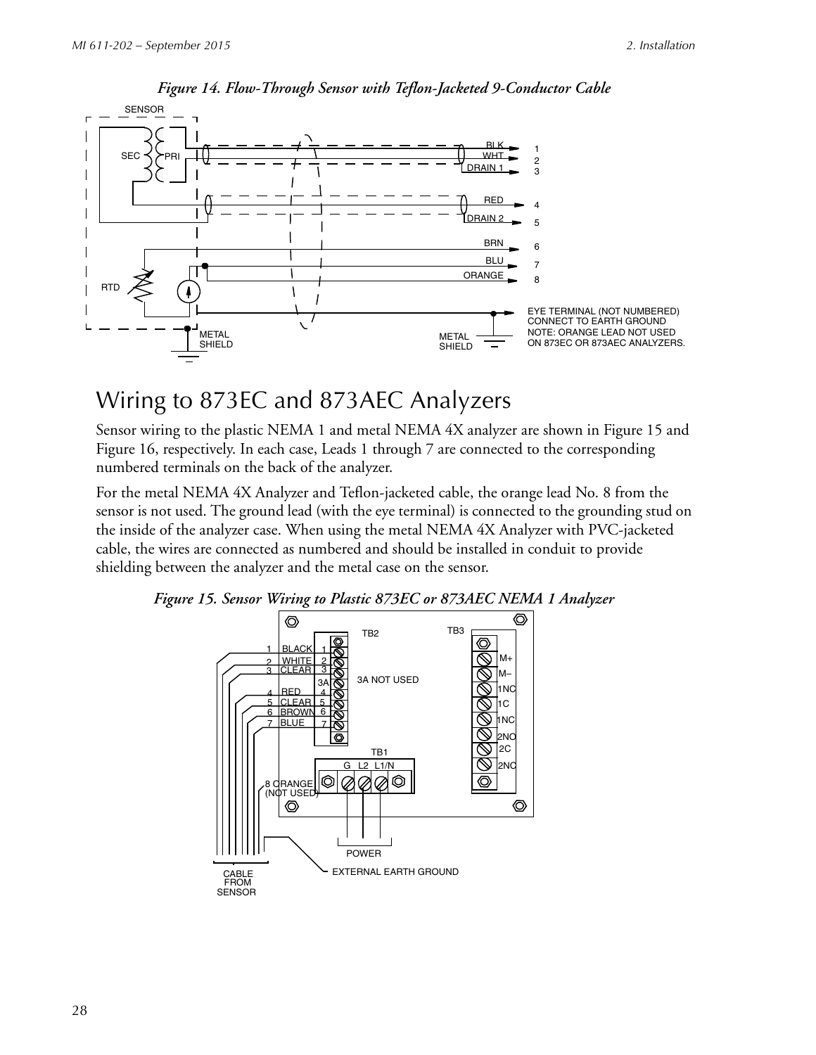*Figure 14. Flow-Through Sensor with Teflon-Jacketed 9-Conductor Cable*

# Wiring to 873EC and 873AEC Analyzers

Sensor wiring to the plastic NEMA 1 and metal NEMA 4X analyzer are shown in Figure 15 and Figure 16, respectively. In each case, Leads 1 through 7 are connected to the corresponding numbered terminals on the back of the analyzer.

For the metal NEMA 4X Analyzer and Teflon-jacketed cable, the orange lead No. 8 from the sensor is not used. The ground lead (with the eye terminal) is connected to the grounding stud on the inside of the analyzer case. When using the metal NEMA 4X Analyzer with PVC-jacketed cable, the wires are connected as numbered and should be installed in conduit to provide shielding between the analyzer and the metal case on the sensor.

*Figure 15. Sensor Wiring to Plastic 873EC or 873AEC NEMA 1 Analyzer*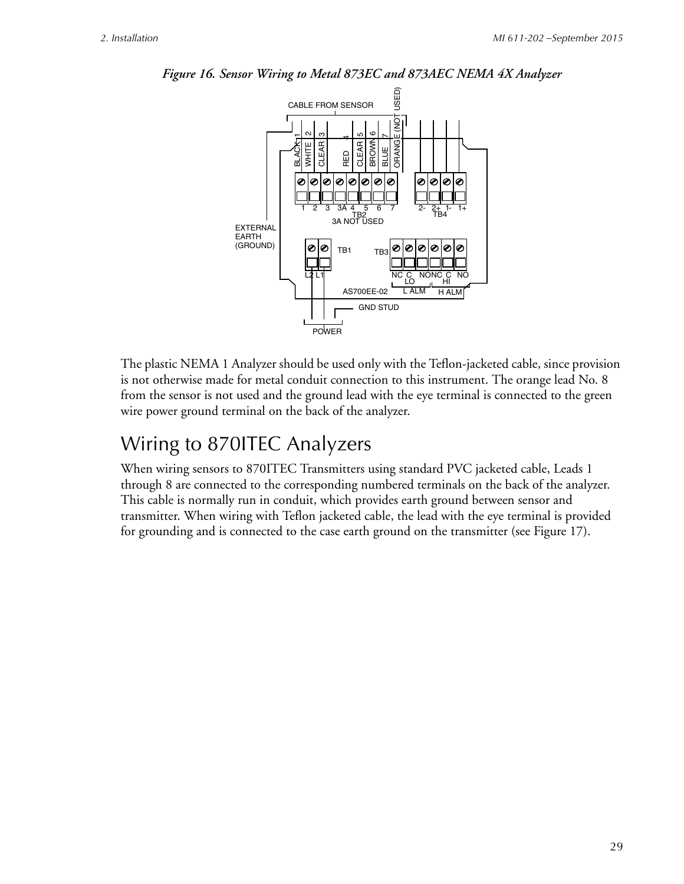*Figure 16. Sensor Wiring to Metal 873EC and 873AEC NEMA 4X Analyzer*

The plastic NEMA 1 Analyzer should be used only with the Teflon-jacketed cable, since provision is not otherwise made for metal conduit connection to this instrument. The orange lead No. 8 from the sensor is not used and the ground lead with the eye terminal is connected to the green wire power ground terminal on the back of the analyzer.

# Wiring to 870ITEC Analyzers

When wiring sensors to 870ITEC Transmitters using standard PVC jacketed cable, Leads 1 through 8 are connected to the corresponding numbered terminals on the back of the analyzer. This cable is normally run in conduit, which provides earth ground between sensor and transmitter. When wiring with Teflon jacketed cable, the lead with the eye terminal is provided for grounding and is connected to the case earth ground on the transmitter (see Figure 17).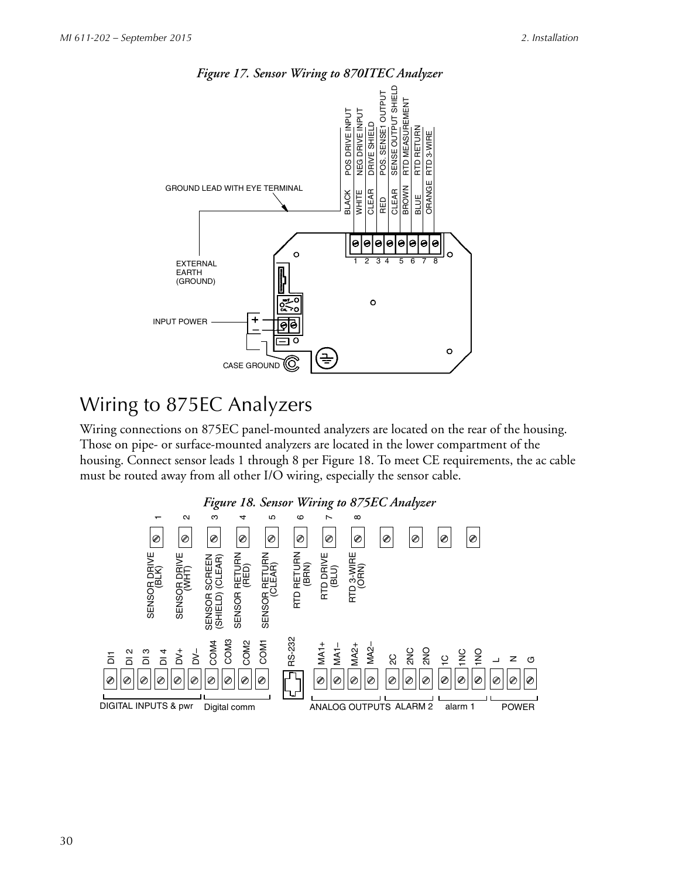*Figure 17. Sensor Wiring to 870ITEC Analyzer*

# Wiring to 875EC Analyzers

Wiring connections on 875EC panel-mounted analyzers are located on the rear of the housing. Those on pipe- or surface-mounted analyzers are located in the lower compartment of the housing. Connect sensor leads 1 through 8 per Figure 18. To meet CE requirements, the ac cable must be routed away from all other I/O wiring, especially the sensor cable.

*Figure 18. Sensor Wiring to 875EC Analyzer*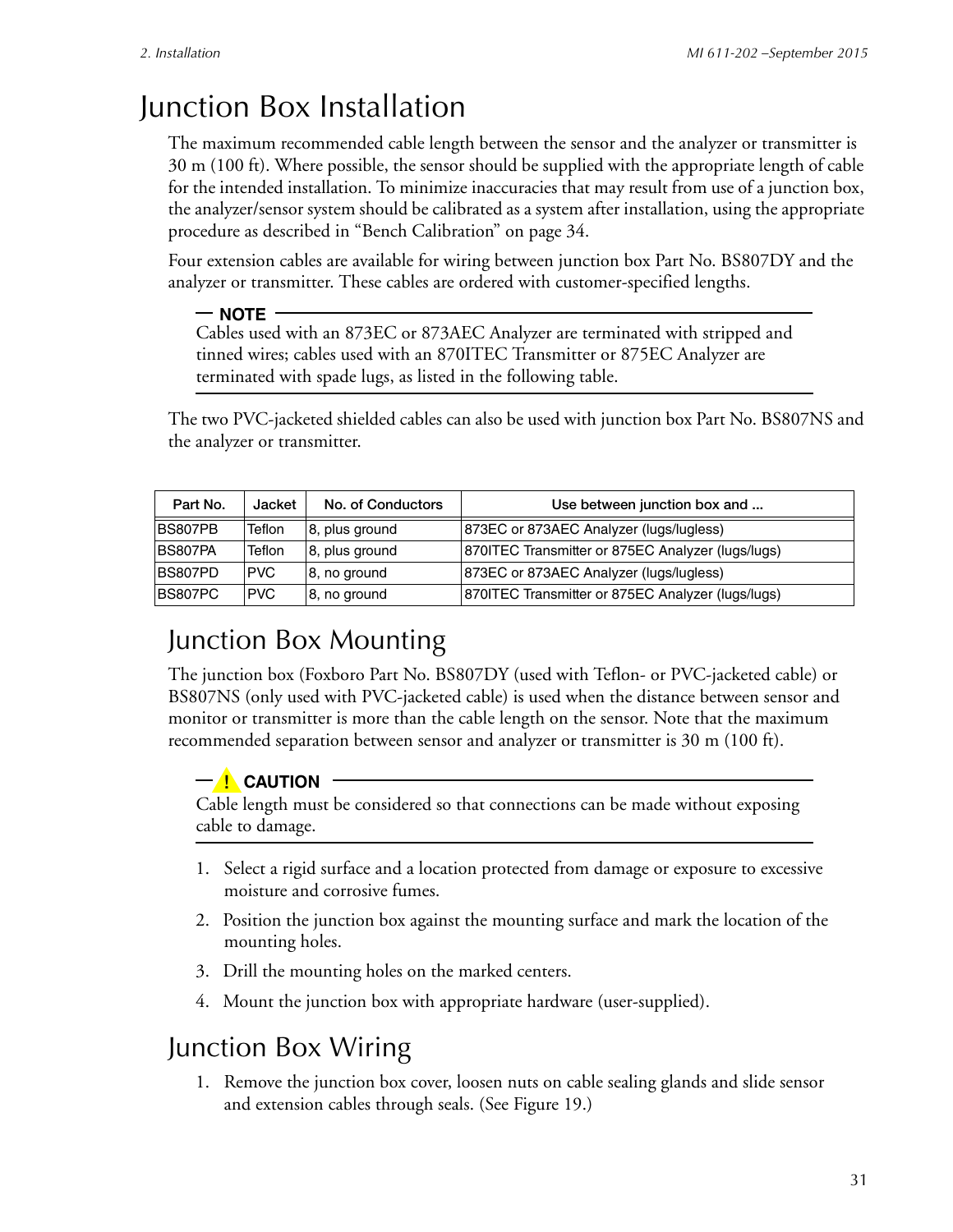# Junction Box Installation

The maximum recommended cable length between the sensor and the analyzer or transmitter is 30 m (100 ft). Where possible, the sensor should be supplied with the appropriate length of cable for the intended installation. To minimize inaccuracies that may result from use of a junction box, the analyzer/sensor system should be calibrated as a system after installation, using the appropriate procedure as described in “Bench Calibration” on page 34.

Four extension cables are available for wiring between junction box Part No. BS807DY and the analyzer or transmitter. These cables are ordered with customer-specified lengths.

**NOTE**

Cables used with an 873EC or 873AEC Analyzer are terminated with stripped and tinned wires; cables used with an 870ITEC Transmitter or 875EC Analyzer are terminated with spade lugs, as listed in the following table.

The two PVC-jacketed shielded cables can also be used with junction box Part No. BS807NS and the analyzer or transmitter.

| Part No. | Jacket | No. of Conductors | Use between junction box and ... |
|---|---|---|---|
| BS807PB | Teflon | 8, plus ground | 873EC or 873AEC Analyzer (lugs/lugless) |
| BS807PA | Teflon | 8, plus ground | 870ITEC Transmitter or 875EC Analyzer (lugs/lugs) |
| BS807PD | PVC | 8, no ground | 873EC or 873AEC Analyzer (lugs/lugless) |
| BS807PC | PVC | 8, no ground | 870ITEC Transmitter or 875EC Analyzer (lugs/lugs) |

## Junction Box Mounting

The junction box (Foxboro Part No. BS807DY (used with Teflon- or PVC-jacketed cable) or BS807NS (only used with PVC-jacketed cable) is used when the distance between sensor and monitor or transmitter is more than the cable length on the sensor. Note that the maximum recommended separation between sensor and analyzer or transmitter is 30 m (100 ft).

**! CAUTION**

Cable length must be considered so that connections can be made without exposing cable to damage.

1. Select a rigid surface and a location protected from damage or exposure to excessive moisture and corrosive fumes.
2. Position the junction box against the mounting surface and mark the location of the mounting holes.
3. Drill the mounting holes on the marked centers.
4. Mount the junction box with appropriate hardware (user-supplied).

## Junction Box Wiring

1. Remove the junction box cover, loosen nuts on cable sealing glands and slide sensor and extension cables through seals. (See Figure 19.)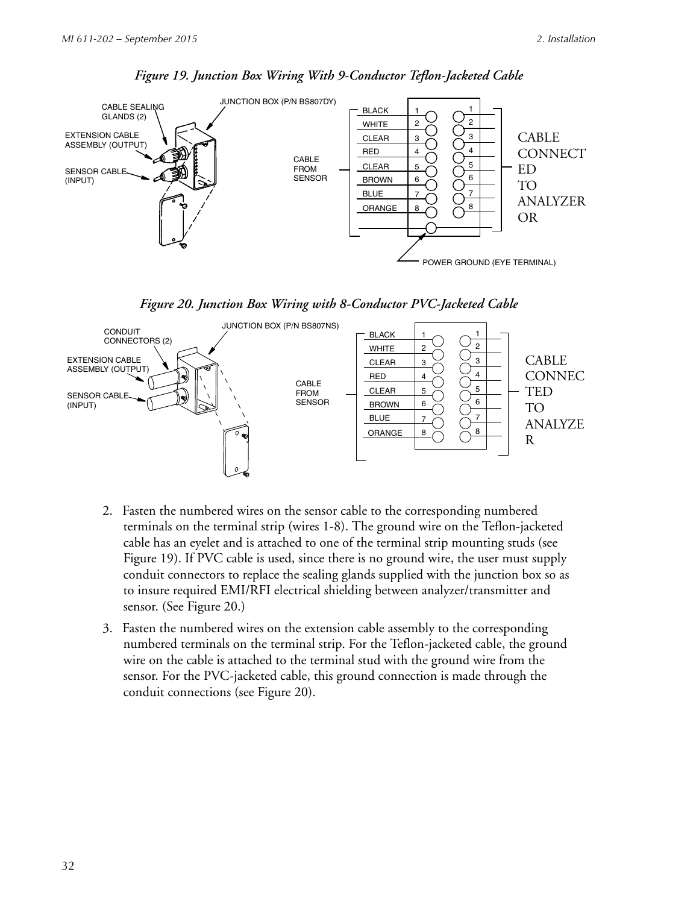*Figure 19. Junction Box Wiring With 9-Conductor Teflon-Jacketed Cable*

*Figure 20. Junction Box Wiring with 8-Conductor PVC-Jacketed Cable*

2. Fasten the numbered wires on the sensor cable to the corresponding numbered terminals on the terminal strip (wires 1-8). The ground wire on the Teflon-jacketed cable has an eyelet and is attached to one of the terminal strip mounting studs (see Figure 19). If PVC cable is used, since there is no ground wire, the user must supply conduit connectors to replace the sealing glands supplied with the junction box so as to insure required EMI/RFI electrical shielding between analyzer/transmitter and sensor. (See Figure 20.)

3. Fasten the numbered wires on the extension cable assembly to the corresponding numbered terminals on the terminal strip. For the Teflon-jacketed cable, the ground wire on the cable is attached to the terminal stud with the ground wire from the sensor. For the PVC-jacketed cable, this ground connection is made through the conduit connections (see Figure 20).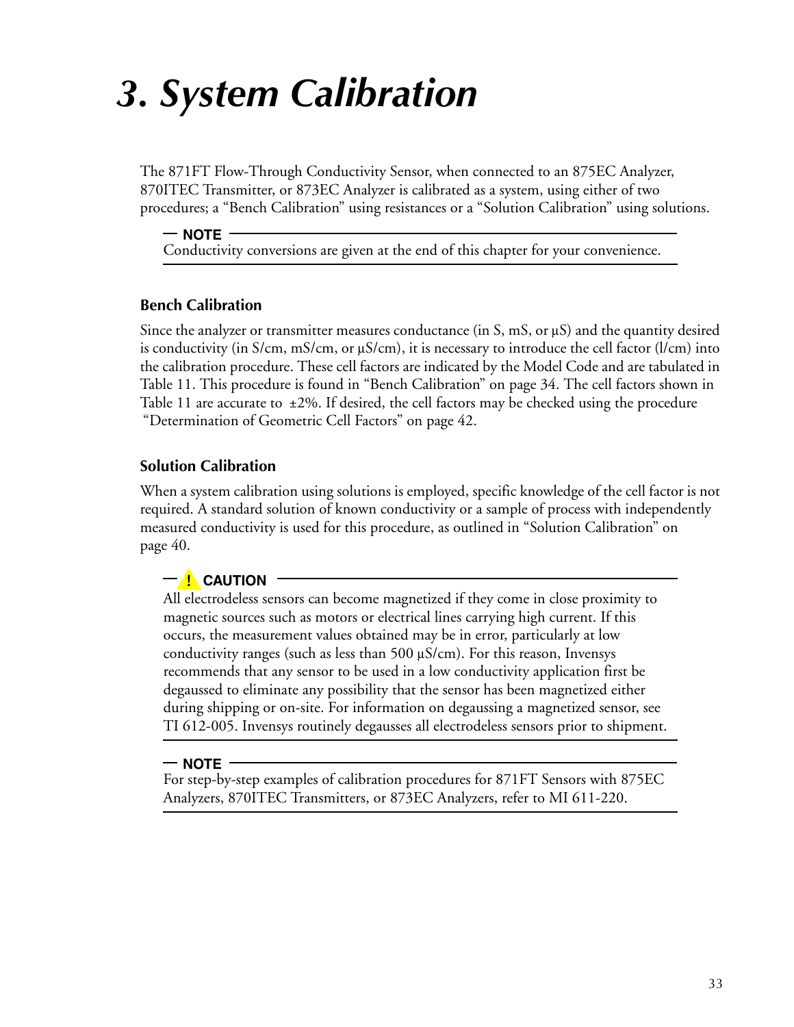# 3. System Calibration

The 871FT Flow-Through Conductivity Sensor, when connected to an 875EC Analyzer, 870ITEC Transmitter, or 873EC Analyzer is calibrated as a system, using either of two procedures; a "Bench Calibration" using resistances or a "Solution Calibration" using solutions.

> **NOTE**
> Conductivity conversions are given at the end of this chapter for your convenience.

### Bench Calibration

Since the analyzer or transmitter measures conductance (in S, mS, or µS) and the quantity desired is conductivity (in S/cm, mS/cm, or µS/cm), it is necessary to introduce the cell factor (l/cm) into the calibration procedure. These cell factors are indicated by the Model Code and are tabulated in Table 11. This procedure is found in "Bench Calibration" on page 34. The cell factors shown in Table 11 are accurate to ±2%. If desired, the cell factors may be checked using the procedure "Determination of Geometric Cell Factors" on page 42.

### Solution Calibration

When a system calibration using solutions is employed, specific knowledge of the cell factor is not required. A standard solution of known conductivity or a sample of process with independently measured conductivity is used for this procedure, as outlined in "Solution Calibration" on page 40.

> **! CAUTION**
> All electrodeless sensors can become magnetized if they come in close proximity to magnetic sources such as motors or electrical lines carrying high current. If this occurs, the measurement values obtained may be in error, particularly at low conductivity ranges (such as less than 500 µS/cm). For this reason, Invensys recommends that any sensor to be used in a low conductivity application first be degaussed to eliminate any possibility that the sensor has been magnetized either during shipping or on-site. For information on degaussing a magnetized sensor, see TI 612-005. Invensys routinely degausses all electrodeless sensors prior to shipment.

> **NOTE**
> For step-by-step examples of calibration procedures for 871FT Sensors with 875EC Analyzers, 870ITEC Transmitters, or 873EC Analyzers, refer to MI 611-220.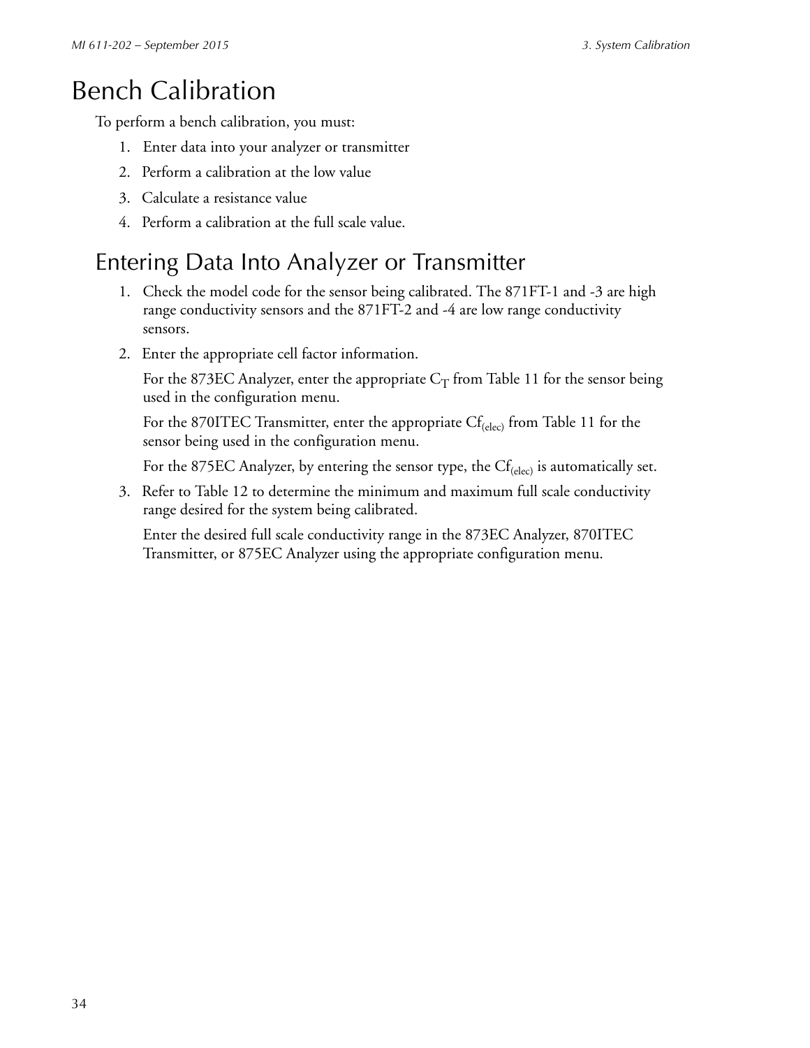# Bench Calibration

To perform a bench calibration, you must:

1. Enter data into your analyzer or transmitter
2. Perform a calibration at the low value
3. Calculate a resistance value
4. Perform a calibration at the full scale value.

## Entering Data Into Analyzer or Transmitter

1. Check the model code for the sensor being calibrated. The 871FT-1 and -3 are high range conductivity sensors and the 871FT-2 and -4 are low range conductivity sensors.
2. Enter the appropriate cell factor information.

   For the 873EC Analyzer, enter the appropriate $C_T$ from Table 11 for the sensor being used in the configuration menu.

   For the 870ITEC Transmitter, enter the appropriate $Cf_{(elec)}$ from Table 11 for the sensor being used in the configuration menu.

   For the 875EC Analyzer, by entering the sensor type, the $Cf_{(elec)}$ is automatically set.
3. Refer to Table 12 to determine the minimum and maximum full scale conductivity range desired for the system being calibrated.

   Enter the desired full scale conductivity range in the 873EC Analyzer, 870ITEC Transmitter, or 875EC Analyzer using the appropriate configuration menu.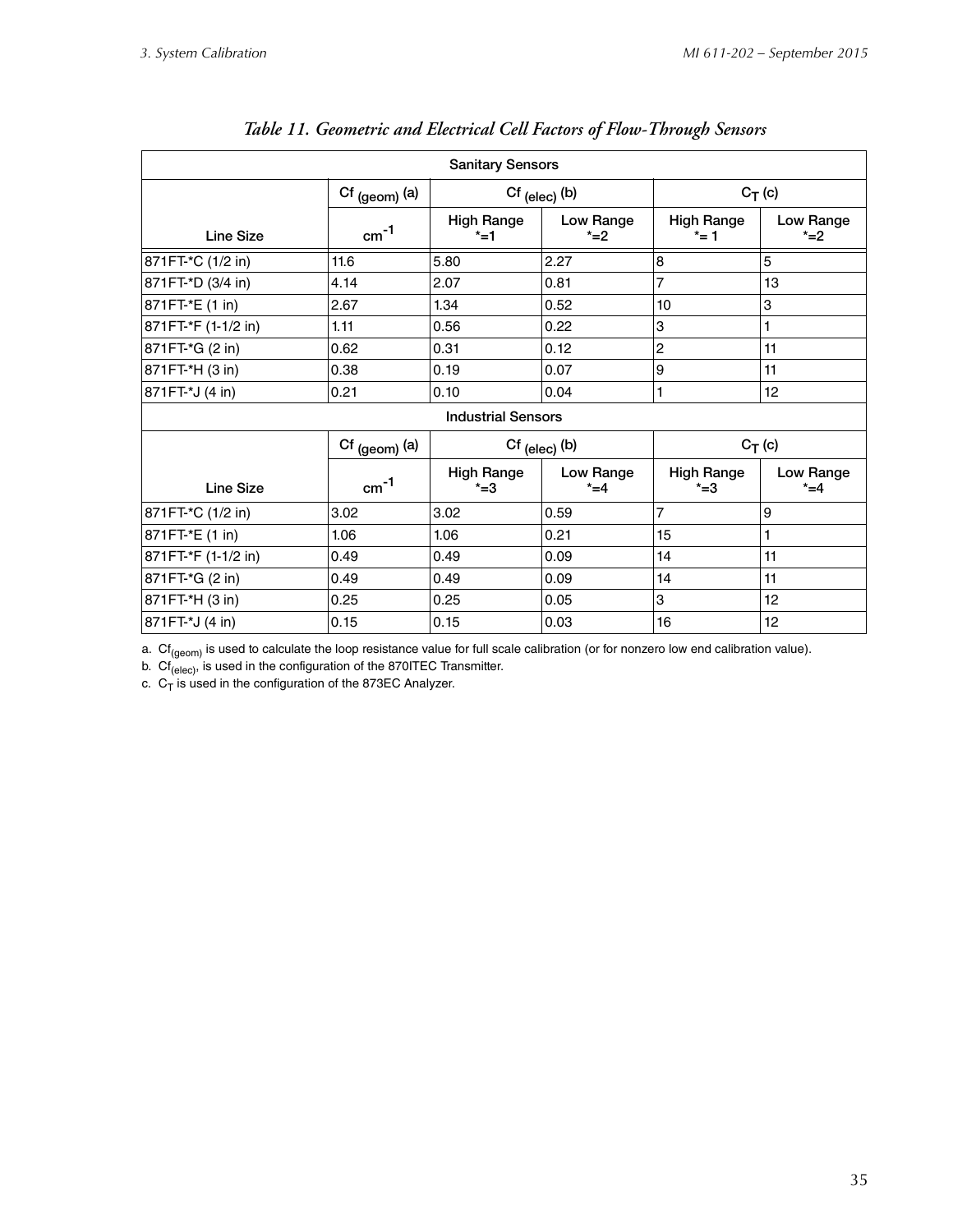*Table 11. Geometric and Electrical Cell Factors of Flow-Through Sensors*

| Sanitary Sensors | | | | | |
|---|---|---|---|---|---|
| | $Cf_{(geom)}$ (a) | $Cf_{(elec)}$ (b) | | $C_T$ (c) | |
| Line Size | $cm^{-1}$ | High Range *=1 | Low Range *=2 | High Range *= 1 | Low Range *=2 |
| 871FT-*C (1/2 in) | 11.6 | 5.80 | 2.27 | 8 | 5 |
| 871FT-*D (3/4 in) | 4.14 | 2.07 | 0.81 | 7 | 13 |
| 871FT-*E (1 in) | 2.67 | 1.34 | 0.52 | 10 | 3 |
| 871FT-*F (1-1/2 in) | 1.11 | 0.56 | 0.22 | 3 | 1 |
| 871FT-*G (2 in) | 0.62 | 0.31 | 0.12 | 2 | 11 |
| 871FT-*H (3 in) | 0.38 | 0.19 | 0.07 | 9 | 11 |
| 871FT-*J (4 in) | 0.21 | 0.10 | 0.04 | 1 | 12 |
| **Industrial Sensors** | | | | | |
| | $Cf_{(geom)}$ (a) | $Cf_{(elec)}$ (b) | | $C_T$ (c) | |
| Line Size | $cm^{-1}$ | High Range *=3 | Low Range *=4 | High Range *=3 | Low Range *=4 |
| 871FT-*C (1/2 in) | 3.02 | 3.02 | 0.59 | 7 | 9 |
| 871FT-*E (1 in) | 1.06 | 1.06 | 0.21 | 15 | 1 |
| 871FT-*F (1-1/2 in) | 0.49 | 0.49 | 0.09 | 14 | 11 |
| 871FT-*G (2 in) | 0.49 | 0.49 | 0.09 | 14 | 11 |
| 871FT-*H (3 in) | 0.25 | 0.25 | 0.05 | 3 | 12 |
| 871FT-*J (4 in) | 0.15 | 0.15 | 0.03 | 16 | 12 |

a. $Cf_{(geom)}$ is used to calculate the loop resistance value for full scale calibration (or for nonzero low end calibration value).

b. $Cf_{(elec)}$, is used in the configuration of the 870ITEC Transmitter.

c. $C_T$ is used in the configuration of the 873EC Analyzer.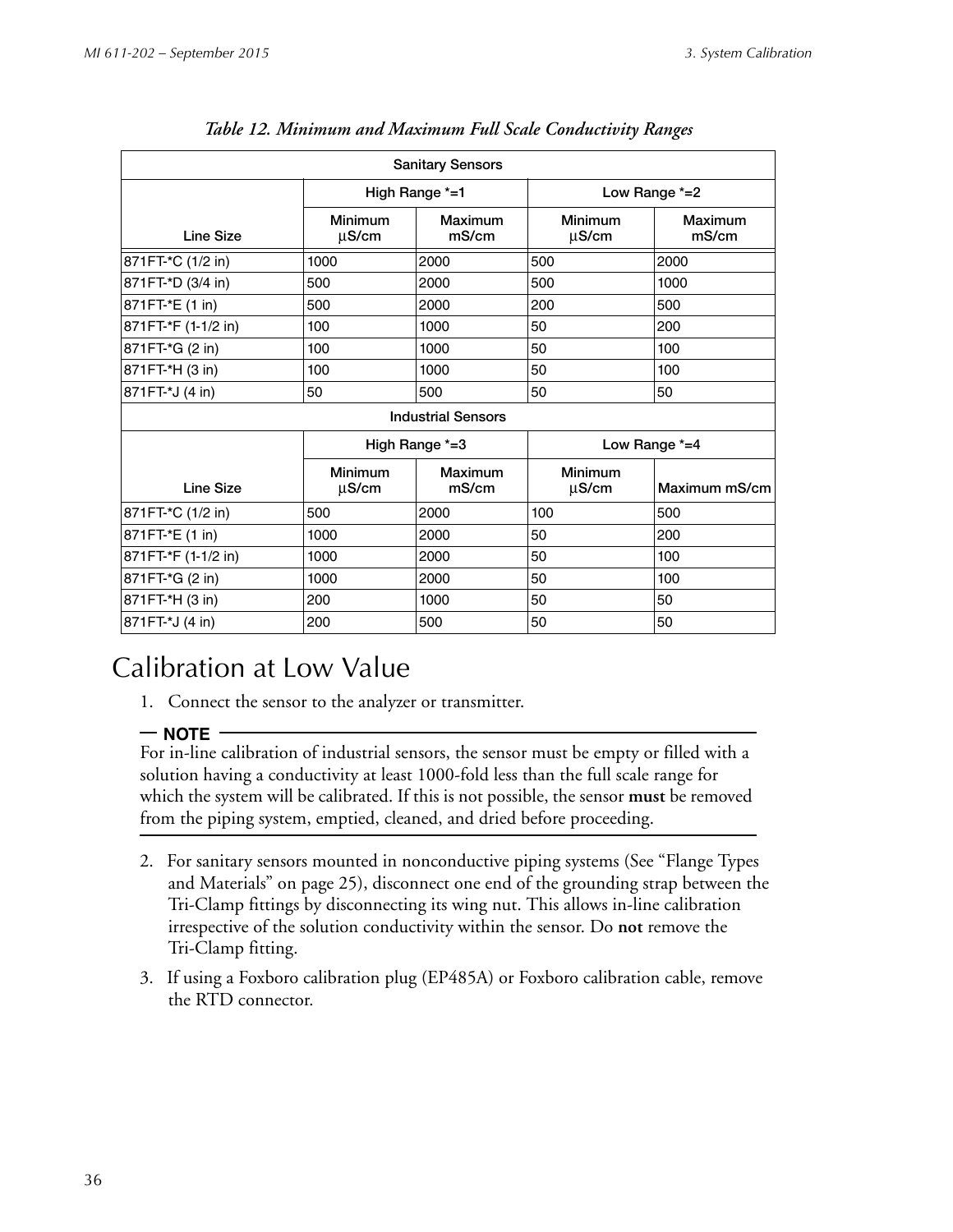*Table 12. Minimum and Maximum Full Scale Conductivity Ranges*

| Sanitary Sensors | | | | |
|---|---|---|---|---|
| | High Range *=1 | | Low Range *=2 | |
| Line Size | Minimum μS/cm | Maximum mS/cm | Minimum μS/cm | Maximum mS/cm |
| 871FT-*C (1/2 in) | 1000 | 2000 | 500 | 2000 |
| 871FT-*D (3/4 in) | 500 | 2000 | 500 | 1000 |
| 871FT-*E (1 in) | 500 | 2000 | 200 | 500 |
| 871FT-*F (1-1/2 in) | 100 | 1000 | 50 | 200 |
| 871FT-*G (2 in) | 100 | 1000 | 50 | 100 |
| 871FT-*H (3 in) | 100 | 1000 | 50 | 100 |
| 871FT-*J (4 in) | 50 | 500 | 50 | 50 |
| **Industrial Sensors** | | | | |
| | High Range *=3 | | Low Range *=4 | |
| Line Size | Minimum μS/cm | Maximum mS/cm | Minimum μS/cm | Maximum mS/cm |
| 871FT-*C (1/2 in) | 500 | 2000 | 100 | 500 |
| 871FT-*E (1 in) | 1000 | 2000 | 50 | 200 |
| 871FT-*F (1-1/2 in) | 1000 | 2000 | 50 | 100 |
| 871FT-*G (2 in) | 1000 | 2000 | 50 | 100 |
| 871FT-*H (3 in) | 200 | 1000 | 50 | 50 |
| 871FT-*J (4 in) | 200 | 500 | 50 | 50 |

# Calibration at Low Value

1. Connect the sensor to the analyzer or transmitter.

**NOTE**

For in-line calibration of industrial sensors, the sensor must be empty or filled with a solution having a conductivity at least 1000-fold less than the full scale range for which the system will be calibrated. If this is not possible, the sensor **must** be removed from the piping system, emptied, cleaned, and dried before proceeding.

2. For sanitary sensors mounted in nonconductive piping systems (See "Flange Types and Materials" on page 25), disconnect one end of the grounding strap between the Tri-Clamp fittings by disconnecting its wing nut. This allows in-line calibration irrespective of the solution conductivity within the sensor. Do **not** remove the Tri-Clamp fitting.

3. If using a Foxboro calibration plug (EP485A) or Foxboro calibration cable, remove the RTD connector.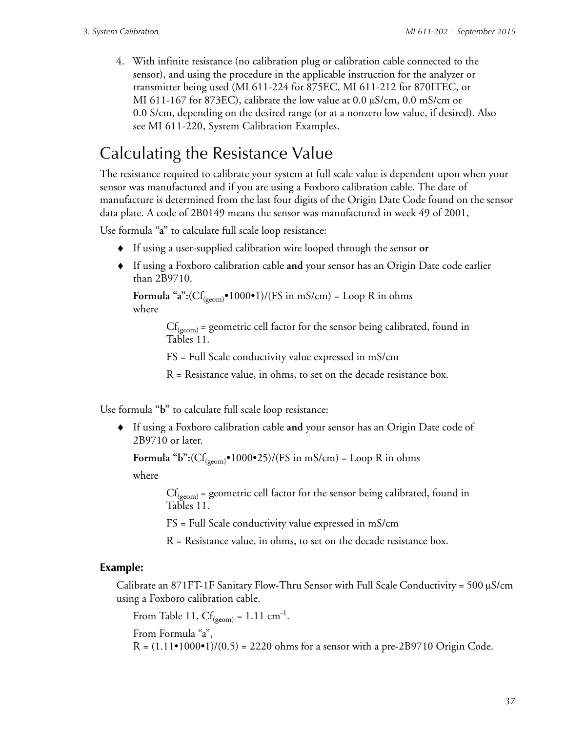4. With infinite resistance (no calibration plug or calibration cable connected to the sensor), and using the procedure in the applicable instruction for the analyzer or transmitter being used (MI 611-224 for 875EC, MI 611-212 for 870ITEC, or MI 611-167 for 873EC), calibrate the low value at 0.0 µS/cm, 0.0 mS/cm or 0.0 S/cm, depending on the desired range (or at a nonzero low value, if desired). Also see MI 611-220, System Calibration Examples.

## Calculating the Resistance Value

The resistance required to calibrate your system at full scale value is dependent upon when your sensor was manufactured and if you are using a Foxboro calibration cable. The date of manufacture is determined from the last four digits of the Origin Date Code found on the sensor data plate. A code of 2B0149 means the sensor was manufactured in week 49 of 2001,

Use formula "**a**" to calculate full scale loop resistance:

- If using a user-supplied calibration wire looped through the sensor **or**
- If using a Foxboro calibration cable **and** your sensor has an Origin Date code earlier than 2B9710.

**Formula "a":**$(Cf_{(geom)} \bullet 1000 \bullet 1)/(FS \text{ in mS/cm}) = \text{Loop R in ohms}$
where

> $Cf_{(geom)}$ = geometric cell factor for the sensor being calibrated, found in Tables 11.
>
> FS = Full Scale conductivity value expressed in mS/cm
>
> R = Resistance value, in ohms, to set on the decade resistance box.

Use formula "**b**" to calculate full scale loop resistance:

- If using a Foxboro calibration cable **and** your sensor has an Origin Date code of 2B9710 or later.

**Formula "b":**$(Cf_{(geom)} \bullet 1000 \bullet 25)/(FS \text{ in mS/cm}) = \text{Loop R in ohms}$

where

> $Cf_{(geom)}$ = geometric cell factor for the sensor being calibrated, found in Tables 11.
>
> FS = Full Scale conductivity value expressed in mS/cm
>
> R = Resistance value, in ohms, to set on the decade resistance box.

### Example:

Calibrate an 871FT-1F Sanitary Flow-Thru Sensor with Full Scale Conductivity = 500 µS/cm using a Foxboro calibration cable.

From Table 11, $Cf_{(geom)} = 1.11 \text{ cm}^{-1}$.

From Formula "a",
$R = (1.11 \bullet 1000 \bullet 1)/(0.5) = 2220$ ohms for a sensor with a pre-2B9710 Origin Code.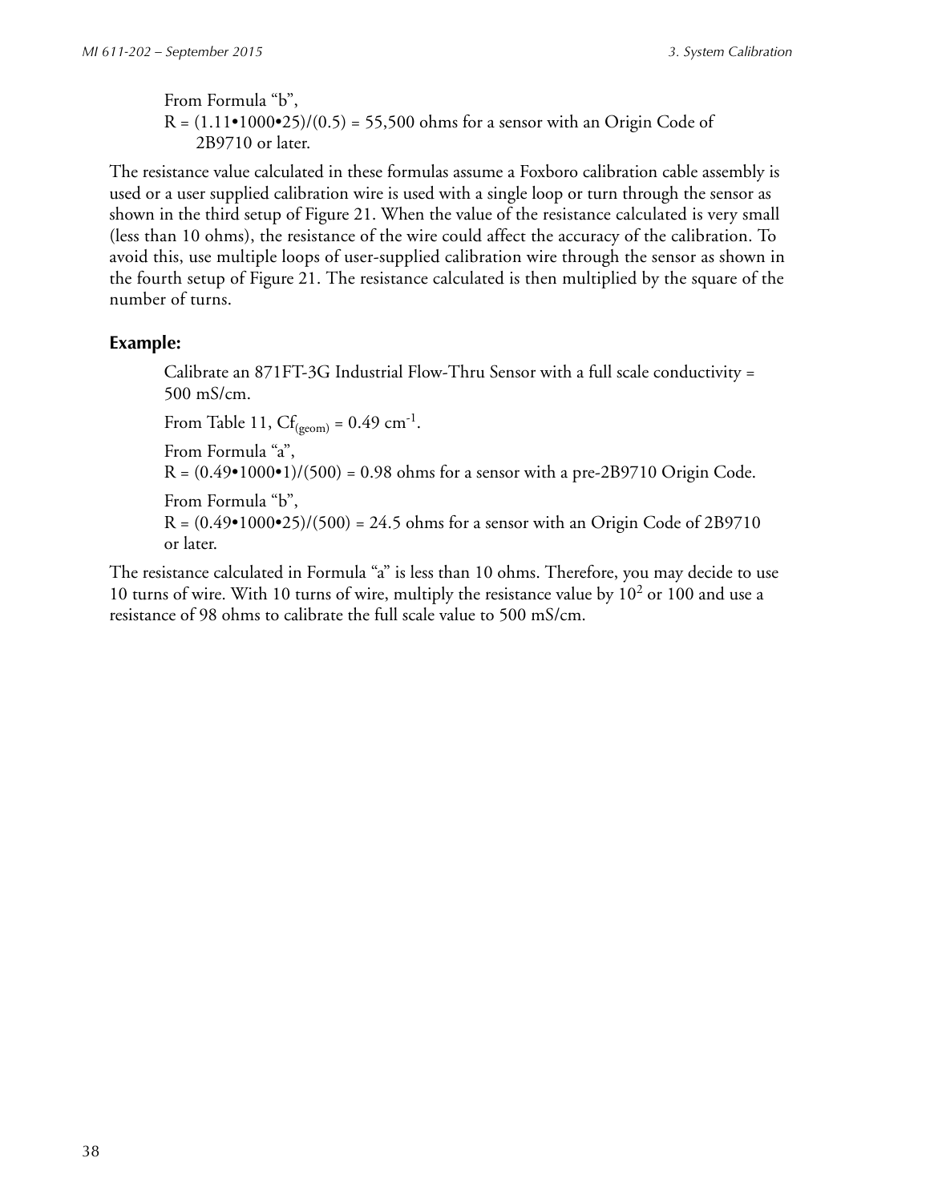From Formula "b",
$R = (1.11 \bullet 1000 \bullet 25)/(0.5) = 55{,}500$ ohms for a sensor with an Origin Code of 2B9710 or later.

The resistance value calculated in these formulas assume a Foxboro calibration cable assembly is used or a user supplied calibration wire is used with a single loop or turn through the sensor as shown in the third setup of Figure 21. When the value of the resistance calculated is very small (less than 10 ohms), the resistance of the wire could affect the accuracy of the calibration. To avoid this, use multiple loops of user-supplied calibration wire through the sensor as shown in the fourth setup of Figure 21. The resistance calculated is then multiplied by the square of the number of turns.

**Example:**

Calibrate an 871FT-3G Industrial Flow-Thru Sensor with a full scale conductivity = 500 mS/cm.

From Table 11, $Cf_{(geom)} = 0.49\ cm^{-1}$.

From Formula "a",
$R = (0.49 \bullet 1000 \bullet 1)/(500) = 0.98$ ohms for a sensor with a pre-2B9710 Origin Code.

From Formula "b",
$R = (0.49 \bullet 1000 \bullet 25)/(500) = 24.5$ ohms for a sensor with an Origin Code of 2B9710 or later.

The resistance calculated in Formula "a" is less than 10 ohms. Therefore, you may decide to use 10 turns of wire. With 10 turns of wire, multiply the resistance value by $10^2$ or 100 and use a resistance of 98 ohms to calibrate the full scale value to 500 mS/cm.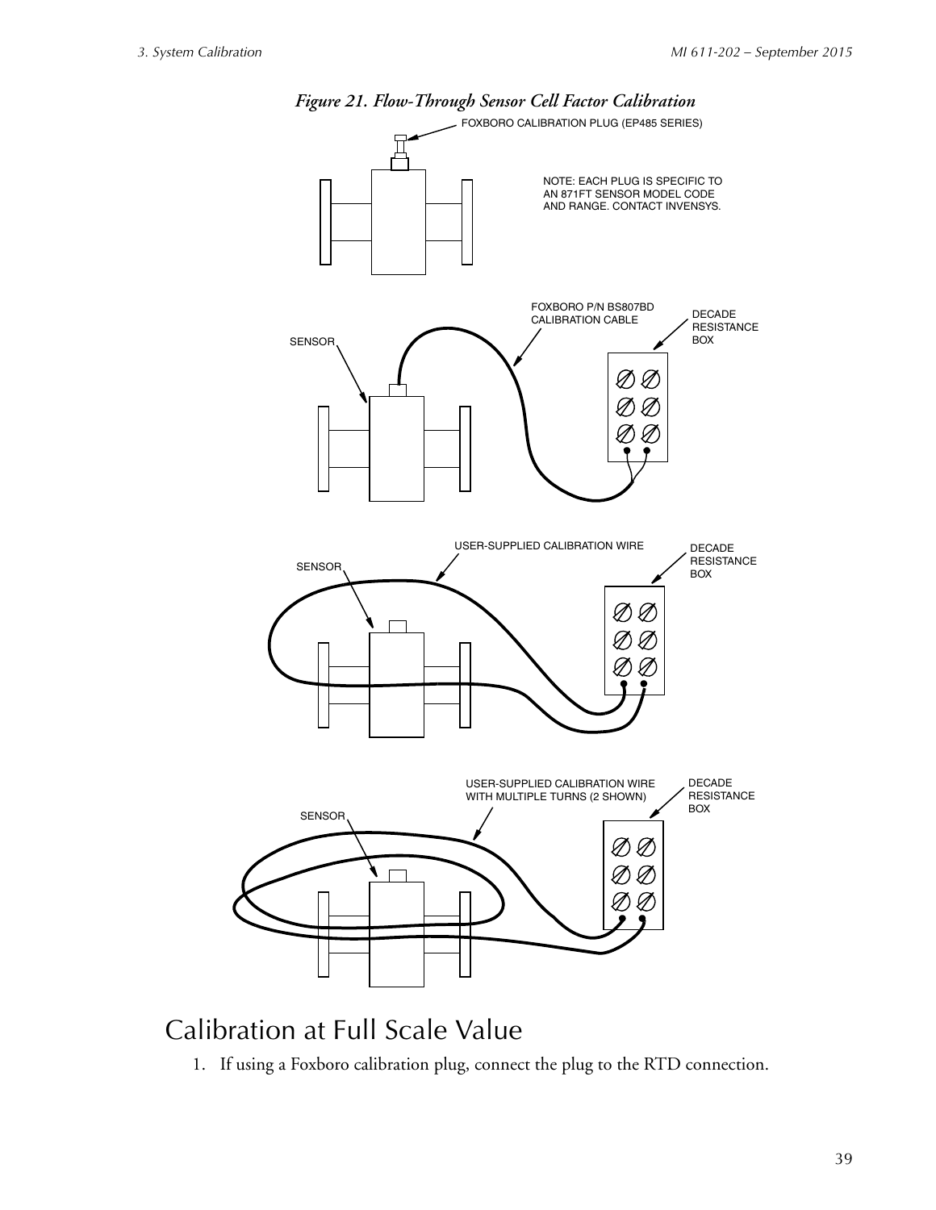*Figure 21. Flow-Through Sensor Cell Factor Calibration*

FOXBORO CALIBRATION PLUG (EP485 SERIES)

NOTE: EACH PLUG IS SPECIFIC TO AN 871FT SENSOR MODEL CODE AND RANGE. CONTACT INVENSYS.

SENSOR

FOXBORO P/N BS807BD CALIBRATION CABLE

DECADE RESISTANCE BOX

SENSOR

USER-SUPPLIED CALIBRATION WIRE

DECADE RESISTANCE BOX

SENSOR

USER-SUPPLIED CALIBRATION WIRE WITH MULTIPLE TURNS (2 SHOWN)

DECADE RESISTANCE BOX

# Calibration at Full Scale Value

1. If using a Foxboro calibration plug, connect the plug to the RTD connection.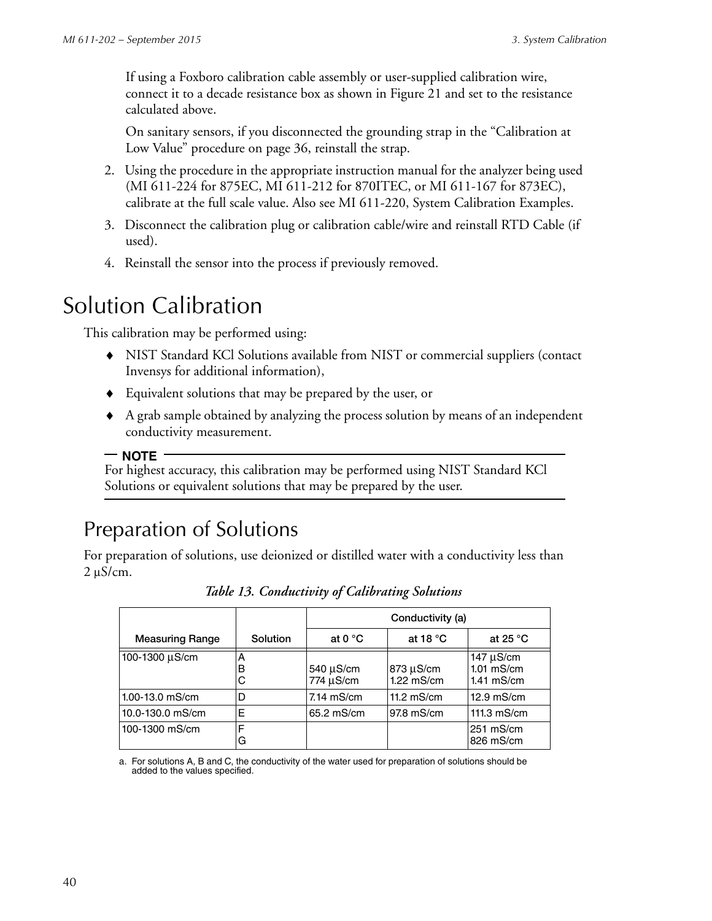If using a Foxboro calibration cable assembly or user-supplied calibration wire, connect it to a decade resistance box as shown in Figure 21 and set to the resistance calculated above.

On sanitary sensors, if you disconnected the grounding strap in the "Calibration at Low Value" procedure on page 36, reinstall the strap.

2. Using the procedure in the appropriate instruction manual for the analyzer being used (MI 611-224 for 875EC, MI 611-212 for 870ITEC, or MI 611-167 for 873EC), calibrate at the full scale value. Also see MI 611-220, System Calibration Examples.
3. Disconnect the calibration plug or calibration cable/wire and reinstall RTD Cable (if used).
4. Reinstall the sensor into the process if previously removed.

# Solution Calibration

This calibration may be performed using:

- NIST Standard KCl Solutions available from NIST or commercial suppliers (contact Invensys for additional information),
- Equivalent solutions that may be prepared by the user, or
- A grab sample obtained by analyzing the process solution by means of an independent conductivity measurement.

**NOTE**
For highest accuracy, this calibration may be performed using NIST Standard KCl Solutions or equivalent solutions that may be prepared by the user.

## Preparation of Solutions

For preparation of solutions, use deionized or distilled water with a conductivity less than 2 µS/cm.

*Table 13. Conductivity of Calibrating Solutions*

| Measuring Range | Solution | Conductivity (a) | | |
|---|---|---|---|---|
| | | at 0 °C | at 18 °C | at 25 °C |
| 100-1300 µS/cm | A | | | 147 µS/cm |
| | B | 540 µS/cm | 873 µS/cm | 1.01 mS/cm |
| | C | 774 µS/cm | 1.22 mS/cm | 1.41 mS/cm |
| 1.00-13.0 mS/cm | D | 7.14 mS/cm | 11.2 mS/cm | 12.9 mS/cm |
| 10.0-130.0 mS/cm | E | 65.2 mS/cm | 97.8 mS/cm | 111.3 mS/cm |
| 100-1300 mS/cm | F | | | 251 mS/cm |
| | G | | | 826 mS/cm |

a. For solutions A, B and C, the conductivity of the water used for preparation of solutions should be added to the values specified.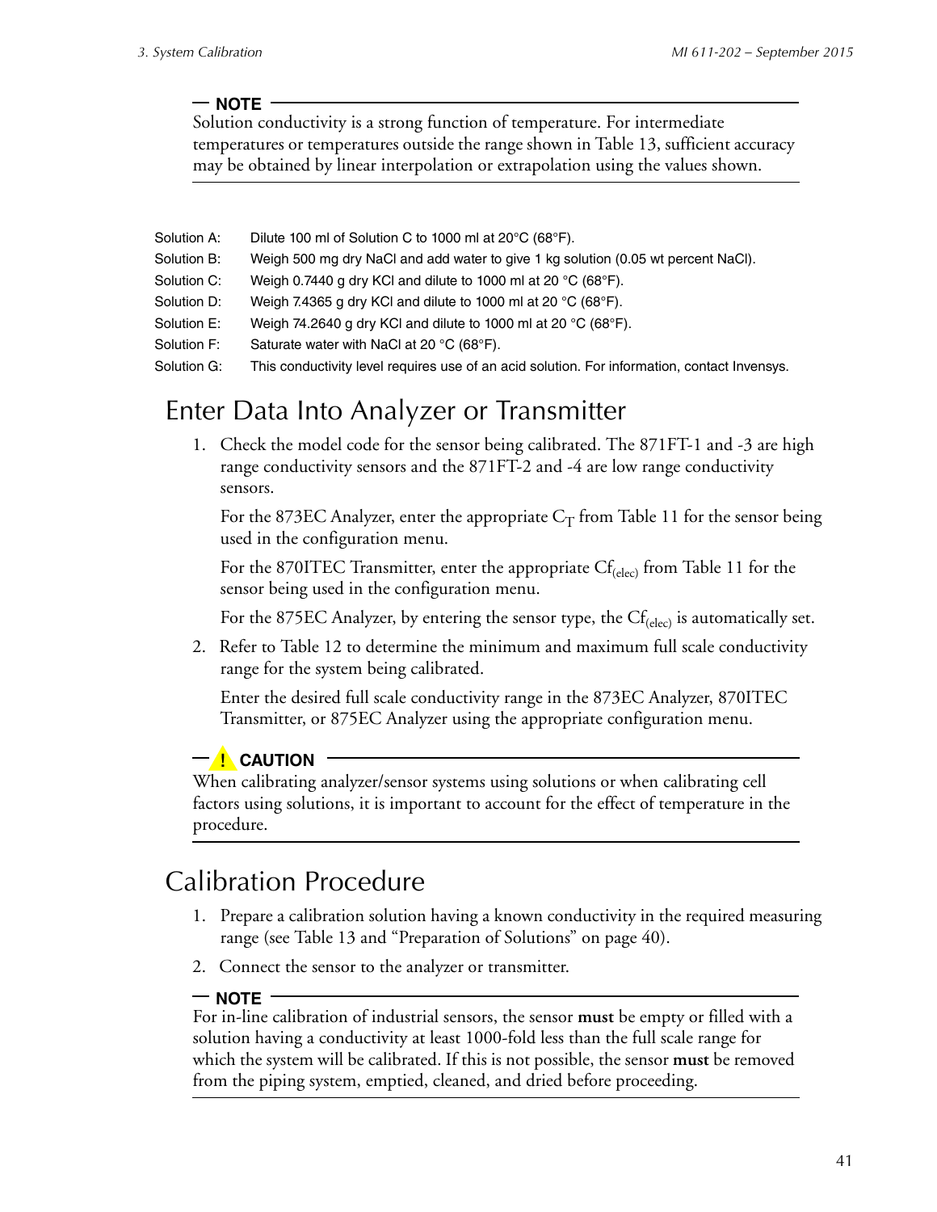**NOTE**

Solution conductivity is a strong function of temperature. For intermediate temperatures or temperatures outside the range shown in Table 13, sufficient accuracy may be obtained by linear interpolation or extrapolation using the values shown.

Solution A: Dilute 100 ml of Solution C to 1000 ml at 20°C (68°F).

Solution B: Weigh 500 mg dry NaCl and add water to give 1 kg solution (0.05 wt percent NaCl).

Solution C: Weigh 0.7440 g dry KCl and dilute to 1000 ml at 20 °C (68°F).

Solution D: Weigh 7.4365 g dry KCl and dilute to 1000 ml at 20 °C (68°F).

Solution E: Weigh 74.2640 g dry KCl and dilute to 1000 ml at 20 °C (68°F).

Solution F: Saturate water with NaCl at 20 °C (68°F).

Solution G: This conductivity level requires use of an acid solution. For information, contact Invensys.

## Enter Data Into Analyzer or Transmitter

1. Check the model code for the sensor being calibrated. The 871FT-1 and -3 are high range conductivity sensors and the 871FT-2 and -4 are low range conductivity sensors.

   For the 873EC Analyzer, enter the appropriate $C_T$ from Table 11 for the sensor being used in the configuration menu.

   For the 870ITEC Transmitter, enter the appropriate $Cf_{(elec)}$ from Table 11 for the sensor being used in the configuration menu.

   For the 875EC Analyzer, by entering the sensor type, the $Cf_{(elec)}$ is automatically set.

2. Refer to Table 12 to determine the minimum and maximum full scale conductivity range for the system being calibrated.

   Enter the desired full scale conductivity range in the 873EC Analyzer, 870ITEC Transmitter, or 875EC Analyzer using the appropriate configuration menu.

**! CAUTION**

When calibrating analyzer/sensor systems using solutions or when calibrating cell factors using solutions, it is important to account for the effect of temperature in the procedure.

## Calibration Procedure

1. Prepare a calibration solution having a known conductivity in the required measuring range (see Table 13 and "Preparation of Solutions" on page 40).
2. Connect the sensor to the analyzer or transmitter.

**NOTE**

For in-line calibration of industrial sensors, the sensor **must** be empty or filled with a solution having a conductivity at least 1000-fold less than the full scale range for which the system will be calibrated. If this is not possible, the sensor **must** be removed from the piping system, emptied, cleaned, and dried before proceeding.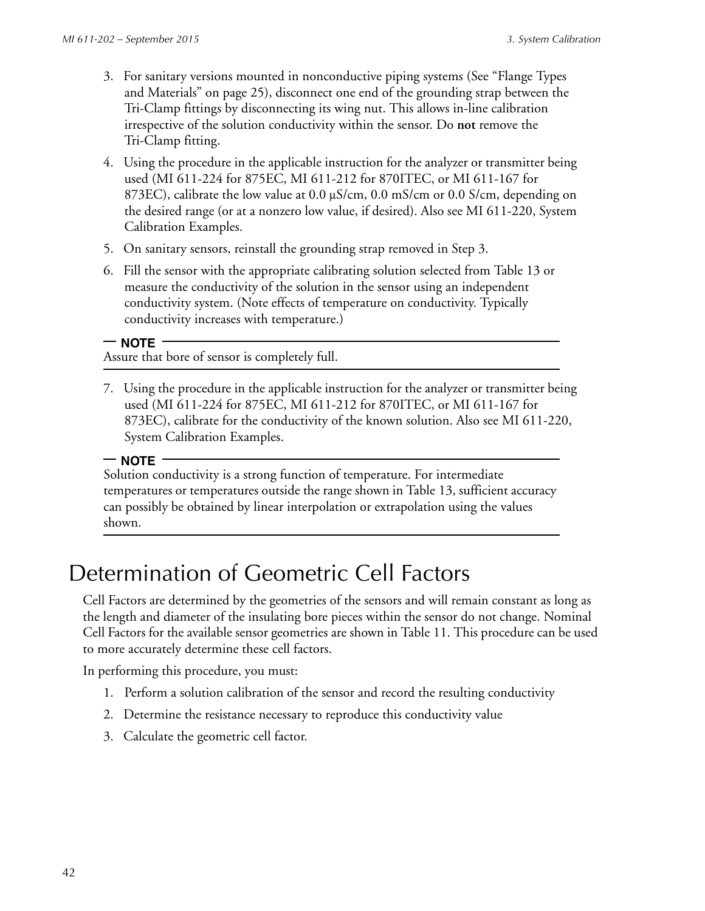3. For sanitary versions mounted in nonconductive piping systems (See "Flange Types and Materials" on page 25), disconnect one end of the grounding strap between the Tri-Clamp fittings by disconnecting its wing nut. This allows in-line calibration irrespective of the solution conductivity within the sensor. Do **not** remove the Tri-Clamp fitting.
4. Using the procedure in the applicable instruction for the analyzer or transmitter being used (MI 611-224 for 875EC, MI 611-212 for 870ITEC, or MI 611-167 for 873EC), calibrate the low value at 0.0 µS/cm, 0.0 mS/cm or 0.0 S/cm, depending on the desired range (or at a nonzero low value, if desired). Also see MI 611-220, System Calibration Examples.
5. On sanitary sensors, reinstall the grounding strap removed in Step 3.
6. Fill the sensor with the appropriate calibrating solution selected from Table 13 or measure the conductivity of the solution in the sensor using an independent conductivity system. (Note effects of temperature on conductivity. Typically conductivity increases with temperature.)

**NOTE**

Assure that bore of sensor is completely full.

7. Using the procedure in the applicable instruction for the analyzer or transmitter being used (MI 611-224 for 875EC, MI 611-212 for 870ITEC, or MI 611-167 for 873EC), calibrate for the conductivity of the known solution. Also see MI 611-220, System Calibration Examples.

**NOTE**

Solution conductivity is a strong function of temperature. For intermediate temperatures or temperatures outside the range shown in Table 13, sufficient accuracy can possibly be obtained by linear interpolation or extrapolation using the values shown.

# Determination of Geometric Cell Factors

Cell Factors are determined by the geometries of the sensors and will remain constant as long as the length and diameter of the insulating bore pieces within the sensor do not change. Nominal Cell Factors for the available sensor geometries are shown in Table 11. This procedure can be used to more accurately determine these cell factors.

In performing this procedure, you must:

1. Perform a solution calibration of the sensor and record the resulting conductivity
2. Determine the resistance necessary to reproduce this conductivity value
3. Calculate the geometric cell factor.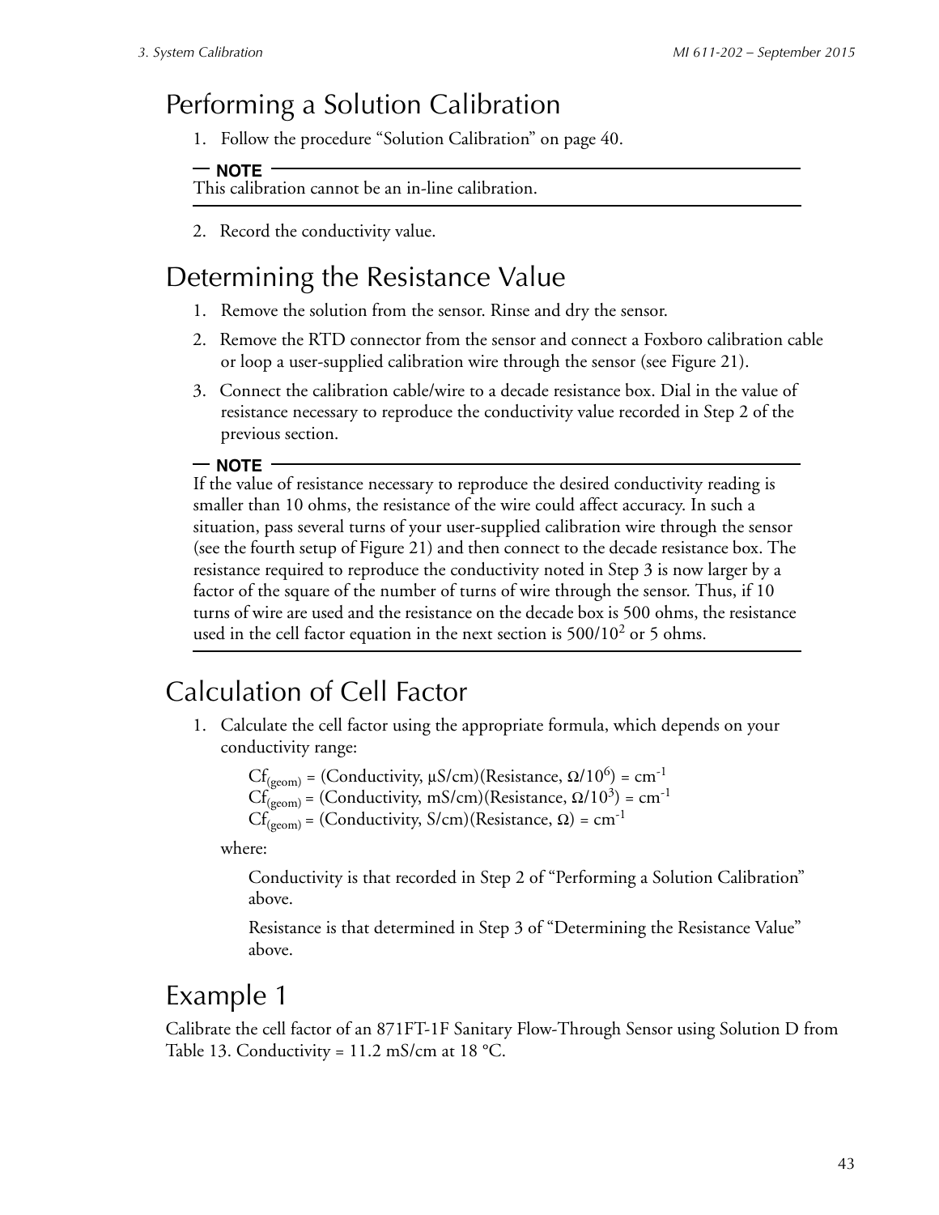## Performing a Solution Calibration

1. Follow the procedure "Solution Calibration" on page 40.

**NOTE**
This calibration cannot be an in-line calibration.

2. Record the conductivity value.

## Determining the Resistance Value

1. Remove the solution from the sensor. Rinse and dry the sensor.
2. Remove the RTD connector from the sensor and connect a Foxboro calibration cable or loop a user-supplied calibration wire through the sensor (see Figure 21).
3. Connect the calibration cable/wire to a decade resistance box. Dial in the value of resistance necessary to reproduce the conductivity value recorded in Step 2 of the previous section.

**NOTE**
If the value of resistance necessary to reproduce the desired conductivity reading is smaller than 10 ohms, the resistance of the wire could affect accuracy. In such a situation, pass several turns of your user-supplied calibration wire through the sensor (see the fourth setup of Figure 21) and then connect to the decade resistance box. The resistance required to reproduce the conductivity noted in Step 3 is now larger by a factor of the square of the number of turns of wire through the sensor. Thus, if 10 turns of wire are used and the resistance on the decade box is 500 ohms, the resistance used in the cell factor equation in the next section is $500/10^2$ or 5 ohms.

## Calculation of Cell Factor

1. Calculate the cell factor using the appropriate formula, which depends on your conductivity range:

   $Cf_{(geom)}$ = (Conductivity, μS/cm)(Resistance, $\Omega/10^6$) = $cm^{-1}$
   $Cf_{(geom)}$ = (Conductivity, mS/cm)(Resistance, $\Omega/10^3$) = $cm^{-1}$
   $Cf_{(geom)}$ = (Conductivity, S/cm)(Resistance, Ω) = $cm^{-1}$

   where:

   Conductivity is that recorded in Step 2 of "Performing a Solution Calibration" above.

   Resistance is that determined in Step 3 of "Determining the Resistance Value" above.

## Example 1

Calibrate the cell factor of an 871FT-1F Sanitary Flow-Through Sensor using Solution D from Table 13. Conductivity = 11.2 mS/cm at 18 °C.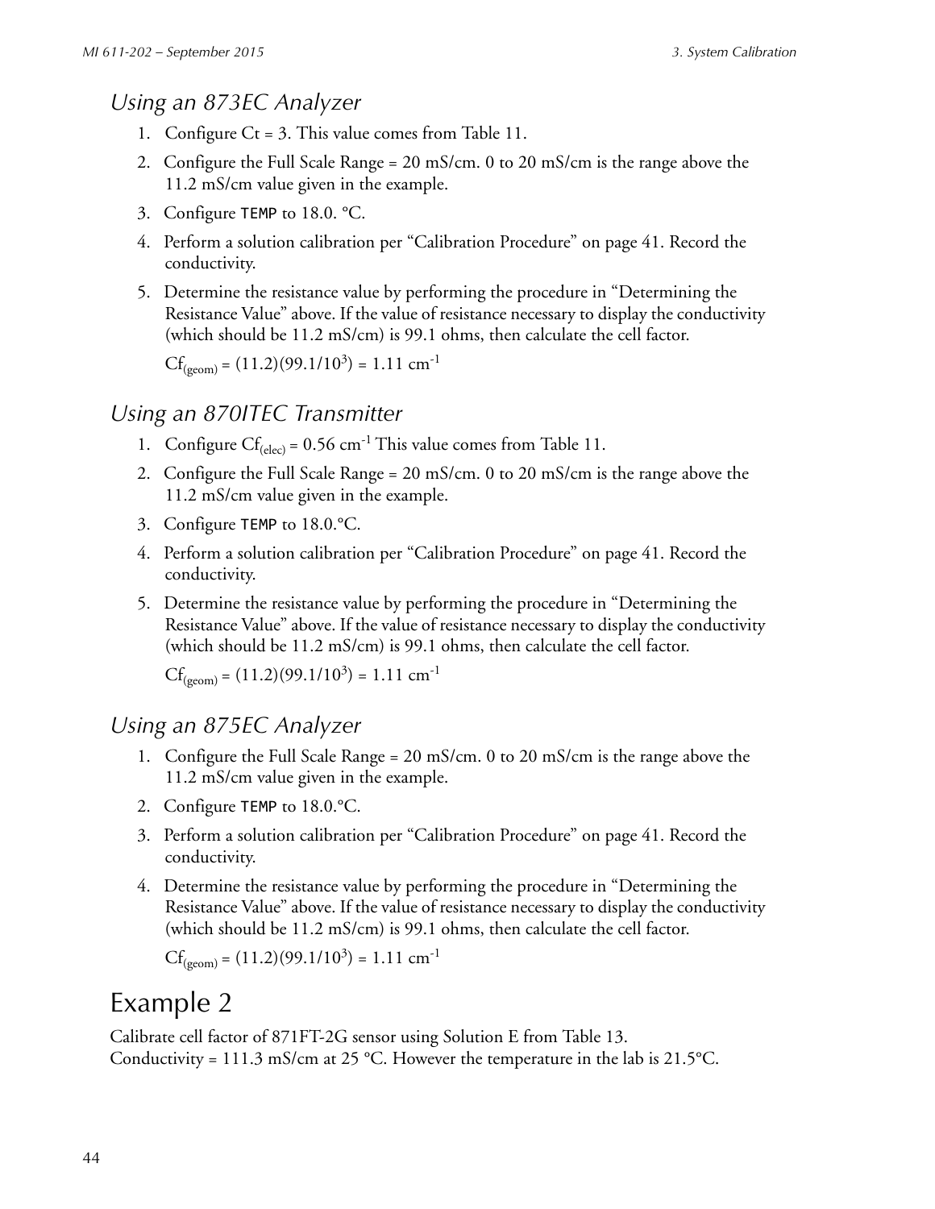### Using an 873EC Analyzer

1. Configure Ct = 3. This value comes from Table 11.
2. Configure the Full Scale Range = 20 mS/cm. 0 to 20 mS/cm is the range above the 11.2 mS/cm value given in the example.
3. Configure `TEMP` to 18.0. °C.
4. Perform a solution calibration per "Calibration Procedure" on page 41. Record the conductivity.
5. Determine the resistance value by performing the procedure in "Determining the Resistance Value" above. If the value of resistance necessary to display the conductivity (which should be 11.2 mS/cm) is 99.1 ohms, then calculate the cell factor.

   $Cf_{(geom)} = (11.2)(99.1/10^3) = 1.11\ cm^{-1}$

### Using an 870ITEC Transmitter

1. Configure $Cf_{(elec)} = 0.56\ cm^{-1}$ This value comes from Table 11.
2. Configure the Full Scale Range = 20 mS/cm. 0 to 20 mS/cm is the range above the 11.2 mS/cm value given in the example.
3. Configure `TEMP` to 18.0.°C.
4. Perform a solution calibration per "Calibration Procedure" on page 41. Record the conductivity.
5. Determine the resistance value by performing the procedure in "Determining the Resistance Value" above. If the value of resistance necessary to display the conductivity (which should be 11.2 mS/cm) is 99.1 ohms, then calculate the cell factor.

   $Cf_{(geom)} = (11.2)(99.1/10^3) = 1.11\ cm^{-1}$

### Using an 875EC Analyzer

1. Configure the Full Scale Range = 20 mS/cm. 0 to 20 mS/cm is the range above the 11.2 mS/cm value given in the example.
2. Configure `TEMP` to 18.0.°C.
3. Perform a solution calibration per "Calibration Procedure" on page 41. Record the conductivity.
4. Determine the resistance value by performing the procedure in "Determining the Resistance Value" above. If the value of resistance necessary to display the conductivity (which should be 11.2 mS/cm) is 99.1 ohms, then calculate the cell factor.

   $Cf_{(geom)} = (11.2)(99.1/10^3) = 1.11\ cm^{-1}$

## Example 2

Calibrate cell factor of 871FT-2G sensor using Solution E from Table 13.
Conductivity = 111.3 mS/cm at 25 °C. However the temperature in the lab is 21.5°C.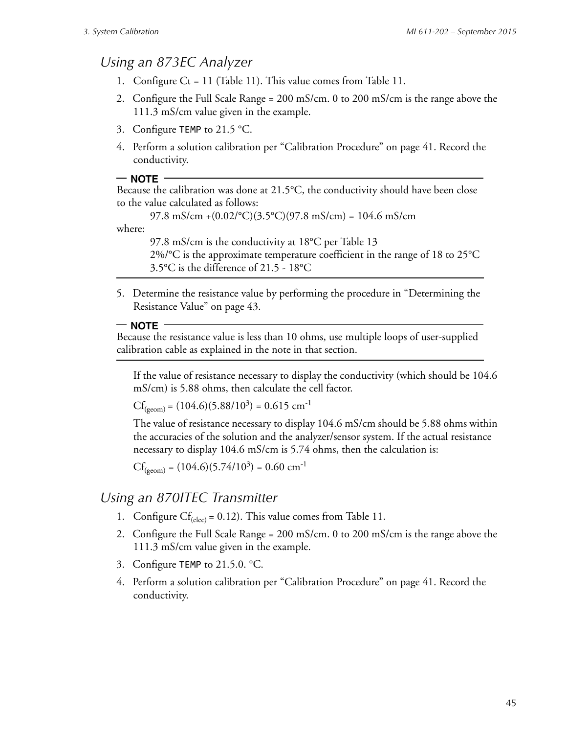## Using an 873EC Analyzer

1. Configure Ct = 11 (Table 11). This value comes from Table 11.
2. Configure the Full Scale Range = 200 mS/cm. 0 to 200 mS/cm is the range above the 111.3 mS/cm value given in the example.
3. Configure `TEMP` to 21.5 °C.
4. Perform a solution calibration per "Calibration Procedure" on page 41. Record the conductivity.

---

**NOTE**

Because the calibration was done at 21.5°C, the conductivity should have been close to the value calculated as follows:

$$97.8 \text{ mS/cm} + (0.02/°\text{C})(3.5°\text{C})(97.8 \text{ mS/cm}) = 104.6 \text{ mS/cm}$$

where:

97.8 mS/cm is the conductivity at 18°C per Table 13
2%/°C is the approximate temperature coefficient in the range of 18 to 25°C
3.5°C is the difference of 21.5 - 18°C

---

5. Determine the resistance value by performing the procedure in "Determining the Resistance Value" on page 43.

---

**NOTE**

Because the resistance value is less than 10 ohms, use multiple loops of user-supplied calibration cable as explained in the note in that section.

---

If the value of resistance necessary to display the conductivity (which should be 104.6 mS/cm) is 5.88 ohms, then calculate the cell factor.

$Cf_{(geom)} = (104.6)(5.88/10^3) = 0.615 \text{ cm}^{-1}$

The value of resistance necessary to display 104.6 mS/cm should be 5.88 ohms within the accuracies of the solution and the analyzer/sensor system. If the actual resistance necessary to display 104.6 mS/cm is 5.74 ohms, then the calculation is:

$Cf_{(geom)} = (104.6)(5.74/10^3) = 0.60 \text{ cm}^{-1}$

## Using an 870ITEC Transmitter

1. Configure $Cf_{(elec)}$ = 0.12). This value comes from Table 11.
2. Configure the Full Scale Range = 200 mS/cm. 0 to 200 mS/cm is the range above the 111.3 mS/cm value given in the example.
3. Configure `TEMP` to 21.5.0. °C.
4. Perform a solution calibration per "Calibration Procedure" on page 41. Record the conductivity.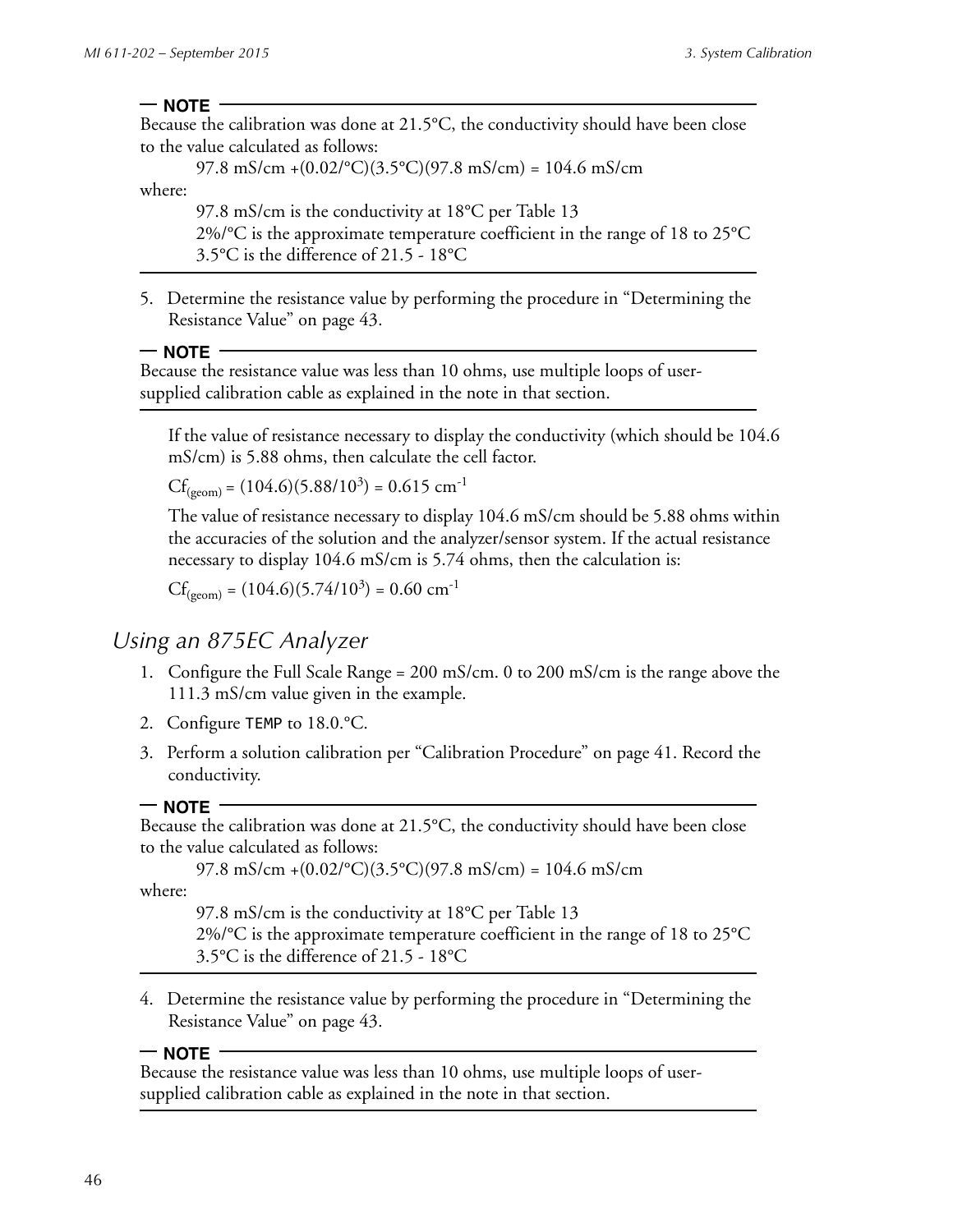**NOTE**

Because the calibration was done at 21.5°C, the conductivity should have been close to the value calculated as follows:

$$97.8 \text{ mS/cm} + (0.02/°\text{C})(3.5°\text{C})(97.8 \text{ mS/cm}) = 104.6 \text{ mS/cm}$$

where:

97.8 mS/cm is the conductivity at 18°C per Table 13
2%/°C is the approximate temperature coefficient in the range of 18 to 25°C
3.5°C is the difference of 21.5 - 18°C

5. Determine the resistance value by performing the procedure in "Determining the Resistance Value" on page 43.

**NOTE**

Because the resistance value was less than 10 ohms, use multiple loops of user-supplied calibration cable as explained in the note in that section.

If the value of resistance necessary to display the conductivity (which should be 104.6 mS/cm) is 5.88 ohms, then calculate the cell factor.

$Cf_{(geom)} = (104.6)(5.88/10^3) = 0.615 \text{ cm}^{-1}$

The value of resistance necessary to display 104.6 mS/cm should be 5.88 ohms within the accuracies of the solution and the analyzer/sensor system. If the actual resistance necessary to display 104.6 mS/cm is 5.74 ohms, then the calculation is:

$Cf_{(geom)} = (104.6)(5.74/10^3) = 0.60 \text{ cm}^{-1}$

## *Using an 875EC Analyzer*

1. Configure the Full Scale Range = 200 mS/cm. 0 to 200 mS/cm is the range above the 111.3 mS/cm value given in the example.
2. Configure `TEMP` to 18.0.°C.
3. Perform a solution calibration per "Calibration Procedure" on page 41. Record the conductivity.

**NOTE**

Because the calibration was done at 21.5°C, the conductivity should have been close to the value calculated as follows:

$$97.8 \text{ mS/cm} + (0.02/°\text{C})(3.5°\text{C})(97.8 \text{ mS/cm}) = 104.6 \text{ mS/cm}$$

where:

97.8 mS/cm is the conductivity at 18°C per Table 13
2%/°C is the approximate temperature coefficient in the range of 18 to 25°C
3.5°C is the difference of 21.5 - 18°C

4. Determine the resistance value by performing the procedure in "Determining the Resistance Value" on page 43.

**NOTE**

Because the resistance value was less than 10 ohms, use multiple loops of user-supplied calibration cable as explained in the note in that section.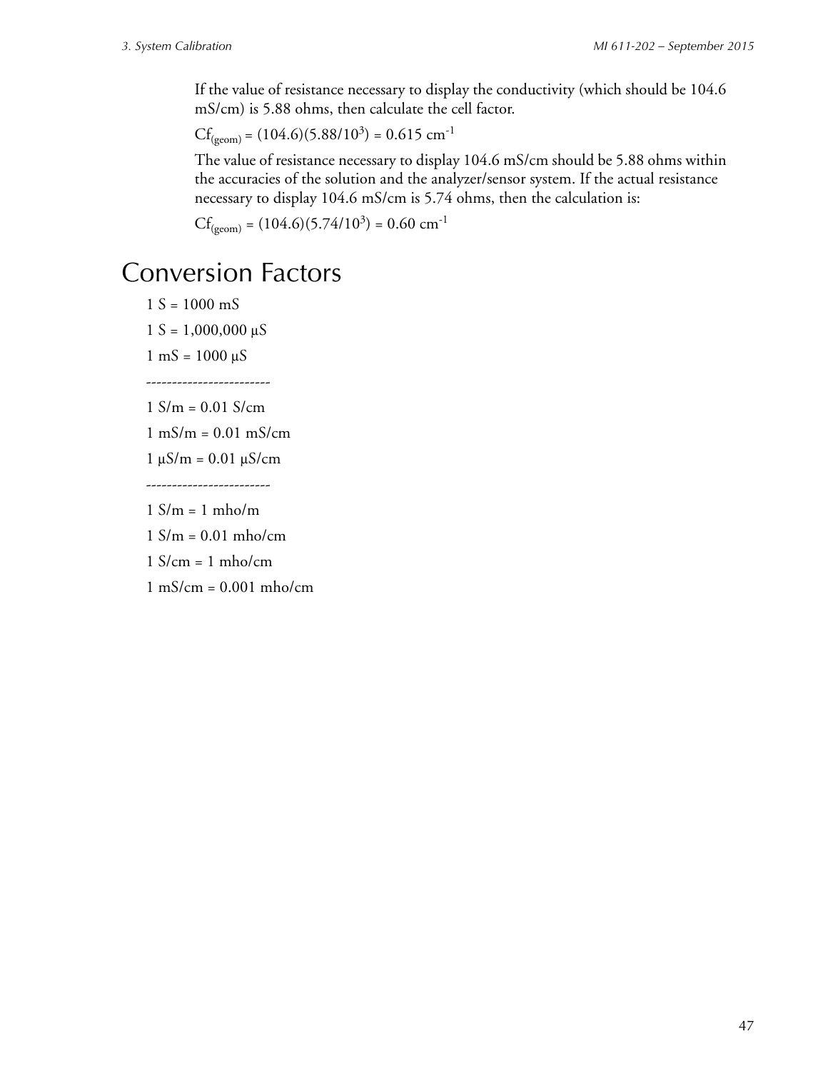If the value of resistance necessary to display the conductivity (which should be 104.6 mS/cm) is 5.88 ohms, then calculate the cell factor.

$Cf_{(geom)} = (104.6)(5.88/10^3) = 0.615\ cm^{-1}$

The value of resistance necessary to display 104.6 mS/cm should be 5.88 ohms within the accuracies of the solution and the analyzer/sensor system. If the actual resistance necessary to display 104.6 mS/cm is 5.74 ohms, then the calculation is:

$Cf_{(geom)} = (104.6)(5.74/10^3) = 0.60\ cm^{-1}$

# Conversion Factors

1 S = 1000 mS

1 S = 1,000,000 µS

1 mS = 1000 µS

------------------------

1 S/m = 0.01 S/cm

1 mS/m = 0.01 mS/cm

1 µS/m = 0.01 µS/cm

------------------------

1 S/m = 1 mho/m

1 S/m = 0.01 mho/cm

1 S/cm = 1 mho/cm

1 mS/cm = 0.001 mho/cm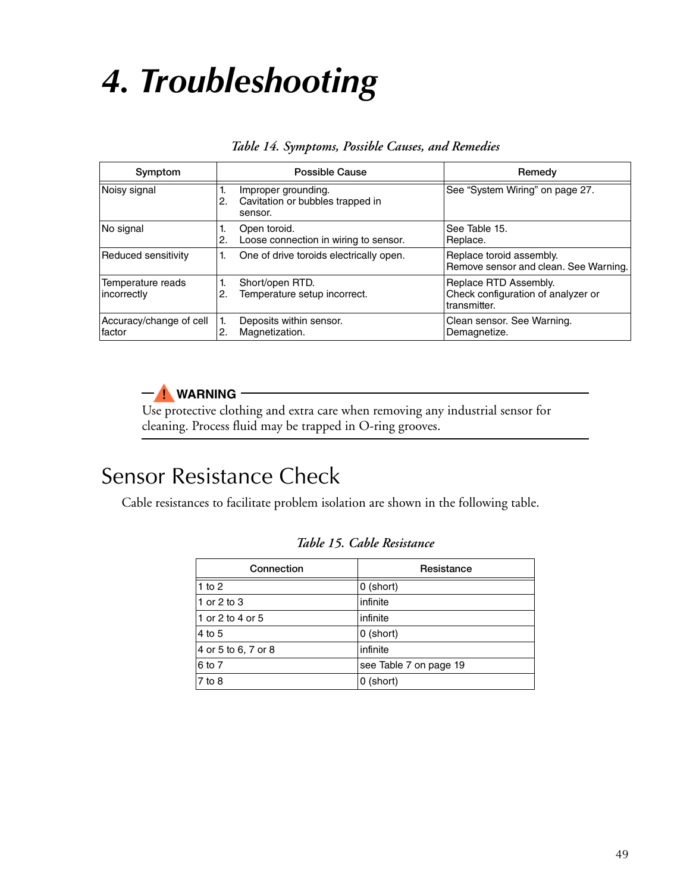# 4. Troubleshooting

*Table 14. Symptoms, Possible Causes, and Remedies*

| Symptom | Possible Cause | Remedy |
|---|---|---|
| Noisy signal | 1. Improper grounding.<br>2. Cavitation or bubbles trapped in sensor. | See “System Wiring” on page 27. |
| No signal | 1. Open toroid.<br>2. Loose connection in wiring to sensor. | See Table 15.<br>Replace. |
| Reduced sensitivity | 1. One of drive toroids electrically open. | Replace toroid assembly.<br>Remove sensor and clean. See Warning. |
| Temperature reads incorrectly | 1. Short/open RTD.<br>2. Temperature setup incorrect. | Replace RTD Assembly.<br>Check configuration of analyzer or transmitter. |
| Accuracy/change of cell factor | 1. Deposits within sensor.<br>2. Magnetization. | Clean sensor. See Warning.<br>Demagnetize. |

**WARNING**

Use protective clothing and extra care when removing any industrial sensor for cleaning. Process fluid may be trapped in O-ring grooves.

## Sensor Resistance Check

Cable resistances to facilitate problem isolation are shown in the following table.

*Table 15. Cable Resistance*

| Connection | Resistance |
|---|---|
| 1 to 2 | 0 (short) |
| 1 or 2 to 3 | infinite |
| 1 or 2 to 4 or 5 | infinite |
| 4 to 5 | 0 (short) |
| 4 or 5 to 6, 7 or 8 | infinite |
| 6 to 7 | see Table 7 on page 19 |
| 7 to 8 | 0 (short) |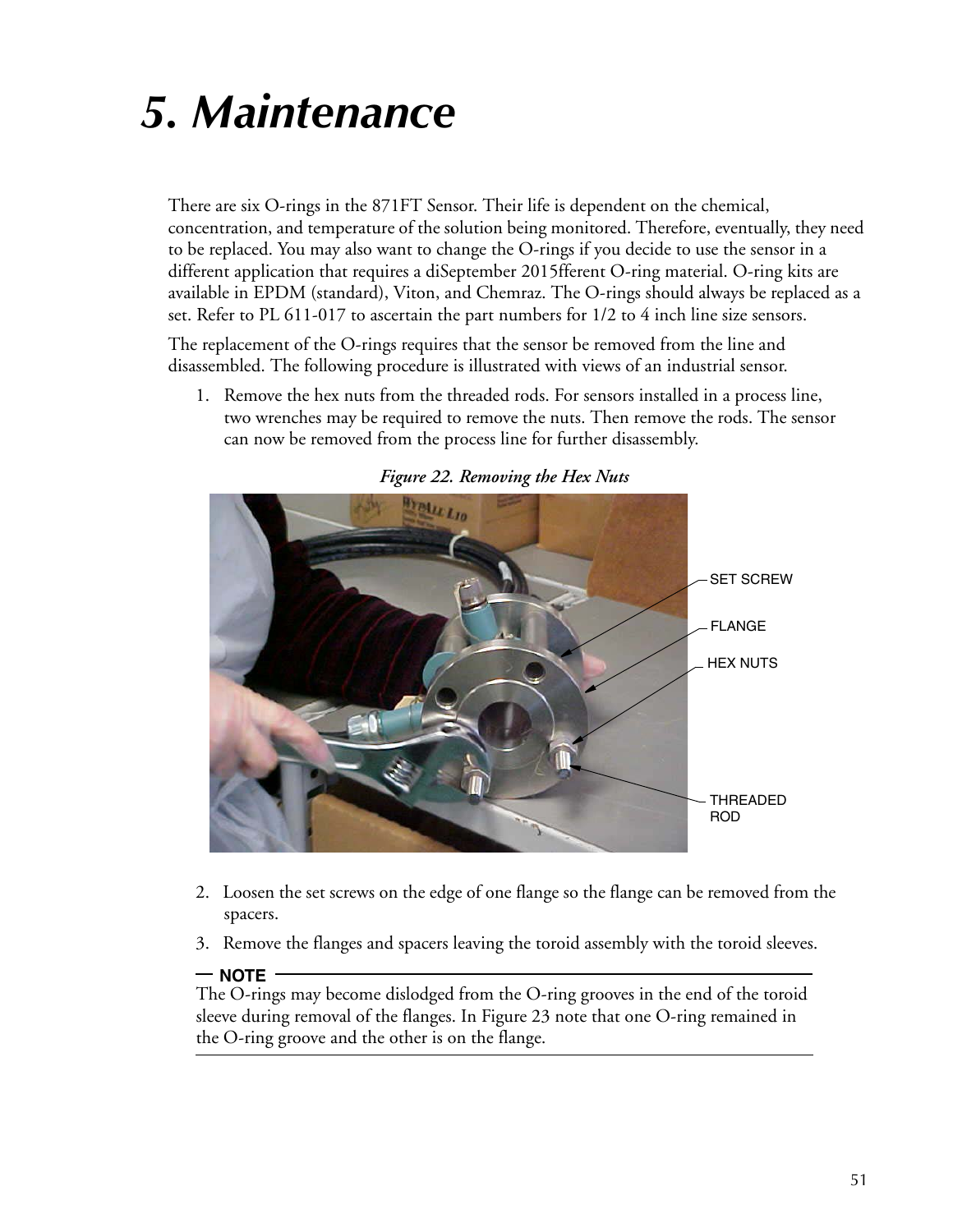# 5. Maintenance

There are six O-rings in the 871FT Sensor. Their life is dependent on the chemical, concentration, and temperature of the solution being monitored. Therefore, eventually, they need to be replaced. You may also want to change the O-rings if you decide to use the sensor in a different application that requires a diSeptember 2015fferent O-ring material. O-ring kits are available in EPDM (standard), Viton, and Chemraz. The O-rings should always be replaced as a set. Refer to PL 611-017 to ascertain the part numbers for 1/2 to 4 inch line size sensors.

The replacement of the O-rings requires that the sensor be removed from the line and disassembled. The following procedure is illustrated with views of an industrial sensor.

1. Remove the hex nuts from the threaded rods. For sensors installed in a process line, two wrenches may be required to remove the nuts. Then remove the rods. The sensor can now be removed from the process line for further disassembly.

*Figure 22. Removing the Hex Nuts*

SET SCREW

FLANGE

HEX NUTS

THREADED ROD

2. Loosen the set screws on the edge of one flange so the flange can be removed from the spacers.
3. Remove the flanges and spacers leaving the toroid assembly with the toroid sleeves.

**NOTE**

The O-rings may become dislodged from the O-ring grooves in the end of the toroid sleeve during removal of the flanges. In Figure 23 note that one O-ring remained in the O-ring groove and the other is on the flange.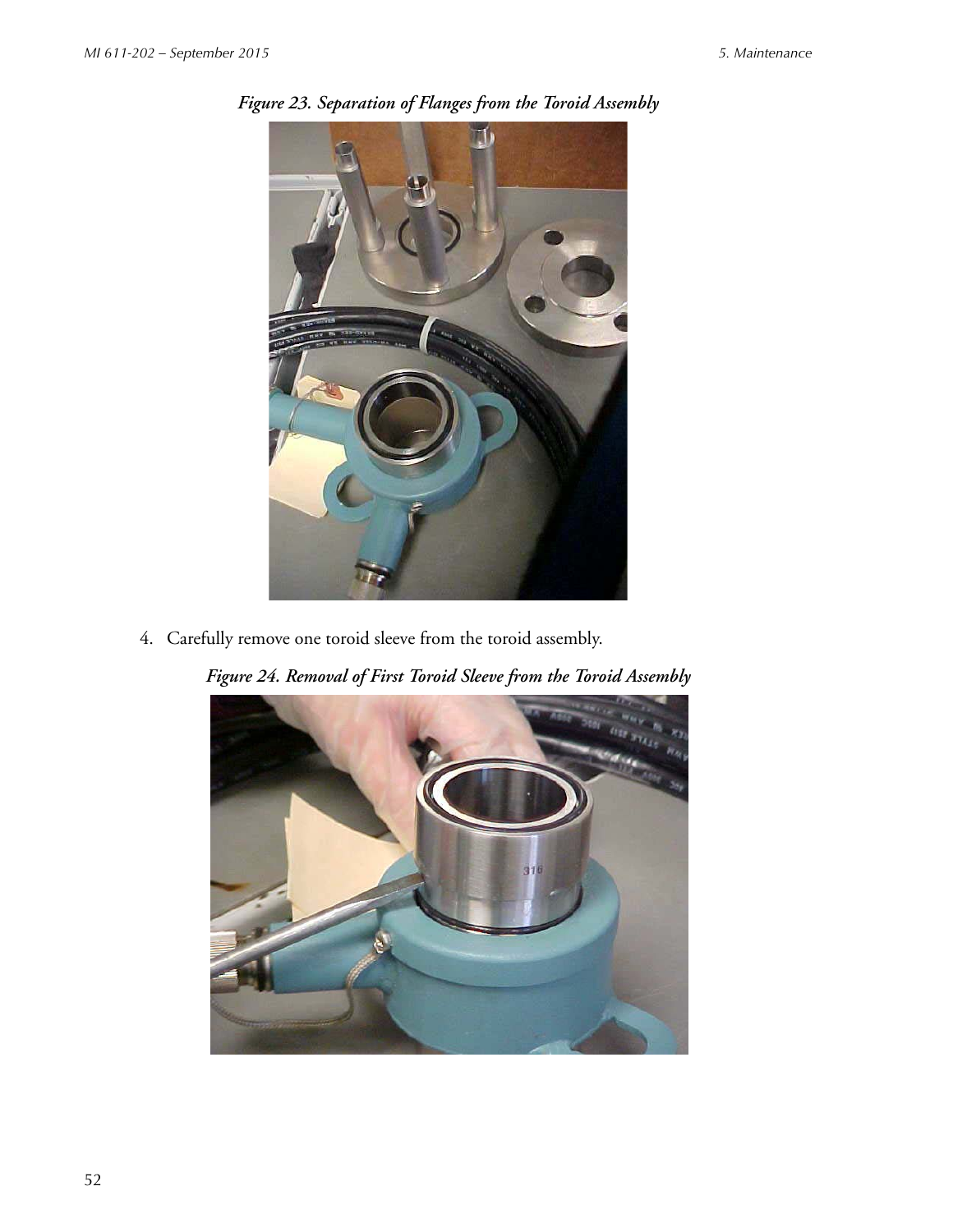*Figure 23. Separation of Flanges from the Toroid Assembly*

4. Carefully remove one toroid sleeve from the toroid assembly.

*Figure 24. Removal of First Toroid Sleeve from the Toroid Assembly*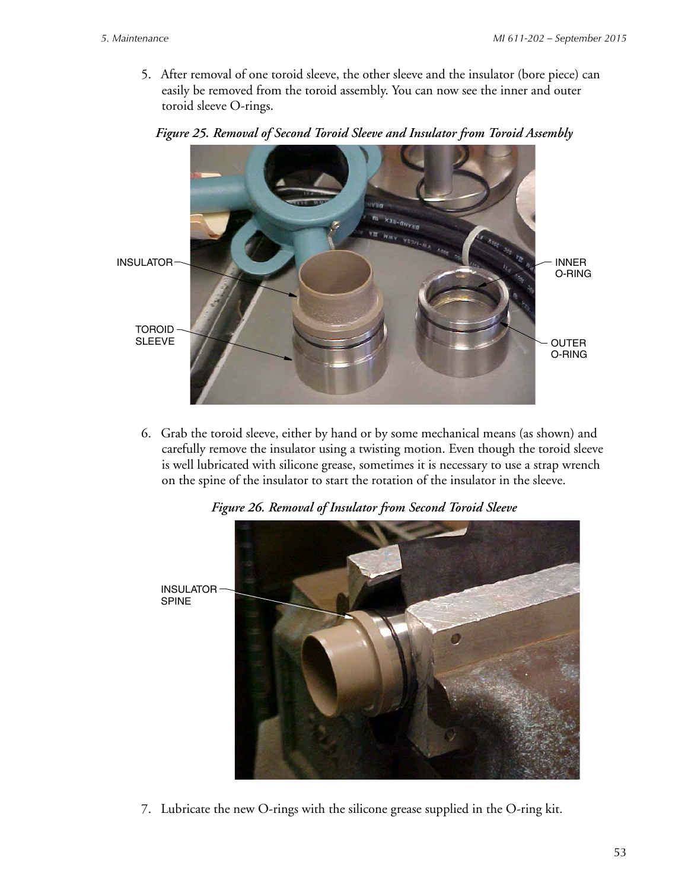5. After removal of one toroid sleeve, the other sleeve and the insulator (bore piece) can easily be removed from the toroid assembly. You can now see the inner and outer toroid sleeve O-rings.

*Figure 25. Removal of Second Toroid Sleeve and Insulator from Toroid Assembly*

6. Grab the toroid sleeve, either by hand or by some mechanical means (as shown) and carefully remove the insulator using a twisting motion. Even though the toroid sleeve is well lubricated with silicone grease, sometimes it is necessary to use a strap wrench on the spine of the insulator to start the rotation of the insulator in the sleeve.

*Figure 26. Removal of Insulator from Second Toroid Sleeve*

7. Lubricate the new O-rings with the silicone grease supplied in the O-ring kit.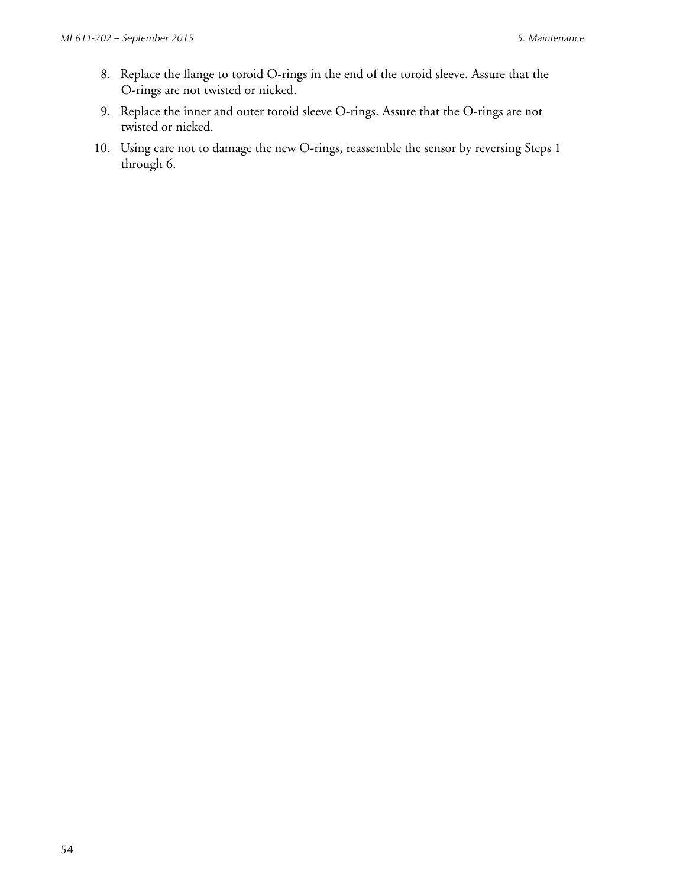8. Replace the flange to toroid O-rings in the end of the toroid sleeve. Assure that the O-rings are not twisted or nicked.
9. Replace the inner and outer toroid sleeve O-rings. Assure that the O-rings are not twisted or nicked.
10. Using care not to damage the new O-rings, reassemble the sensor by reversing Steps 1 through 6.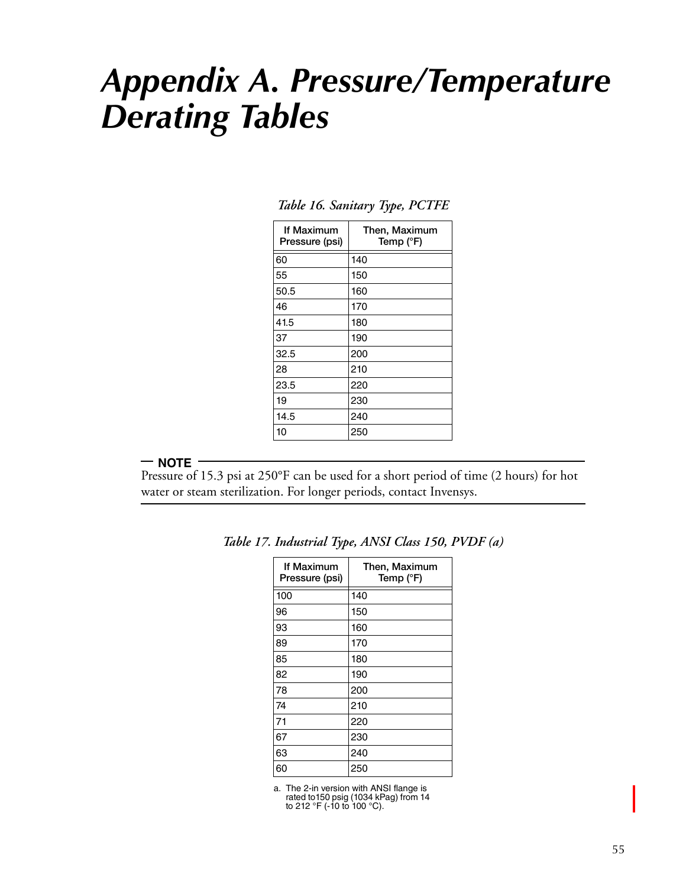# Appendix A. Pressure/Temperature Derating Tables

*Table 16. Sanitary Type, PCTFE*

| If Maximum Pressure (psi) | Then, Maximum Temp (°F) |
|---|---|
| 60 | 140 |
| 55 | 150 |
| 50.5 | 160 |
| 46 | 170 |
| 41.5 | 180 |
| 37 | 190 |
| 32.5 | 200 |
| 28 | 210 |
| 23.5 | 220 |
| 19 | 230 |
| 14.5 | 240 |
| 10 | 250 |

**NOTE**

Pressure of 15.3 psi at 250°F can be used for a short period of time (2 hours) for hot water or steam sterilization. For longer periods, contact Invensys.

*Table 17. Industrial Type, ANSI Class 150, PVDF (a)*

| If Maximum Pressure (psi) | Then, Maximum Temp (°F) |
|---|---|
| 100 | 140 |
| 96 | 150 |
| 93 | 160 |
| 89 | 170 |
| 85 | 180 |
| 82 | 190 |
| 78 | 200 |
| 74 | 210 |
| 71 | 220 |
| 67 | 230 |
| 63 | 240 |
| 60 | 250 |

a. The 2-in version with ANSI flange is rated to150 psig (1034 kPag) from 14 to 212 °F (-10 to 100 °C).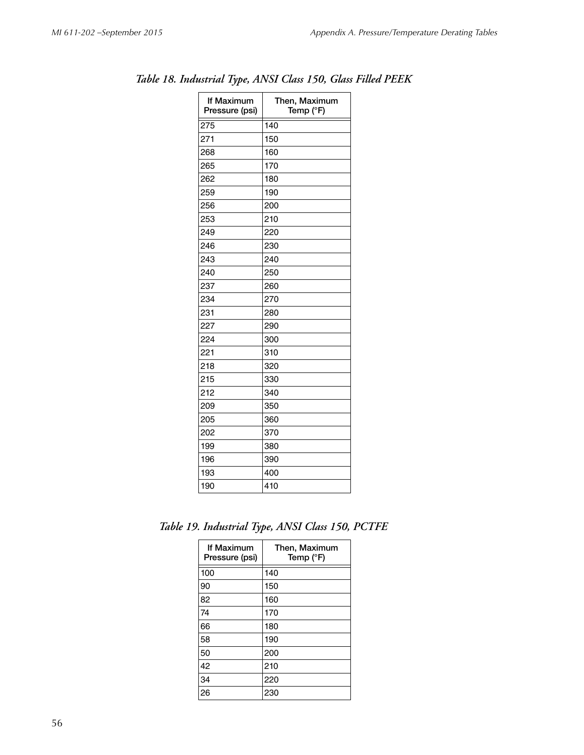*Table 18. Industrial Type, ANSI Class 150, Glass Filled PEEK*

| If Maximum Pressure (psi) | Then, Maximum Temp (°F) |
|---|---|
| 275 | 140 |
| 271 | 150 |
| 268 | 160 |
| 265 | 170 |
| 262 | 180 |
| 259 | 190 |
| 256 | 200 |
| 253 | 210 |
| 249 | 220 |
| 246 | 230 |
| 243 | 240 |
| 240 | 250 |
| 237 | 260 |
| 234 | 270 |
| 231 | 280 |
| 227 | 290 |
| 224 | 300 |
| 221 | 310 |
| 218 | 320 |
| 215 | 330 |
| 212 | 340 |
| 209 | 350 |
| 205 | 360 |
| 202 | 370 |
| 199 | 380 |
| 196 | 390 |
| 193 | 400 |
| 190 | 410 |

*Table 19. Industrial Type, ANSI Class 150, PCTFE*

| If Maximum Pressure (psi) | Then, Maximum Temp (°F) |
|---|---|
| 100 | 140 |
| 90 | 150 |
| 82 | 160 |
| 74 | 170 |
| 66 | 180 |
| 58 | 190 |
| 50 | 200 |
| 42 | 210 |
| 34 | 220 |
| 26 | 230 |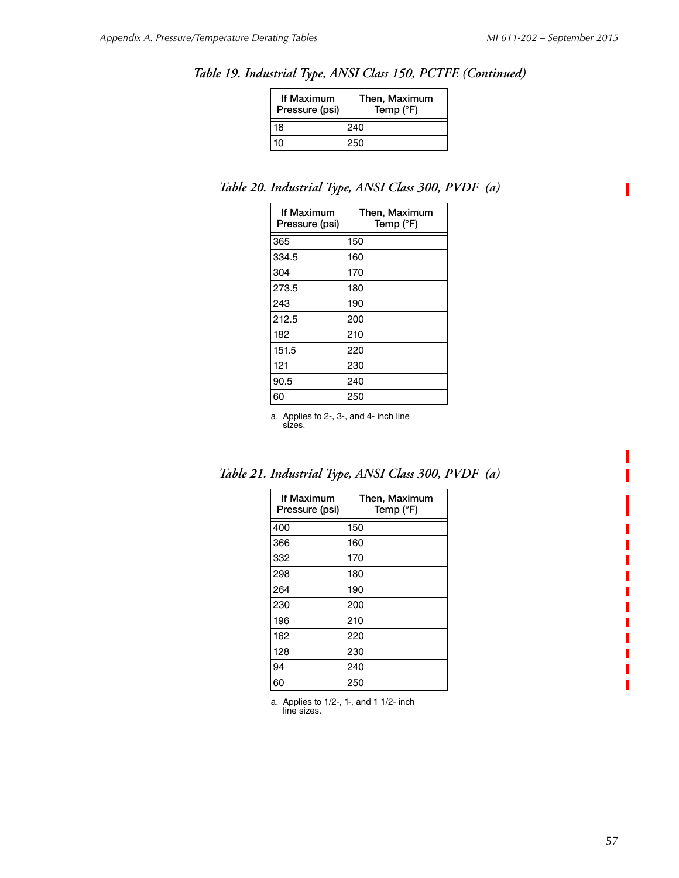### *Table 19. Industrial Type, ANSI Class 150, PCTFE (Continued)*

| If Maximum Pressure (psi) | Then, Maximum Temp (°F) |
|---|---|
| 18 | 240 |
| 10 | 250 |

### *Table 20. Industrial Type, ANSI Class 300, PVDF (a)*

| If Maximum Pressure (psi) | Then, Maximum Temp (°F) |
|---|---|
| 365 | 150 |
| 334.5 | 160 |
| 304 | 170 |
| 273.5 | 180 |
| 243 | 190 |
| 212.5 | 200 |
| 182 | 210 |
| 151.5 | 220 |
| 121 | 230 |
| 90.5 | 240 |
| 60 | 250 |

a. Applies to 2-, 3-, and 4- inch line sizes.

### *Table 21. Industrial Type, ANSI Class 300, PVDF (a)*

| If Maximum Pressure (psi) | Then, Maximum Temp (°F) |
|---|---|
| 400 | 150 |
| 366 | 160 |
| 332 | 170 |
| 298 | 180 |
| 264 | 190 |
| 230 | 200 |
| 196 | 210 |
| 162 | 220 |
| 128 | 230 |
| 94 | 240 |
| 60 | 250 |

a. Applies to 1/2-, 1-, and 1 1/2- inch line sizes.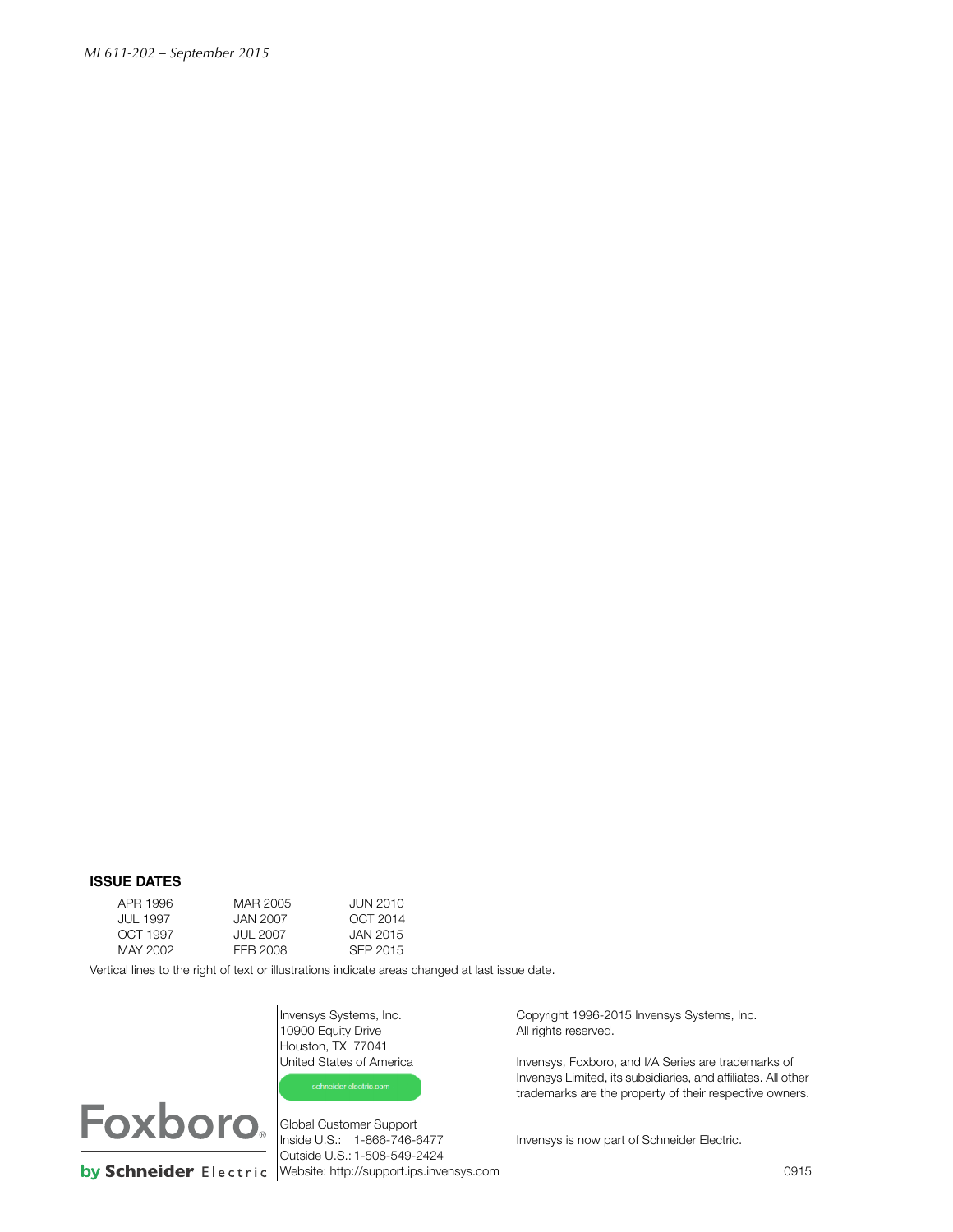**ISSUE DATES**

| | | |
|---|---|---|
| APR 1996 | MAR 2005 | JUN 2010 |
| JUL 1997 | JAN 2007 | OCT 2014 |
| OCT 1997 | JUL 2007 | JAN 2015 |
| MAY 2002 | FEB 2008 | SEP 2015 |

Vertical lines to the right of text or illustrations indicate areas changed at last issue date.

Foxboro
by Schneider Electric

Invensys Systems, Inc.
10900 Equity Drive
Houston, TX 77041
United States of America

schneider-electric.com

Global Customer Support
Inside U.S.: 1-866-746-6477
Outside U.S.: 1-508-549-2424
Website: http://support.ips.invensys.com

Copyright 1996-2015 Invensys Systems, Inc.
All rights reserved.

Invensys, Foxboro, and I/A Series are trademarks of Invensys Limited, its subsidiaries, and affiliates. All other trademarks are the property of their respective owners.

Invensys is now part of Schneider Electric.

0915